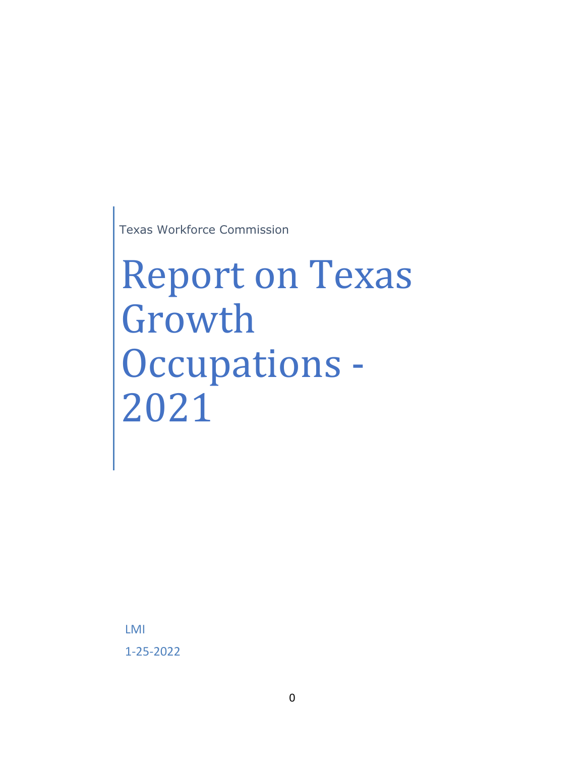Texas Workforce Commission

# Report on Texas Growth Occupations - 2021

LMI

1-25-2022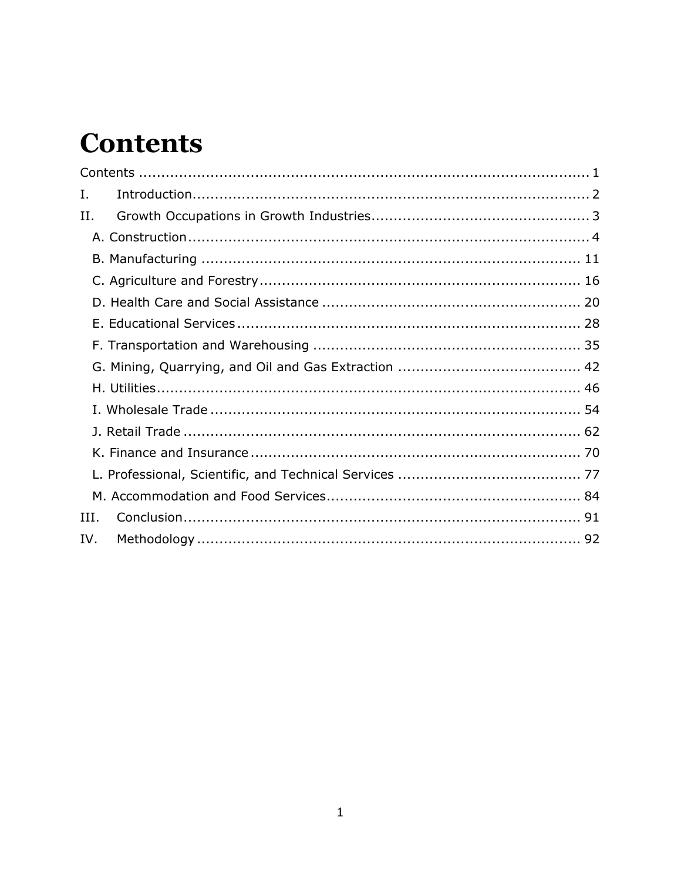# Contents

- Contents ... 1
- I. Introduction ... 2
- II. Growth Occupations in Growth Industries ... 3
  - A. Construction ... 4
  - B. Manufacturing ... 11
  - C. Agriculture and Forestry ... 16
  - D. Health Care and Social Assistance ... 20
  - E. Educational Services ... 28
  - F. Transportation and Warehousing ... 35
  - G. Mining, Quarrying, and Oil and Gas Extraction ... 42
  - H. Utilities ... 46
  - I. Wholesale Trade ... 54
  - J. Retail Trade ... 62
  - K. Finance and Insurance ... 70
  - L. Professional, Scientific, and Technical Services ... 77
  - M. Accommodation and Food Services ... 84
- III. Conclusion ... 91
- IV. Methodology ... 92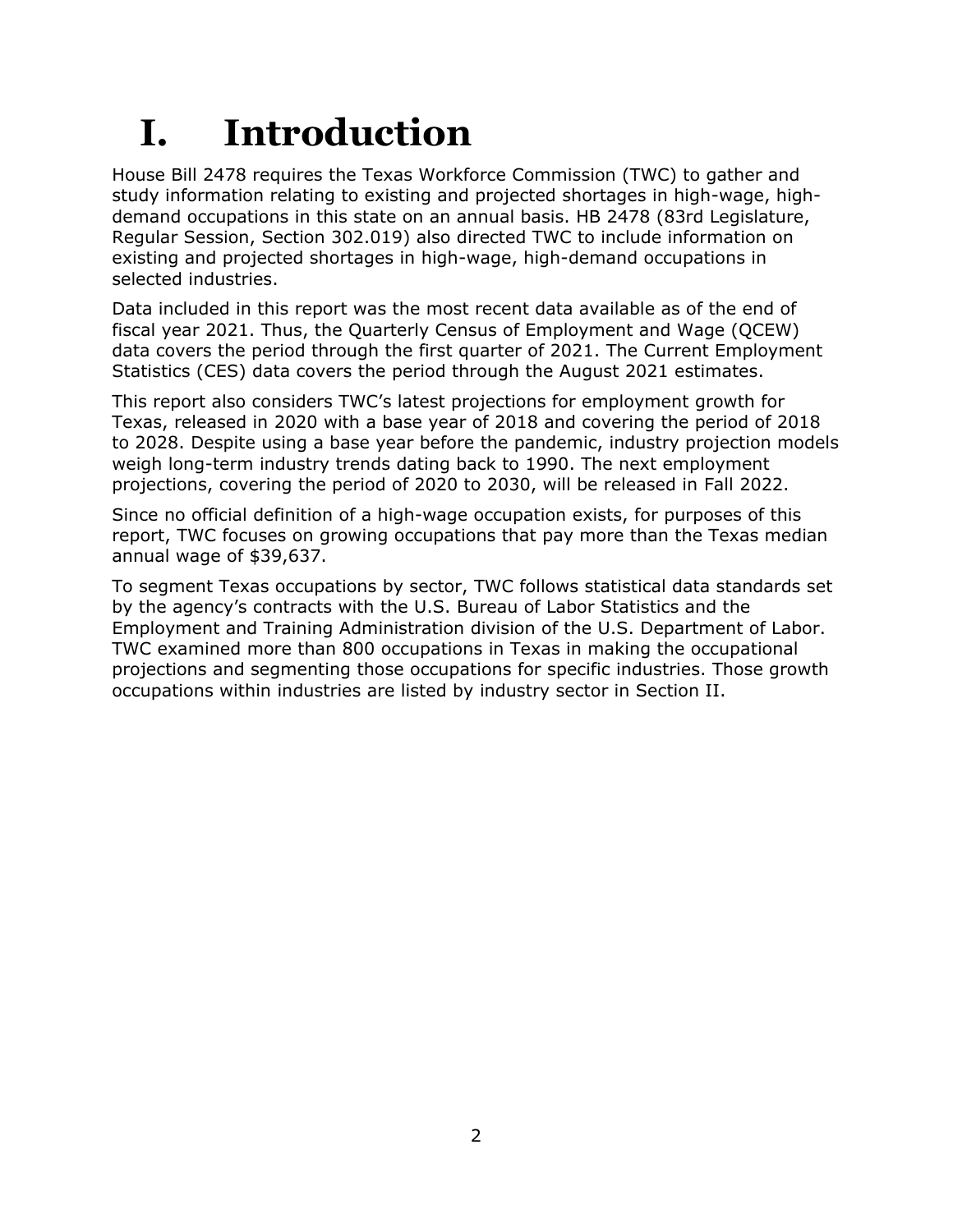# I. Introduction

House Bill 2478 requires the Texas Workforce Commission (TWC) to gather and study information relating to existing and projected shortages in high-wage, high-demand occupations in this state on an annual basis. HB 2478 (83rd Legislature, Regular Session, Section 302.019) also directed TWC to include information on existing and projected shortages in high-wage, high-demand occupations in selected industries.

Data included in this report was the most recent data available as of the end of fiscal year 2021. Thus, the Quarterly Census of Employment and Wage (QCEW) data covers the period through the first quarter of 2021. The Current Employment Statistics (CES) data covers the period through the August 2021 estimates.

This report also considers TWC's latest projections for employment growth for Texas, released in 2020 with a base year of 2018 and covering the period of 2018 to 2028. Despite using a base year before the pandemic, industry projection models weigh long-term industry trends dating back to 1990. The next employment projections, covering the period of 2020 to 2030, will be released in Fall 2022.

Since no official definition of a high-wage occupation exists, for purposes of this report, TWC focuses on growing occupations that pay more than the Texas median annual wage of $39,637.

To segment Texas occupations by sector, TWC follows statistical data standards set by the agency's contracts with the U.S. Bureau of Labor Statistics and the Employment and Training Administration division of the U.S. Department of Labor. TWC examined more than 800 occupations in Texas in making the occupational projections and segmenting those occupations for specific industries. Those growth occupations within industries are listed by industry sector in Section II.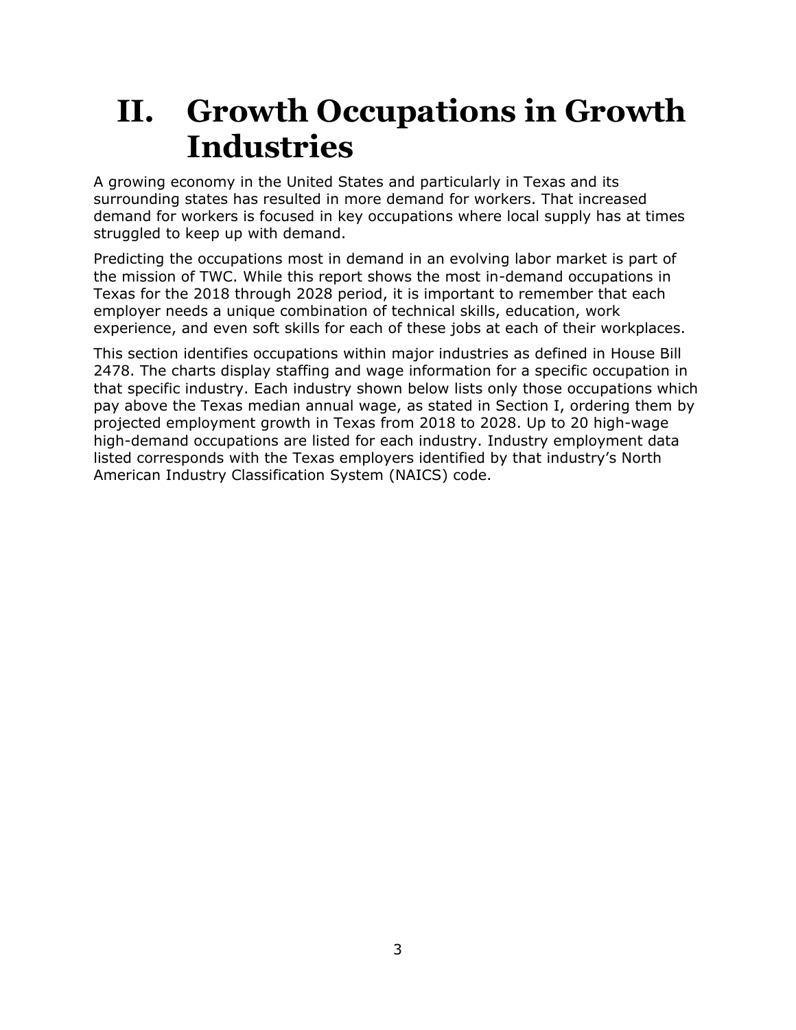# II. Growth Occupations in Growth Industries

A growing economy in the United States and particularly in Texas and its surrounding states has resulted in more demand for workers. That increased demand for workers is focused in key occupations where local supply has at times struggled to keep up with demand.

Predicting the occupations most in demand in an evolving labor market is part of the mission of TWC. While this report shows the most in-demand occupations in Texas for the 2018 through 2028 period, it is important to remember that each employer needs a unique combination of technical skills, education, work experience, and even soft skills for each of these jobs at each of their workplaces.

This section identifies occupations within major industries as defined in House Bill 2478. The charts display staffing and wage information for a specific occupation in that specific industry. Each industry shown below lists only those occupations which pay above the Texas median annual wage, as stated in Section I, ordering them by projected employment growth in Texas from 2018 to 2028. Up to 20 high-wage high-demand occupations are listed for each industry. Industry employment data listed corresponds with the Texas employers identified by that industry's North American Industry Classification System (NAICS) code.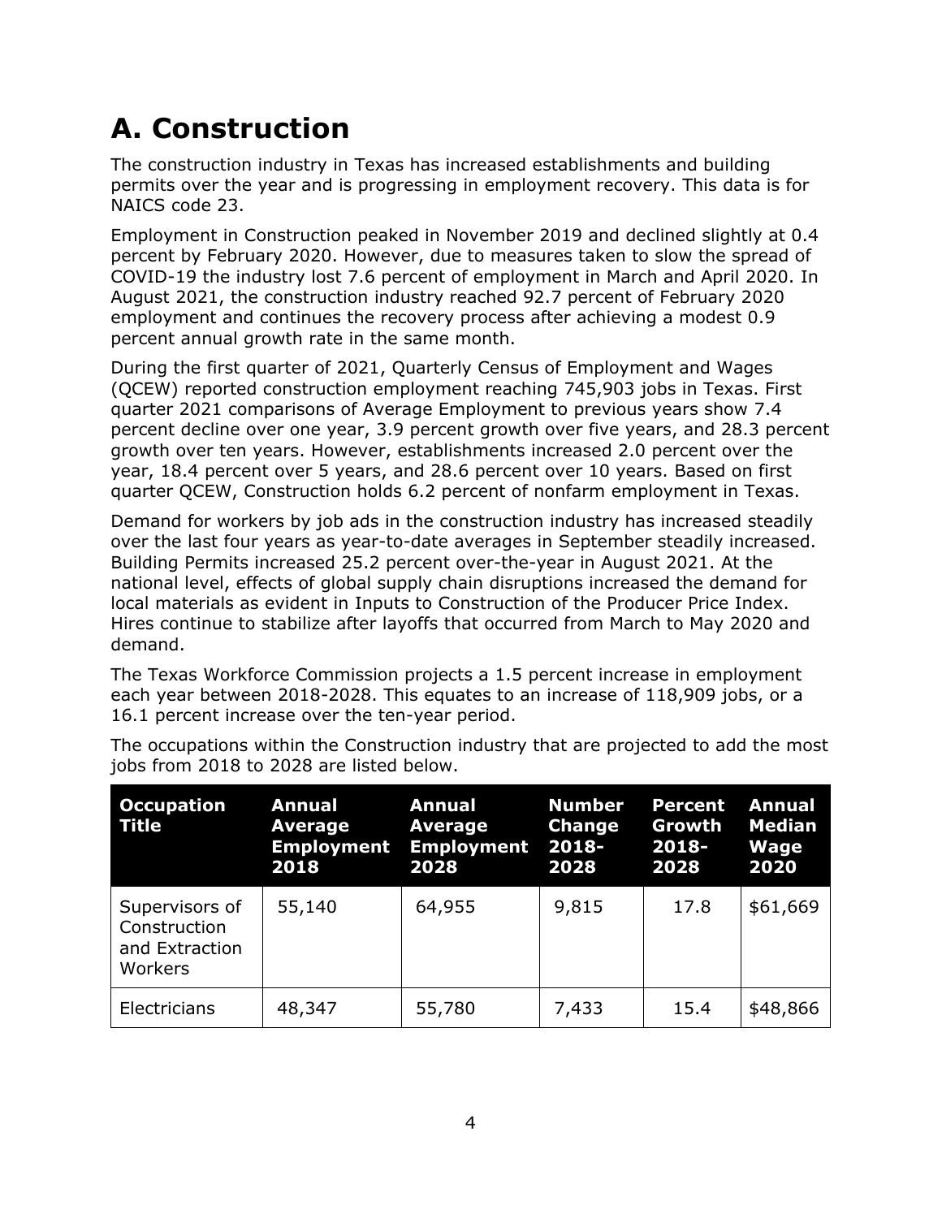# A. Construction

The construction industry in Texas has increased establishments and building permits over the year and is progressing in employment recovery. This data is for NAICS code 23.

Employment in Construction peaked in November 2019 and declined slightly at 0.4 percent by February 2020. However, due to measures taken to slow the spread of COVID-19 the industry lost 7.6 percent of employment in March and April 2020. In August 2021, the construction industry reached 92.7 percent of February 2020 employment and continues the recovery process after achieving a modest 0.9 percent annual growth rate in the same month.

During the first quarter of 2021, Quarterly Census of Employment and Wages (QCEW) reported construction employment reaching 745,903 jobs in Texas. First quarter 2021 comparisons of Average Employment to previous years show 7.4 percent decline over one year, 3.9 percent growth over five years, and 28.3 percent growth over ten years. However, establishments increased 2.0 percent over the year, 18.4 percent over 5 years, and 28.6 percent over 10 years. Based on first quarter QCEW, Construction holds 6.2 percent of nonfarm employment in Texas.

Demand for workers by job ads in the construction industry has increased steadily over the last four years as year-to-date averages in September steadily increased. Building Permits increased 25.2 percent over-the-year in August 2021. At the national level, effects of global supply chain disruptions increased the demand for local materials as evident in Inputs to Construction of the Producer Price Index. Hires continue to stabilize after layoffs that occurred from March to May 2020 and demand.

The Texas Workforce Commission projects a 1.5 percent increase in employment each year between 2018-2028. This equates to an increase of 118,909 jobs, or a 16.1 percent increase over the ten-year period.

The occupations within the Construction industry that are projected to add the most jobs from 2018 to 2028 are listed below.

| Occupation Title | Annual Average Employment 2018 | Annual Average Employment 2028 | Number Change 2018-2028 | Percent Growth 2018-2028 | Annual Median Wage 2020 |
| --- | --- | --- | --- | --- | --- |
| Supervisors of Construction and Extraction Workers | 55,140 | 64,955 | 9,815 | 17.8 | $61,669 |
| Electricians | 48,347 | 55,780 | 7,433 | 15.4 | $48,866 |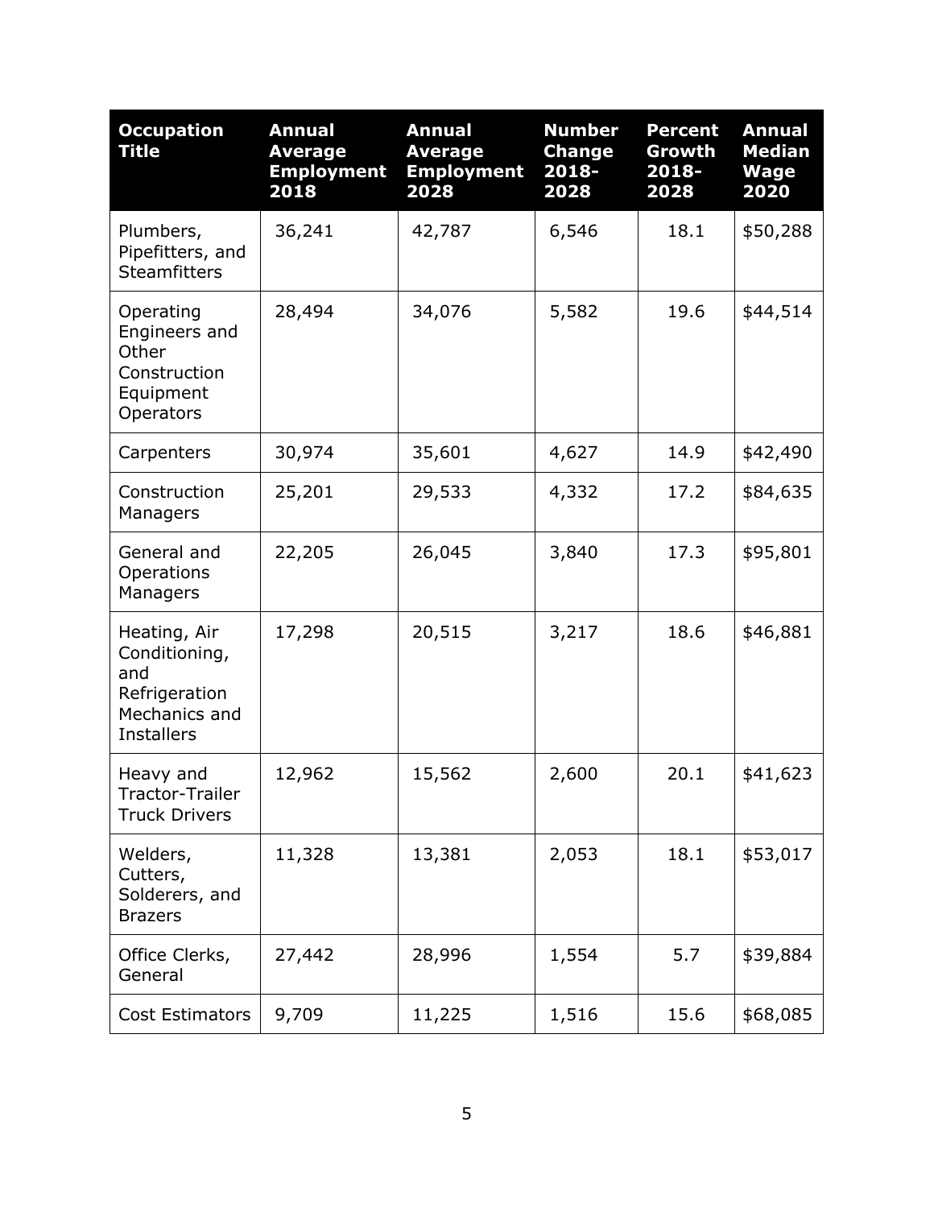| Occupation Title | Annual Average Employment 2018 | Annual Average Employment 2028 | Number Change 2018-2028 | Percent Growth 2018-2028 | Annual Median Wage 2020 |
|---|---|---|---|---|---|
| Plumbers, Pipefitters, and Steamfitters | 36,241 | 42,787 | 6,546 | 18.1 | $50,288 |
| Operating Engineers and Other Construction Equipment Operators | 28,494 | 34,076 | 5,582 | 19.6 | $44,514 |
| Carpenters | 30,974 | 35,601 | 4,627 | 14.9 | $42,490 |
| Construction Managers | 25,201 | 29,533 | 4,332 | 17.2 | $84,635 |
| General and Operations Managers | 22,205 | 26,045 | 3,840 | 17.3 | $95,801 |
| Heating, Air Conditioning, and Refrigeration Mechanics and Installers | 17,298 | 20,515 | 3,217 | 18.6 | $46,881 |
| Heavy and Tractor-Trailer Truck Drivers | 12,962 | 15,562 | 2,600 | 20.1 | $41,623 |
| Welders, Cutters, Solderers, and Brazers | 11,328 | 13,381 | 2,053 | 18.1 | $53,017 |
| Office Clerks, General | 27,442 | 28,996 | 1,554 | 5.7 | $39,884 |
| Cost Estimators | 9,709 | 11,225 | 1,516 | 15.6 | $68,085 |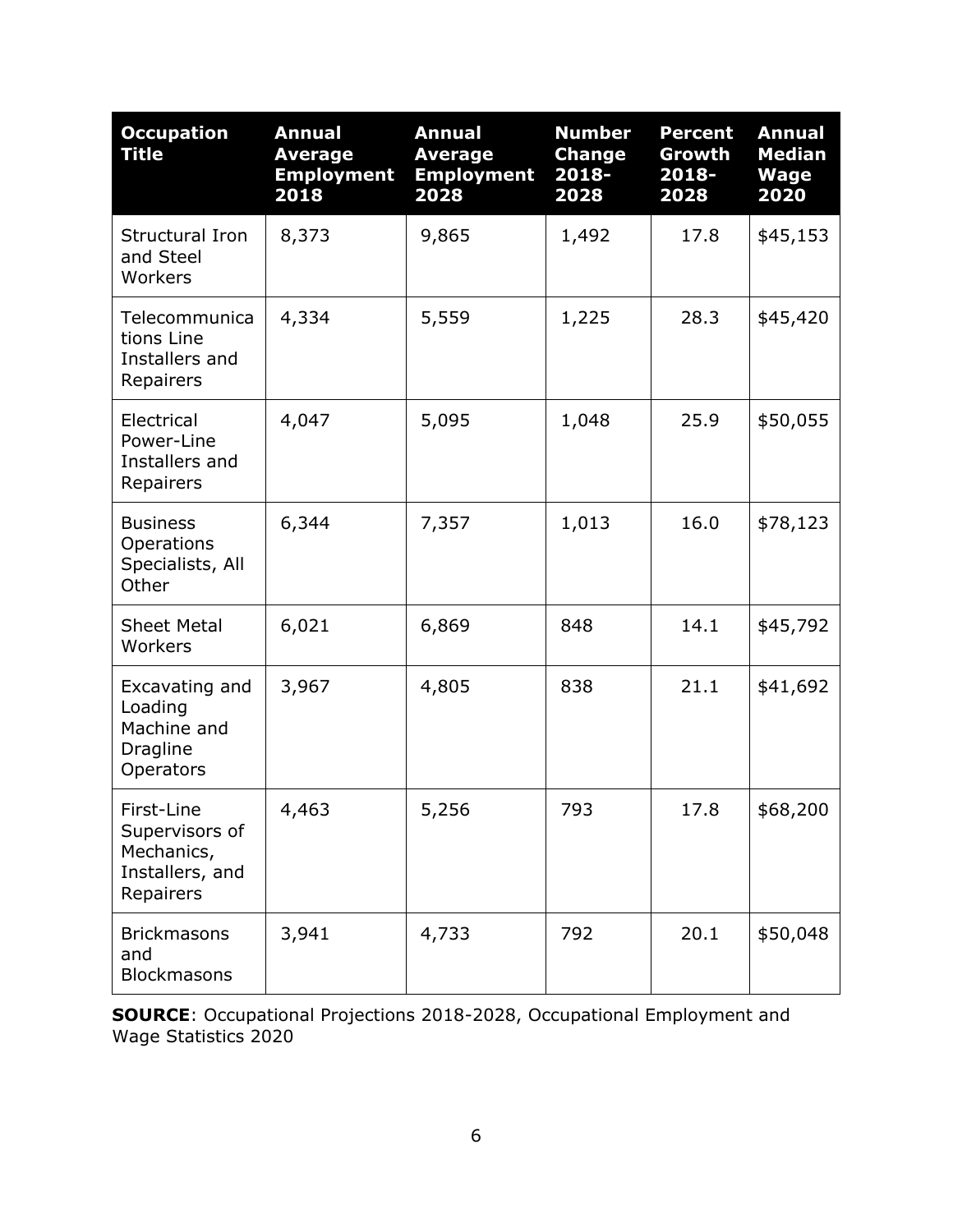| Occupation Title | Annual Average Employment 2018 | Annual Average Employment 2028 | Number Change 2018-2028 | Percent Growth 2018-2028 | Annual Median Wage 2020 |
| --- | --- | --- | --- | --- | --- |
| Structural Iron and Steel Workers | 8,373 | 9,865 | 1,492 | 17.8 | $45,153 |
| Telecommunications Line Installers and Repairers | 4,334 | 5,559 | 1,225 | 28.3 | $45,420 |
| Electrical Power-Line Installers and Repairers | 4,047 | 5,095 | 1,048 | 25.9 | $50,055 |
| Business Operations Specialists, All Other | 6,344 | 7,357 | 1,013 | 16.0 | $78,123 |
| Sheet Metal Workers | 6,021 | 6,869 | 848 | 14.1 | $45,792 |
| Excavating and Loading Machine and Dragline Operators | 3,967 | 4,805 | 838 | 21.1 | $41,692 |
| First-Line Supervisors of Mechanics, Installers, and Repairers | 4,463 | 5,256 | 793 | 17.8 | $68,200 |
| Brickmasons and Blockmasons | 3,941 | 4,733 | 792 | 20.1 | $50,048 |

**SOURCE**: Occupational Projections 2018-2028, Occupational Employment and Wage Statistics 2020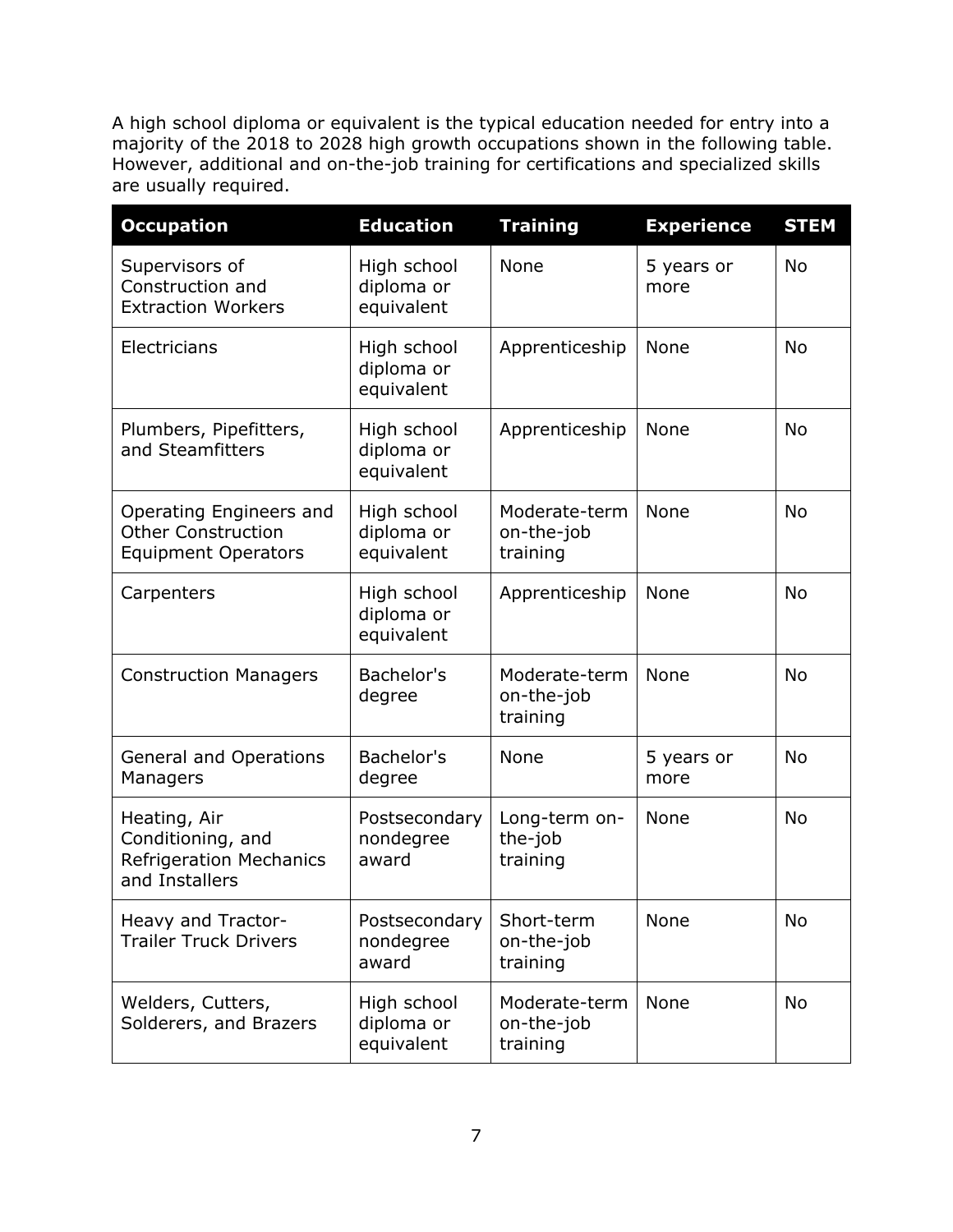A high school diploma or equivalent is the typical education needed for entry into a majority of the 2018 to 2028 high growth occupations shown in the following table. However, additional and on-the-job training for certifications and specialized skills are usually required.

| Occupation | Education | Training | Experience | STEM |
| --- | --- | --- | --- | --- |
| Supervisors of Construction and Extraction Workers | High school diploma or equivalent | None | 5 years or more | No |
| Electricians | High school diploma or equivalent | Apprenticeship | None | No |
| Plumbers, Pipefitters, and Steamfitters | High school diploma or equivalent | Apprenticeship | None | No |
| Operating Engineers and Other Construction Equipment Operators | High school diploma or equivalent | Moderate-term on-the-job training | None | No |
| Carpenters | High school diploma or equivalent | Apprenticeship | None | No |
| Construction Managers | Bachelor's degree | Moderate-term on-the-job training | None | No |
| General and Operations Managers | Bachelor's degree | None | 5 years or more | No |
| Heating, Air Conditioning, and Refrigeration Mechanics and Installers | Postsecondary nondegree award | Long-term on-the-job training | None | No |
| Heavy and Tractor-Trailer Truck Drivers | Postsecondary nondegree award | Short-term on-the-job training | None | No |
| Welders, Cutters, Solderers, and Brazers | High school diploma or equivalent | Moderate-term on-the-job training | None | No |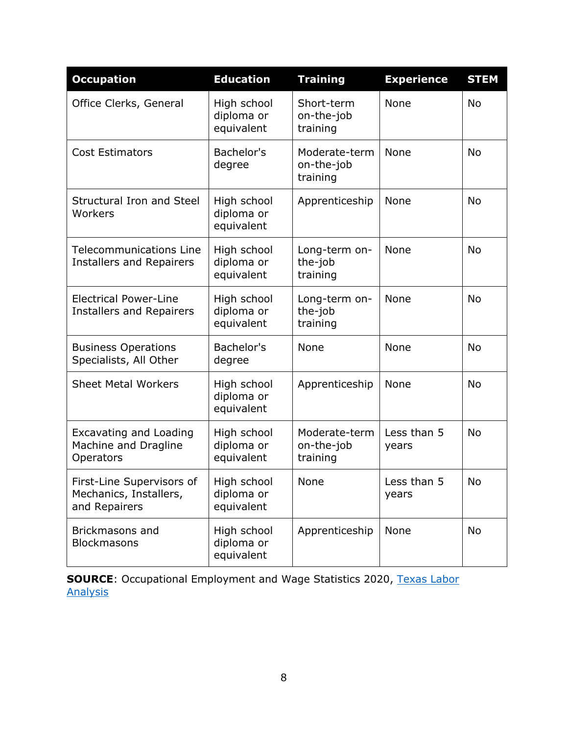| Occupation | Education | Training | Experience | STEM |
|---|---|---|---|---|
| Office Clerks, General | High school diploma or equivalent | Short-term on-the-job training | None | No |
| Cost Estimators | Bachelor's degree | Moderate-term on-the-job training | None | No |
| Structural Iron and Steel Workers | High school diploma or equivalent | Apprenticeship | None | No |
| Telecommunications Line Installers and Repairers | High school diploma or equivalent | Long-term on-the-job training | None | No |
| Electrical Power-Line Installers and Repairers | High school diploma or equivalent | Long-term on-the-job training | None | No |
| Business Operations Specialists, All Other | Bachelor's degree | None | None | No |
| Sheet Metal Workers | High school diploma or equivalent | Apprenticeship | None | No |
| Excavating and Loading Machine and Dragline Operators | High school diploma or equivalent | Moderate-term on-the-job training | Less than 5 years | No |
| First-Line Supervisors of Mechanics, Installers, and Repairers | High school diploma or equivalent | None | Less than 5 years | No |
| Brickmasons and Blockmasons | High school diploma or equivalent | Apprenticeship | None | No |

**SOURCE**: Occupational Employment and Wage Statistics 2020, Texas Labor Analysis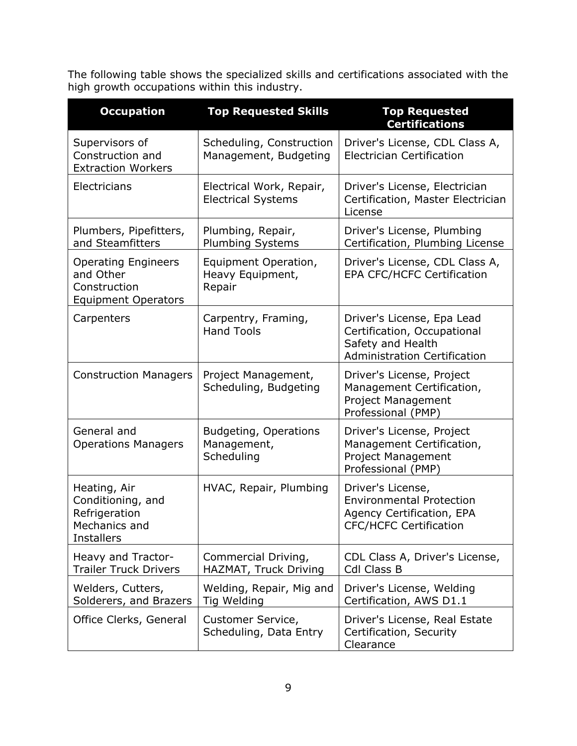The following table shows the specialized skills and certifications associated with the high growth occupations within this industry.

| Occupation | Top Requested Skills | Top Requested Certifications |
|---|---|---|
| Supervisors of Construction and Extraction Workers | Scheduling, Construction Management, Budgeting | Driver's License, CDL Class A, Electrician Certification |
| Electricians | Electrical Work, Repair, Electrical Systems | Driver's License, Electrician Certification, Master Electrician License |
| Plumbers, Pipefitters, and Steamfitters | Plumbing, Repair, Plumbing Systems | Driver's License, Plumbing Certification, Plumbing License |
| Operating Engineers and Other Construction Equipment Operators | Equipment Operation, Heavy Equipment, Repair | Driver's License, CDL Class A, EPA CFC/HCFC Certification |
| Carpenters | Carpentry, Framing, Hand Tools | Driver's License, Epa Lead Certification, Occupational Safety and Health Administration Certification |
| Construction Managers | Project Management, Scheduling, Budgeting | Driver's License, Project Management Certification, Project Management Professional (PMP) |
| General and Operations Managers | Budgeting, Operations Management, Scheduling | Driver's License, Project Management Certification, Project Management Professional (PMP) |
| Heating, Air Conditioning, and Refrigeration Mechanics and Installers | HVAC, Repair, Plumbing | Driver's License, Environmental Protection Agency Certification, EPA CFC/HCFC Certification |
| Heavy and Tractor-Trailer Truck Drivers | Commercial Driving, HAZMAT, Truck Driving | CDL Class A, Driver's License, Cdl Class B |
| Welders, Cutters, Solderers, and Brazers | Welding, Repair, Mig and Tig Welding | Driver's License, Welding Certification, AWS D1.1 |
| Office Clerks, General | Customer Service, Scheduling, Data Entry | Driver's License, Real Estate Certification, Security Clearance |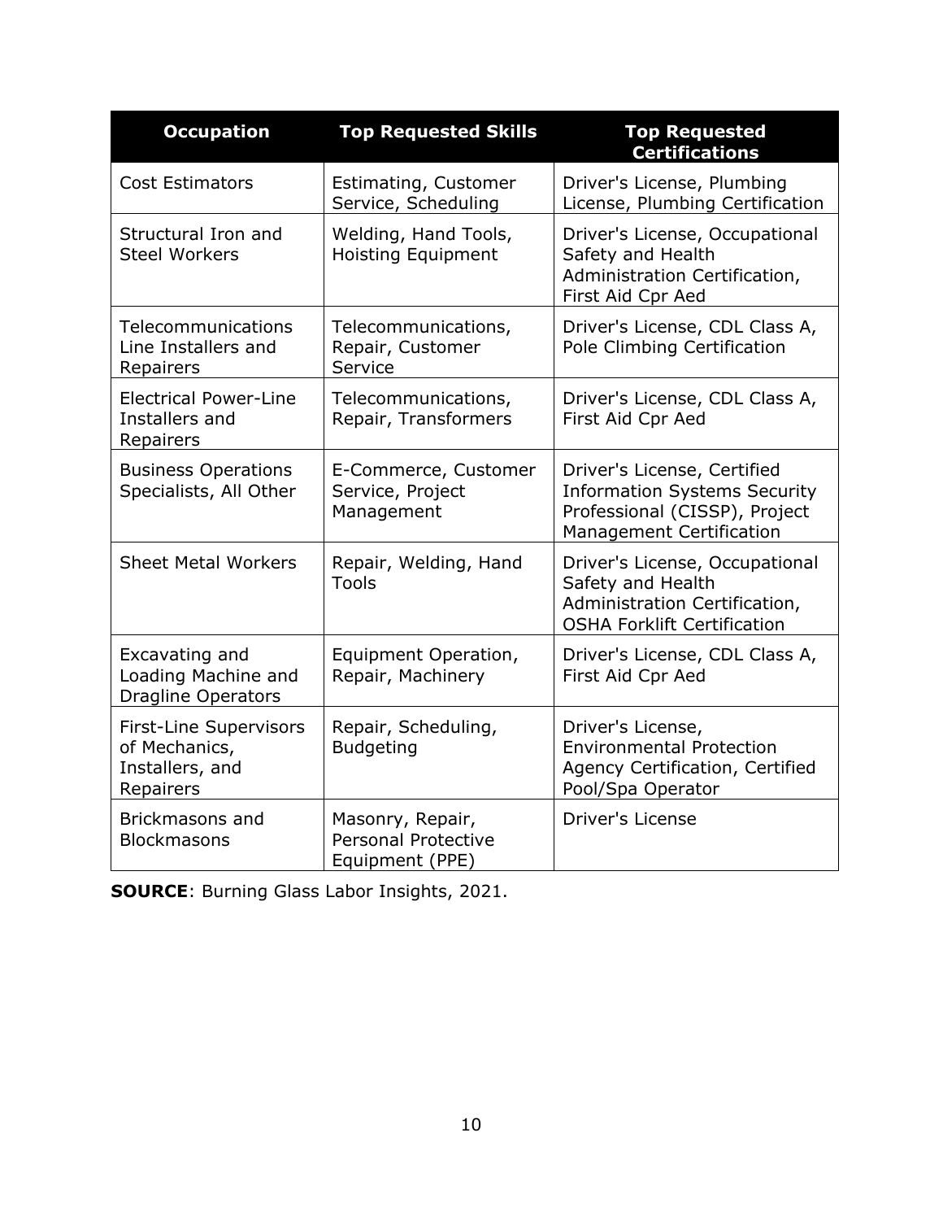| Occupation | Top Requested Skills | Top Requested Certifications |
| --- | --- | --- |
| Cost Estimators | Estimating, Customer Service, Scheduling | Driver's License, Plumbing License, Plumbing Certification |
| Structural Iron and Steel Workers | Welding, Hand Tools, Hoisting Equipment | Driver's License, Occupational Safety and Health Administration Certification, First Aid Cpr Aed |
| Telecommunications Line Installers and Repairers | Telecommunications, Repair, Customer Service | Driver's License, CDL Class A, Pole Climbing Certification |
| Electrical Power-Line Installers and Repairers | Telecommunications, Repair, Transformers | Driver's License, CDL Class A, First Aid Cpr Aed |
| Business Operations Specialists, All Other | E-Commerce, Customer Service, Project Management | Driver's License, Certified Information Systems Security Professional (CISSP), Project Management Certification |
| Sheet Metal Workers | Repair, Welding, Hand Tools | Driver's License, Occupational Safety and Health Administration Certification, OSHA Forklift Certification |
| Excavating and Loading Machine and Dragline Operators | Equipment Operation, Repair, Machinery | Driver's License, CDL Class A, First Aid Cpr Aed |
| First-Line Supervisors of Mechanics, Installers, and Repairers | Repair, Scheduling, Budgeting | Driver's License, Environmental Protection Agency Certification, Certified Pool/Spa Operator |
| Brickmasons and Blockmasons | Masonry, Repair, Personal Protective Equipment (PPE) | Driver's License |

**SOURCE**: Burning Glass Labor Insights, 2021.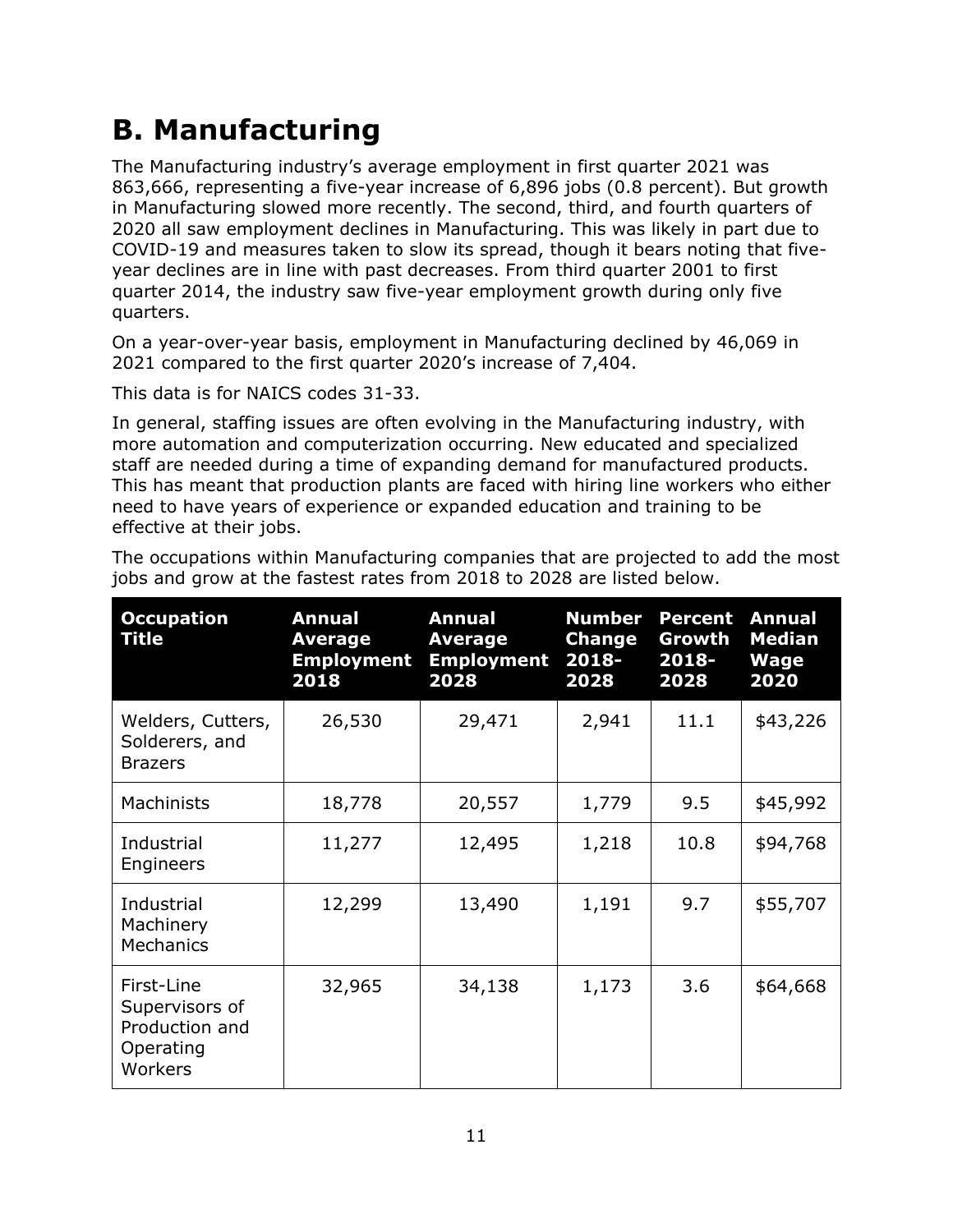## B. Manufacturing

The Manufacturing industry's average employment in first quarter 2021 was 863,666, representing a five-year increase of 6,896 jobs (0.8 percent). But growth in Manufacturing slowed more recently. The second, third, and fourth quarters of 2020 all saw employment declines in Manufacturing. This was likely in part due to COVID-19 and measures taken to slow its spread, though it bears noting that five-year declines are in line with past decreases. From third quarter 2001 to first quarter 2014, the industry saw five-year employment growth during only five quarters.

On a year-over-year basis, employment in Manufacturing declined by 46,069 in 2021 compared to the first quarter 2020's increase of 7,404.

This data is for NAICS codes 31-33.

In general, staffing issues are often evolving in the Manufacturing industry, with more automation and computerization occurring. New educated and specialized staff are needed during a time of expanding demand for manufactured products. This has meant that production plants are faced with hiring line workers who either need to have years of experience or expanded education and training to be effective at their jobs.

The occupations within Manufacturing companies that are projected to add the most jobs and grow at the fastest rates from 2018 to 2028 are listed below.

| Occupation Title | Annual Average Employment 2018 | Annual Average Employment 2028 | Number Change 2018-2028 | Percent Growth 2018-2028 | Annual Median Wage 2020 |
|---|---|---|---|---|---|
| Welders, Cutters, Solderers, and Brazers | 26,530 | 29,471 | 2,941 | 11.1 | $43,226 |
| Machinists | 18,778 | 20,557 | 1,779 | 9.5 | $45,992 |
| Industrial Engineers | 11,277 | 12,495 | 1,218 | 10.8 | $94,768 |
| Industrial Machinery Mechanics | 12,299 | 13,490 | 1,191 | 9.7 | $55,707 |
| First-Line Supervisors of Production and Operating Workers | 32,965 | 34,138 | 1,173 | 3.6 | $64,668 |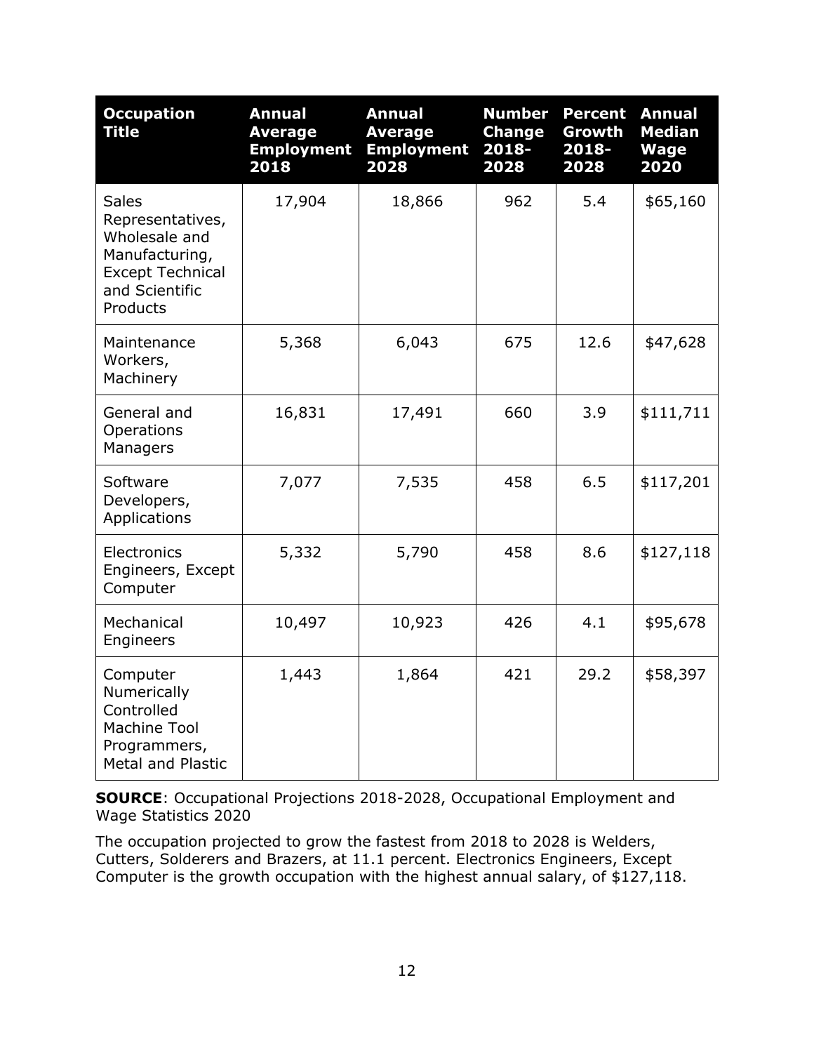| Occupation Title | Annual Average Employment 2018 | Annual Average Employment 2028 | Number Change 2018-2028 | Percent Growth 2018-2028 | Annual Median Wage 2020 |
|---|---|---|---|---|---|
| Sales Representatives, Wholesale and Manufacturing, Except Technical and Scientific Products | 17,904 | 18,866 | 962 | 5.4 | $65,160 |
| Maintenance Workers, Machinery | 5,368 | 6,043 | 675 | 12.6 | $47,628 |
| General and Operations Managers | 16,831 | 17,491 | 660 | 3.9 | $111,711 |
| Software Developers, Applications | 7,077 | 7,535 | 458 | 6.5 | $117,201 |
| Electronics Engineers, Except Computer | 5,332 | 5,790 | 458 | 8.6 | $127,118 |
| Mechanical Engineers | 10,497 | 10,923 | 426 | 4.1 | $95,678 |
| Computer Numerically Controlled Machine Tool Programmers, Metal and Plastic | 1,443 | 1,864 | 421 | 29.2 | $58,397 |

**SOURCE**: Occupational Projections 2018-2028, Occupational Employment and Wage Statistics 2020

The occupation projected to grow the fastest from 2018 to 2028 is Welders, Cutters, Solderers and Brazers, at 11.1 percent. Electronics Engineers, Except Computer is the growth occupation with the highest annual salary, of $127,118.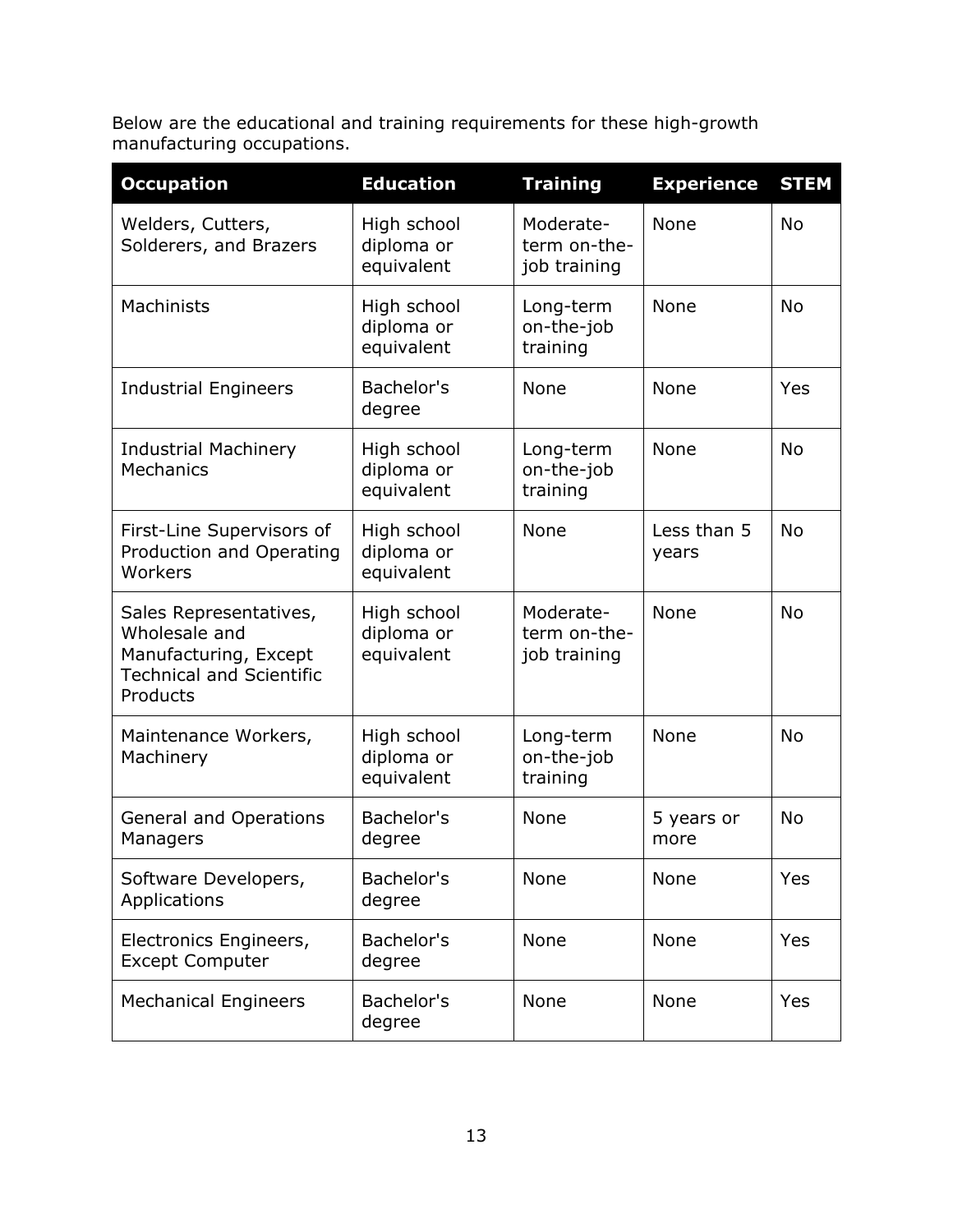Below are the educational and training requirements for these high-growth manufacturing occupations.

| Occupation | Education | Training | Experience | STEM |
|---|---|---|---|---|
| Welders, Cutters, Solderers, and Brazers | High school diploma or equivalent | Moderate-term on-the-job training | None | No |
| Machinists | High school diploma or equivalent | Long-term on-the-job training | None | No |
| Industrial Engineers | Bachelor's degree | None | None | Yes |
| Industrial Machinery Mechanics | High school diploma or equivalent | Long-term on-the-job training | None | No |
| First-Line Supervisors of Production and Operating Workers | High school diploma or equivalent | None | Less than 5 years | No |
| Sales Representatives, Wholesale and Manufacturing, Except Technical and Scientific Products | High school diploma or equivalent | Moderate-term on-the-job training | None | No |
| Maintenance Workers, Machinery | High school diploma or equivalent | Long-term on-the-job training | None | No |
| General and Operations Managers | Bachelor's degree | None | 5 years or more | No |
| Software Developers, Applications | Bachelor's degree | None | None | Yes |
| Electronics Engineers, Except Computer | Bachelor's degree | None | None | Yes |
| Mechanical Engineers | Bachelor's degree | None | None | Yes |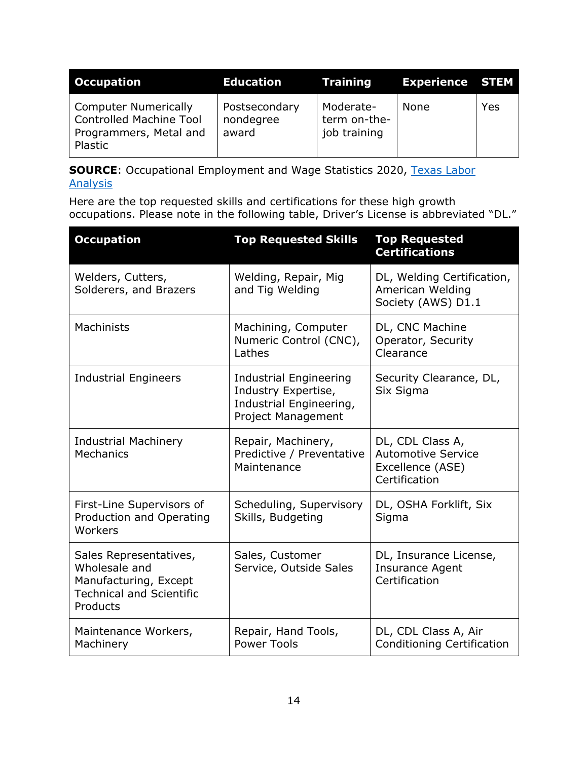| Occupation | Education | Training | Experience | STEM |
|---|---|---|---|---|
| Computer Numerically Controlled Machine Tool Programmers, Metal and Plastic | Postsecondary nondegree award | Moderate-term on-the-job training | None | Yes |

**SOURCE**: Occupational Employment and Wage Statistics 2020, Texas Labor Analysis

Here are the top requested skills and certifications for these high growth occupations. Please note in the following table, Driver's License is abbreviated "DL."

| Occupation | Top Requested Skills | Top Requested Certifications |
|---|---|---|
| Welders, Cutters, Solderers, and Brazers | Welding, Repair, Mig and Tig Welding | DL, Welding Certification, American Welding Society (AWS) D1.1 |
| Machinists | Machining, Computer Numeric Control (CNC), Lathes | DL, CNC Machine Operator, Security Clearance |
| Industrial Engineers | Industrial Engineering Industry Expertise, Industrial Engineering, Project Management | Security Clearance, DL, Six Sigma |
| Industrial Machinery Mechanics | Repair, Machinery, Predictive / Preventative Maintenance | DL, CDL Class A, Automotive Service Excellence (ASE) Certification |
| First-Line Supervisors of Production and Operating Workers | Scheduling, Supervisory Skills, Budgeting | DL, OSHA Forklift, Six Sigma |
| Sales Representatives, Wholesale and Manufacturing, Except Technical and Scientific Products | Sales, Customer Service, Outside Sales | DL, Insurance License, Insurance Agent Certification |
| Maintenance Workers, Machinery | Repair, Hand Tools, Power Tools | DL, CDL Class A, Air Conditioning Certification |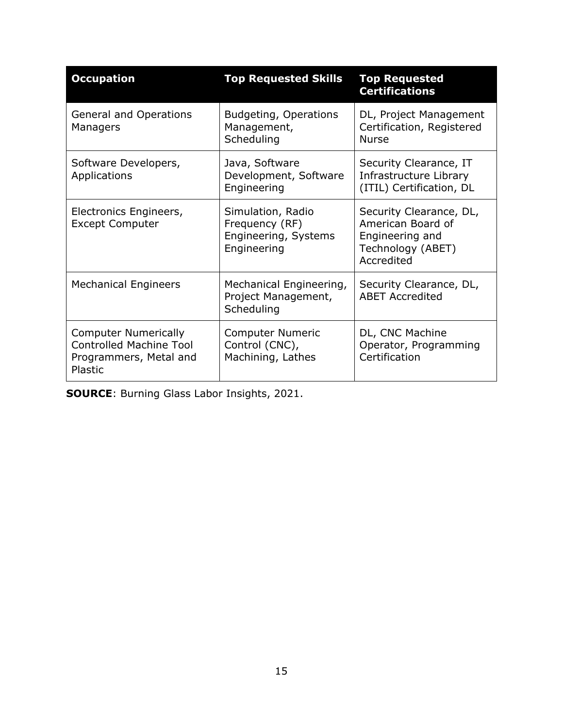| Occupation | Top Requested Skills | Top Requested Certifications |
|---|---|---|
| General and Operations Managers | Budgeting, Operations Management, Scheduling | DL, Project Management Certification, Registered Nurse |
| Software Developers, Applications | Java, Software Development, Software Engineering | Security Clearance, IT Infrastructure Library (ITIL) Certification, DL |
| Electronics Engineers, Except Computer | Simulation, Radio Frequency (RF) Engineering, Systems Engineering | Security Clearance, DL, American Board of Engineering and Technology (ABET) Accredited |
| Mechanical Engineers | Mechanical Engineering, Project Management, Scheduling | Security Clearance, DL, ABET Accredited |
| Computer Numerically Controlled Machine Tool Programmers, Metal and Plastic | Computer Numeric Control (CNC), Machining, Lathes | DL, CNC Machine Operator, Programming Certification |

**SOURCE**: Burning Glass Labor Insights, 2021.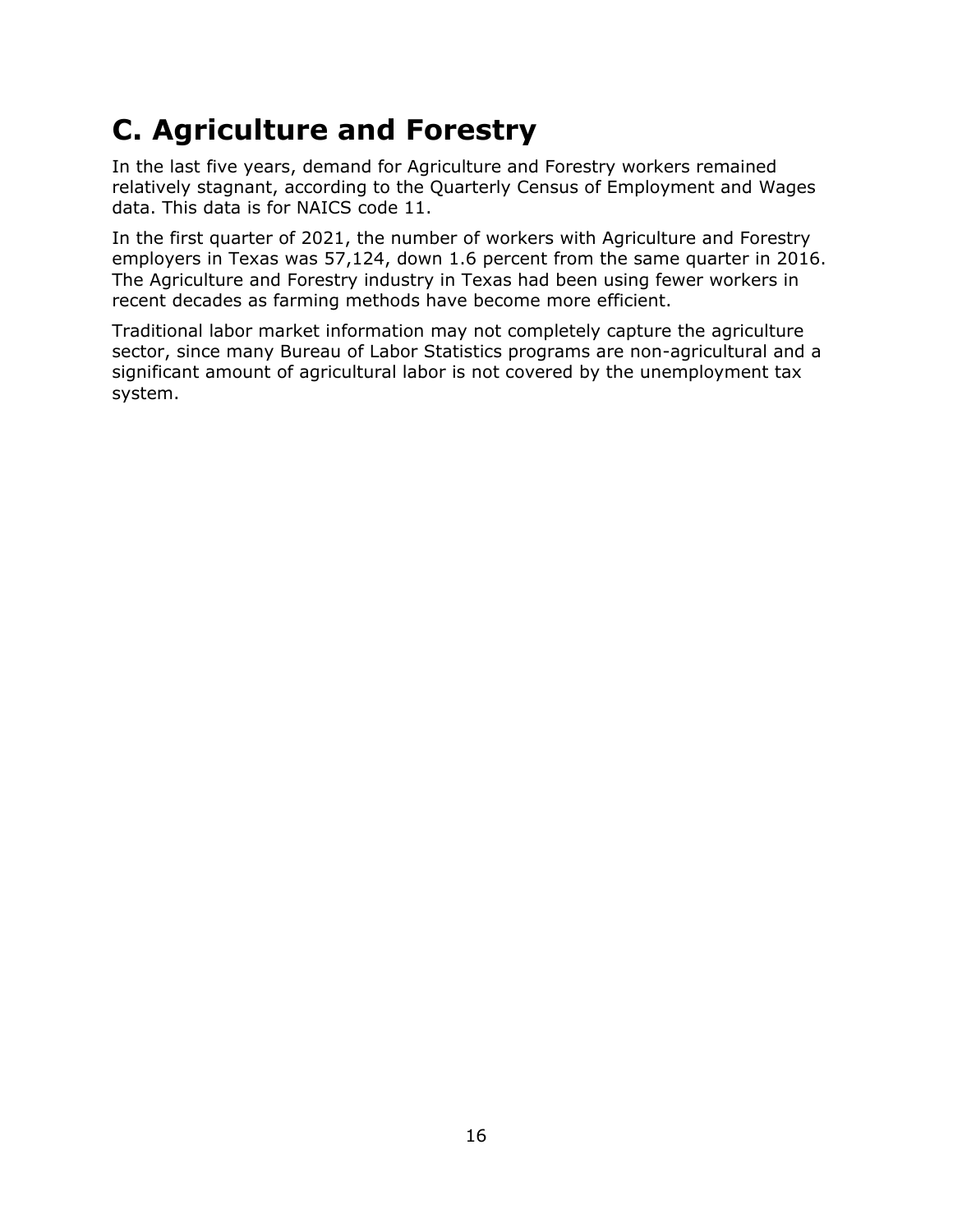# C. Agriculture and Forestry

In the last five years, demand for Agriculture and Forestry workers remained relatively stagnant, according to the Quarterly Census of Employment and Wages data. This data is for NAICS code 11.

In the first quarter of 2021, the number of workers with Agriculture and Forestry employers in Texas was 57,124, down 1.6 percent from the same quarter in 2016. The Agriculture and Forestry industry in Texas had been using fewer workers in recent decades as farming methods have become more efficient.

Traditional labor market information may not completely capture the agriculture sector, since many Bureau of Labor Statistics programs are non-agricultural and a significant amount of agricultural labor is not covered by the unemployment tax system.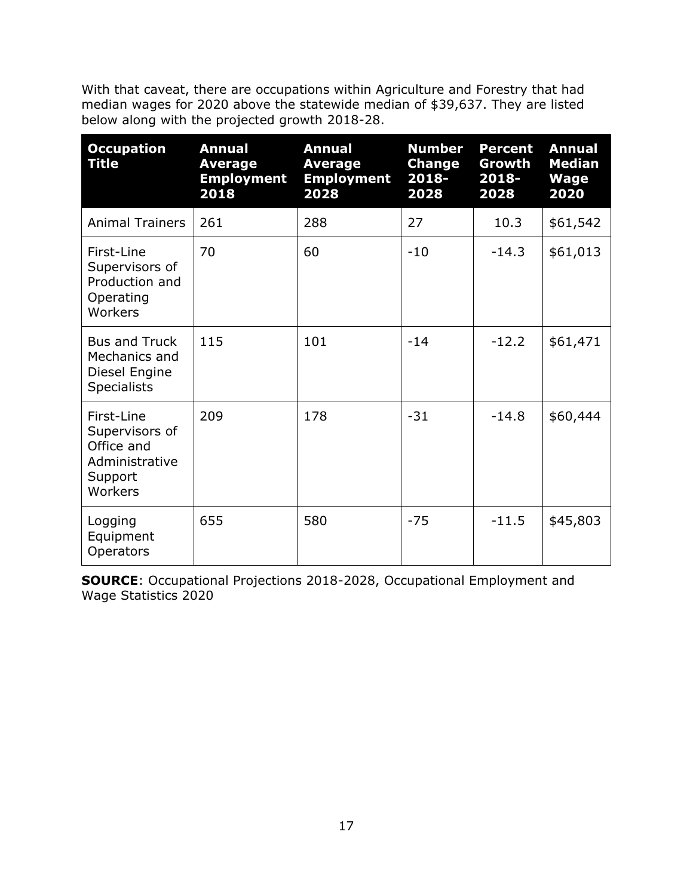With that caveat, there are occupations within Agriculture and Forestry that had median wages for 2020 above the statewide median of $39,637. They are listed below along with the projected growth 2018-28.

| Occupation Title | Annual Average Employment 2018 | Annual Average Employment 2028 | Number Change 2018-2028 | Percent Growth 2018-2028 | Annual Median Wage 2020 |
|---|---|---|---|---|---|
| Animal Trainers | 261 | 288 | 27 | 10.3 | $61,542 |
| First-Line Supervisors of Production and Operating Workers | 70 | 60 | -10 | -14.3 | $61,013 |
| Bus and Truck Mechanics and Diesel Engine Specialists | 115 | 101 | -14 | -12.2 | $61,471 |
| First-Line Supervisors of Office and Administrative Support Workers | 209 | 178 | -31 | -14.8 | $60,444 |
| Logging Equipment Operators | 655 | 580 | -75 | -11.5 | $45,803 |

**SOURCE**: Occupational Projections 2018-2028, Occupational Employment and Wage Statistics 2020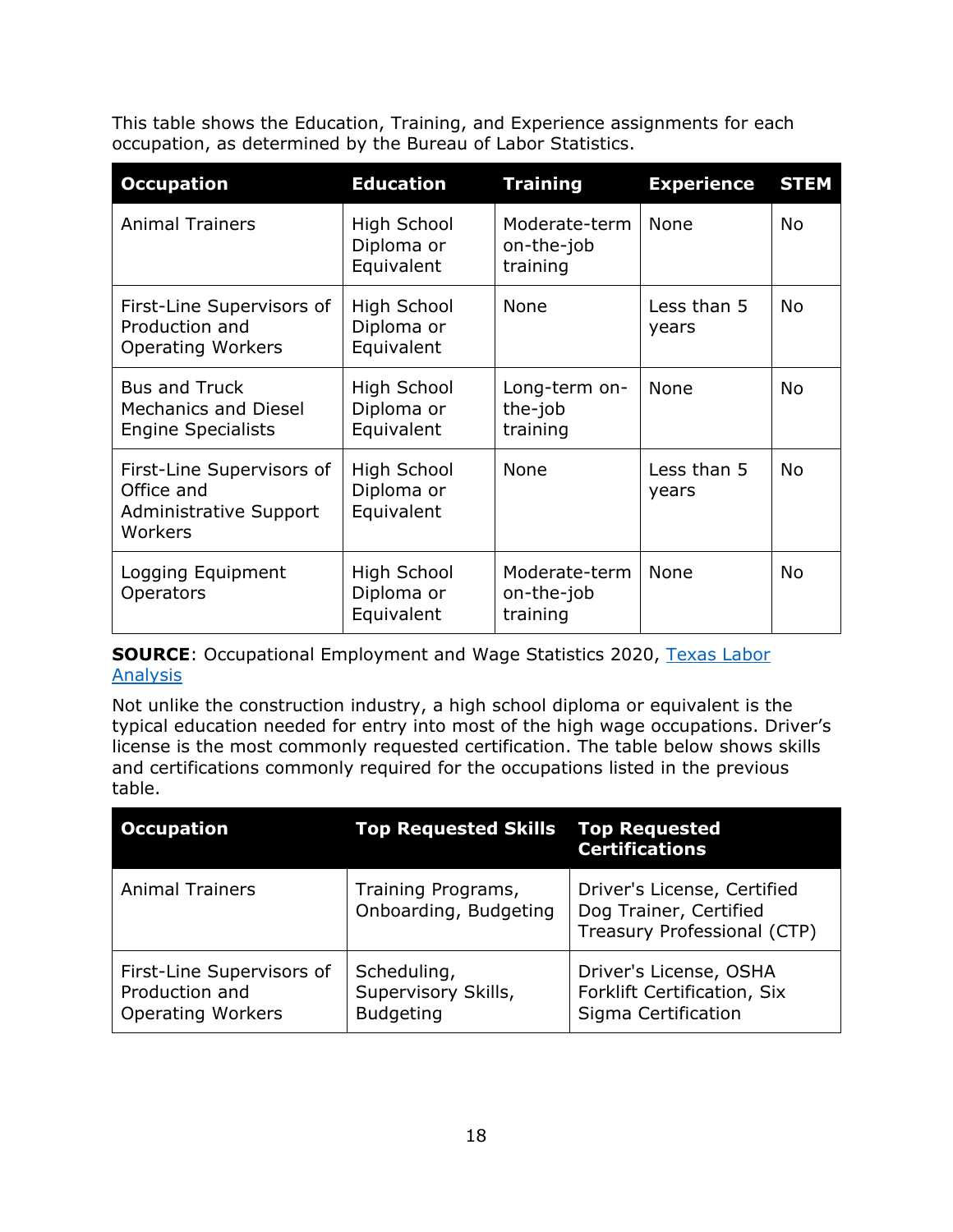This table shows the Education, Training, and Experience assignments for each occupation, as determined by the Bureau of Labor Statistics.

| Occupation | Education | Training | Experience | STEM |
|---|---|---|---|---|
| Animal Trainers | High School Diploma or Equivalent | Moderate-term on-the-job training | None | No |
| First-Line Supervisors of Production and Operating Workers | High School Diploma or Equivalent | None | Less than 5 years | No |
| Bus and Truck Mechanics and Diesel Engine Specialists | High School Diploma or Equivalent | Long-term on-the-job training | None | No |
| First-Line Supervisors of Office and Administrative Support Workers | High School Diploma or Equivalent | None | Less than 5 years | No |
| Logging Equipment Operators | High School Diploma or Equivalent | Moderate-term on-the-job training | None | No |

**SOURCE**: Occupational Employment and Wage Statistics 2020, Texas Labor Analysis

Not unlike the construction industry, a high school diploma or equivalent is the typical education needed for entry into most of the high wage occupations. Driver's license is the most commonly requested certification. The table below shows skills and certifications commonly required for the occupations listed in the previous table.

| Occupation | Top Requested Skills | Top Requested Certifications |
|---|---|---|
| Animal Trainers | Training Programs, Onboarding, Budgeting | Driver's License, Certified Dog Trainer, Certified Treasury Professional (CTP) |
| First-Line Supervisors of Production and Operating Workers | Scheduling, Supervisory Skills, Budgeting | Driver's License, OSHA Forklift Certification, Six Sigma Certification |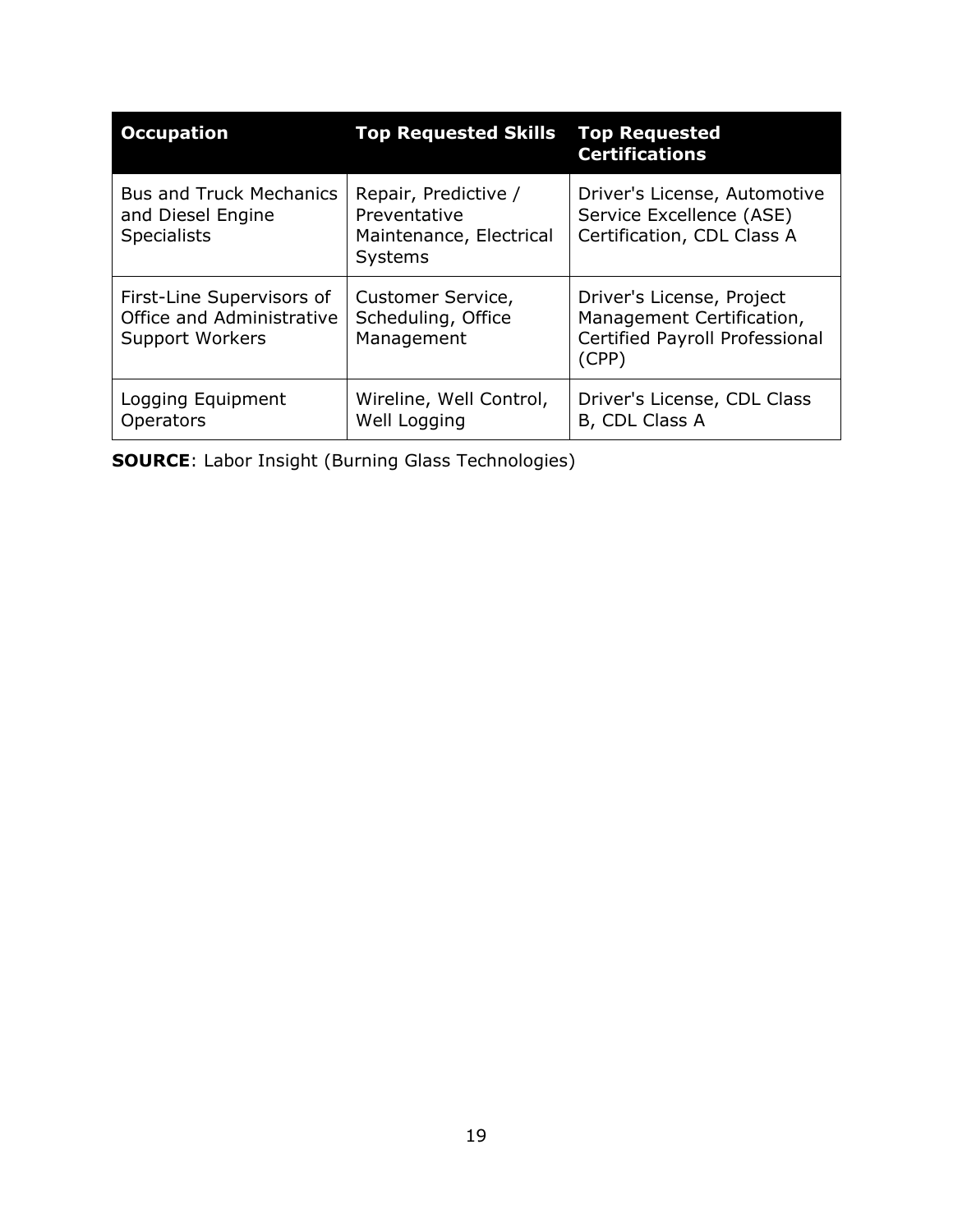| Occupation | Top Requested Skills | Top Requested Certifications |
|---|---|---|
| Bus and Truck Mechanics and Diesel Engine Specialists | Repair, Predictive / Preventative Maintenance, Electrical Systems | Driver's License, Automotive Service Excellence (ASE) Certification, CDL Class A |
| First-Line Supervisors of Office and Administrative Support Workers | Customer Service, Scheduling, Office Management | Driver's License, Project Management Certification, Certified Payroll Professional (CPP) |
| Logging Equipment Operators | Wireline, Well Control, Well Logging | Driver's License, CDL Class B, CDL Class A |

**SOURCE**: Labor Insight (Burning Glass Technologies)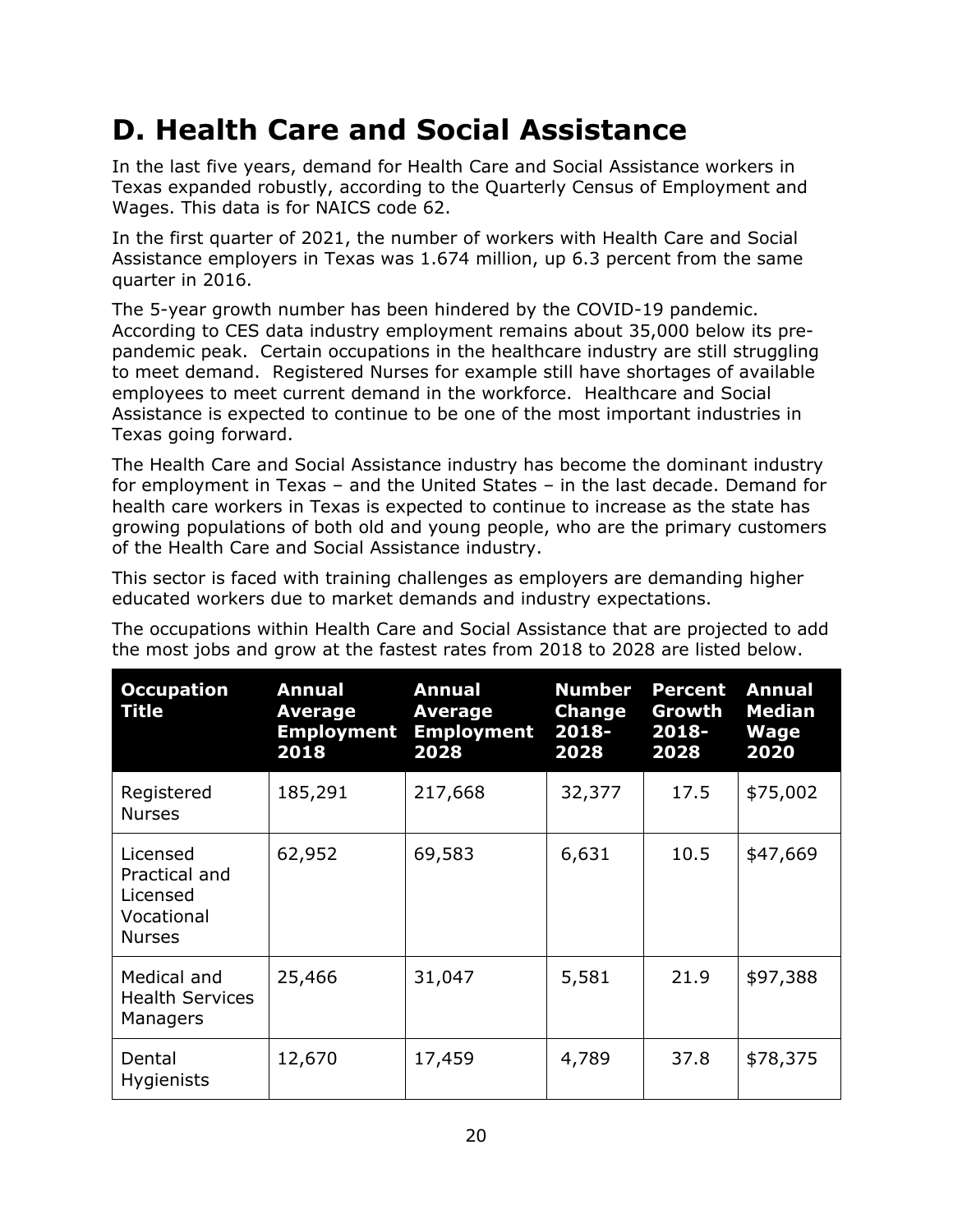# D. Health Care and Social Assistance

In the last five years, demand for Health Care and Social Assistance workers in Texas expanded robustly, according to the Quarterly Census of Employment and Wages. This data is for NAICS code 62.

In the first quarter of 2021, the number of workers with Health Care and Social Assistance employers in Texas was 1.674 million, up 6.3 percent from the same quarter in 2016.

The 5-year growth number has been hindered by the COVID-19 pandemic. According to CES data industry employment remains about 35,000 below its pre-pandemic peak. Certain occupations in the healthcare industry are still struggling to meet demand. Registered Nurses for example still have shortages of available employees to meet current demand in the workforce. Healthcare and Social Assistance is expected to continue to be one of the most important industries in Texas going forward.

The Health Care and Social Assistance industry has become the dominant industry for employment in Texas – and the United States – in the last decade. Demand for health care workers in Texas is expected to continue to increase as the state has growing populations of both old and young people, who are the primary customers of the Health Care and Social Assistance industry.

This sector is faced with training challenges as employers are demanding higher educated workers due to market demands and industry expectations.

The occupations within Health Care and Social Assistance that are projected to add the most jobs and grow at the fastest rates from 2018 to 2028 are listed below.

| Occupation Title | Annual Average Employment 2018 | Annual Average Employment 2028 | Number Change 2018-2028 | Percent Growth 2018-2028 | Annual Median Wage 2020 |
|---|---|---|---|---|---|
| Registered Nurses | 185,291 | 217,668 | 32,377 | 17.5 | $75,002 |
| Licensed Practical and Licensed Vocational Nurses | 62,952 | 69,583 | 6,631 | 10.5 | $47,669 |
| Medical and Health Services Managers | 25,466 | 31,047 | 5,581 | 21.9 | $97,388 |
| Dental Hygienists | 12,670 | 17,459 | 4,789 | 37.8 | $78,375 |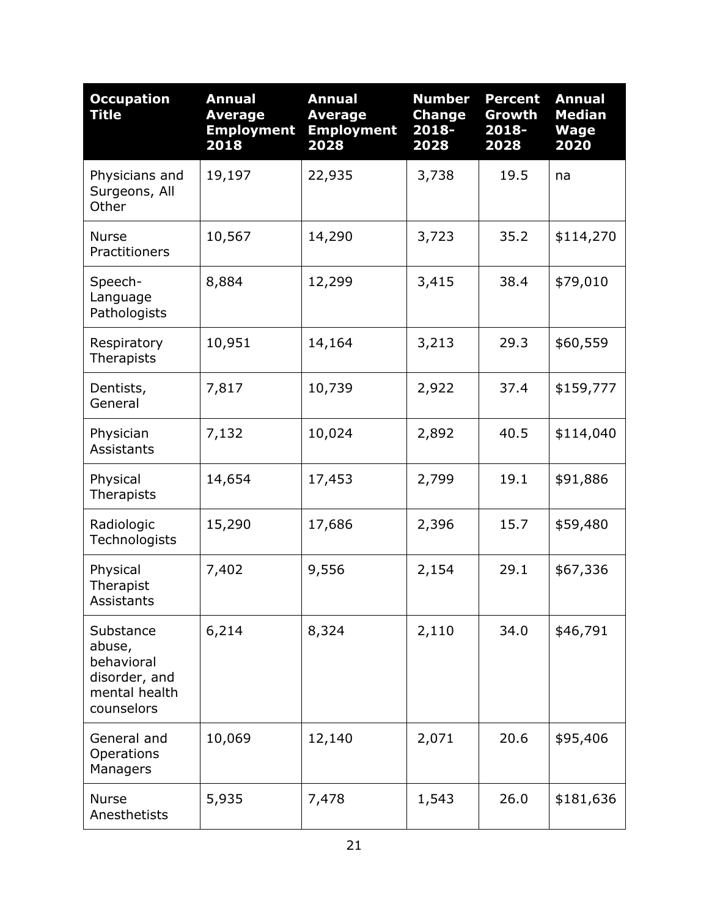| Occupation Title | Annual Average Employment 2018 | Annual Average Employment 2028 | Number Change 2018-2028 | Percent Growth 2018-2028 | Annual Median Wage 2020 |
|---|---|---|---|---|---|
| Physicians and Surgeons, All Other | 19,197 | 22,935 | 3,738 | 19.5 | na |
| Nurse Practitioners | 10,567 | 14,290 | 3,723 | 35.2 | $114,270 |
| Speech-Language Pathologists | 8,884 | 12,299 | 3,415 | 38.4 | $79,010 |
| Respiratory Therapists | 10,951 | 14,164 | 3,213 | 29.3 | $60,559 |
| Dentists, General | 7,817 | 10,739 | 2,922 | 37.4 | $159,777 |
| Physician Assistants | 7,132 | 10,024 | 2,892 | 40.5 | $114,040 |
| Physical Therapists | 14,654 | 17,453 | 2,799 | 19.1 | $91,886 |
| Radiologic Technologists | 15,290 | 17,686 | 2,396 | 15.7 | $59,480 |
| Physical Therapist Assistants | 7,402 | 9,556 | 2,154 | 29.1 | $67,336 |
| Substance abuse, behavioral disorder, and mental health counselors | 6,214 | 8,324 | 2,110 | 34.0 | $46,791 |
| General and Operations Managers | 10,069 | 12,140 | 2,071 | 20.6 | $95,406 |
| Nurse Anesthetists | 5,935 | 7,478 | 1,543 | 26.0 | $181,636 |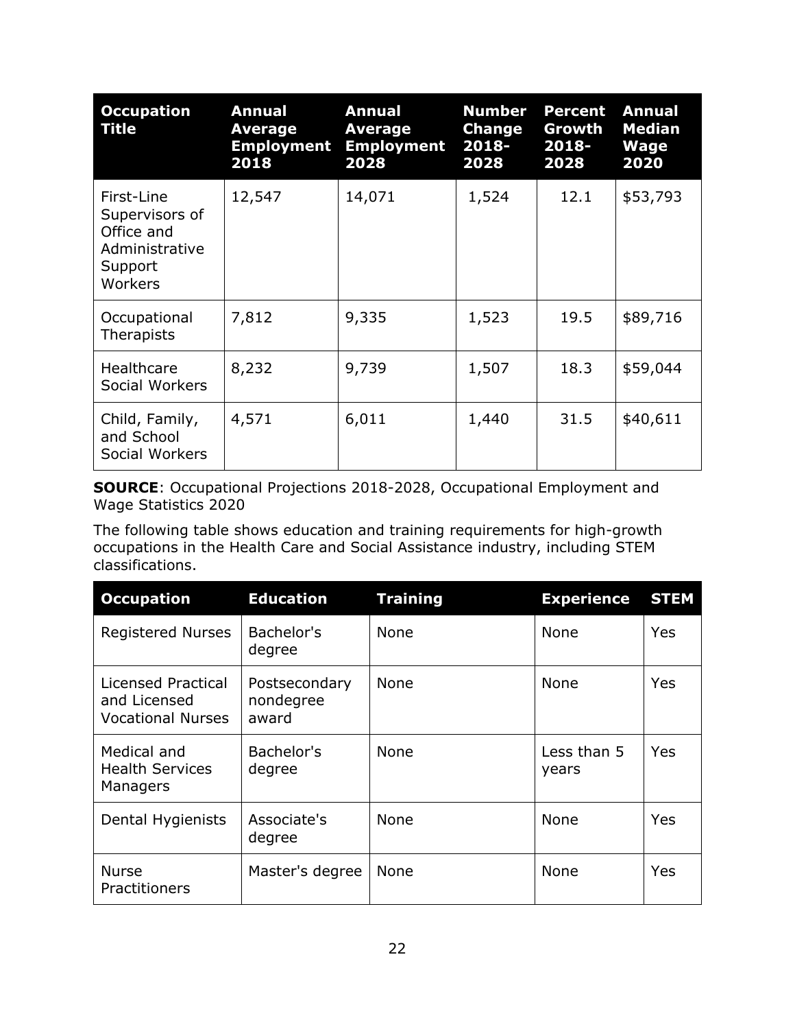| Occupation Title | Annual Average Employment 2018 | Annual Average Employment 2028 | Number Change 2018-2028 | Percent Growth 2018-2028 | Annual Median Wage 2020 |
|---|---|---|---|---|---|
| First-Line Supervisors of Office and Administrative Support Workers | 12,547 | 14,071 | 1,524 | 12.1 | $53,793 |
| Occupational Therapists | 7,812 | 9,335 | 1,523 | 19.5 | $89,716 |
| Healthcare Social Workers | 8,232 | 9,739 | 1,507 | 18.3 | $59,044 |
| Child, Family, and School Social Workers | 4,571 | 6,011 | 1,440 | 31.5 | $40,611 |

**SOURCE**: Occupational Projections 2018-2028, Occupational Employment and Wage Statistics 2020

The following table shows education and training requirements for high-growth occupations in the Health Care and Social Assistance industry, including STEM classifications.

| Occupation | Education | Training | Experience | STEM |
|---|---|---|---|---|
| Registered Nurses | Bachelor's degree | None | None | Yes |
| Licensed Practical and Licensed Vocational Nurses | Postsecondary nondegree award | None | None | Yes |
| Medical and Health Services Managers | Bachelor's degree | None | Less than 5 years | Yes |
| Dental Hygienists | Associate's degree | None | None | Yes |
| Nurse Practitioners | Master's degree | None | None | Yes |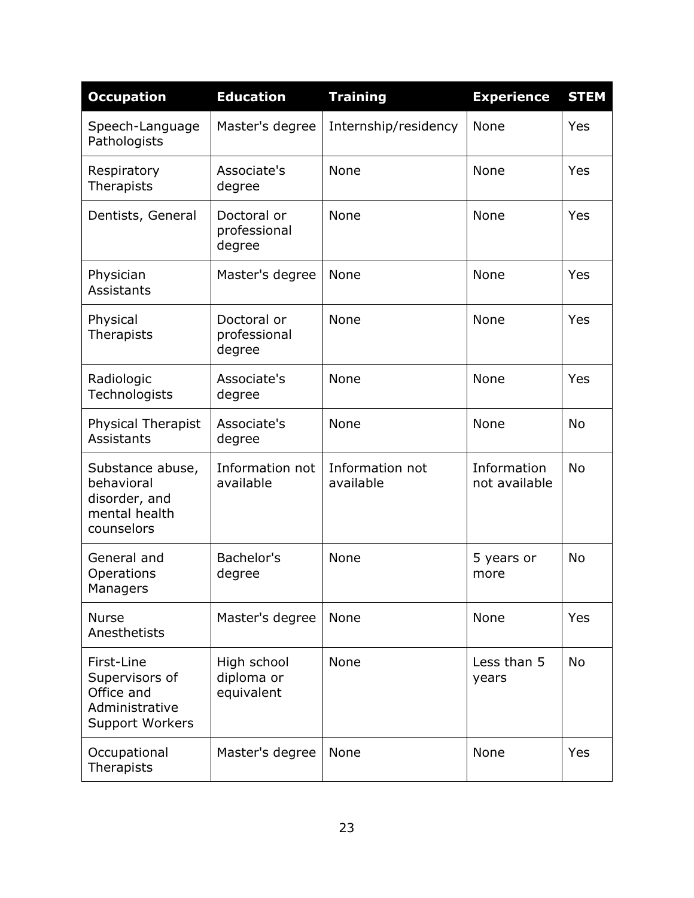| Occupation | Education | Training | Experience | STEM |
| --- | --- | --- | --- | --- |
| Speech-Language Pathologists | Master's degree | Internship/residency | None | Yes |
| Respiratory Therapists | Associate's degree | None | None | Yes |
| Dentists, General | Doctoral or professional degree | None | None | Yes |
| Physician Assistants | Master's degree | None | None | Yes |
| Physical Therapists | Doctoral or professional degree | None | None | Yes |
| Radiologic Technologists | Associate's degree | None | None | Yes |
| Physical Therapist Assistants | Associate's degree | None | None | No |
| Substance abuse, behavioral disorder, and mental health counselors | Information not available | Information not available | Information not available | No |
| General and Operations Managers | Bachelor's degree | None | 5 years or more | No |
| Nurse Anesthetists | Master's degree | None | None | Yes |
| First-Line Supervisors of Office and Administrative Support Workers | High school diploma or equivalent | None | Less than 5 years | No |
| Occupational Therapists | Master's degree | None | None | Yes |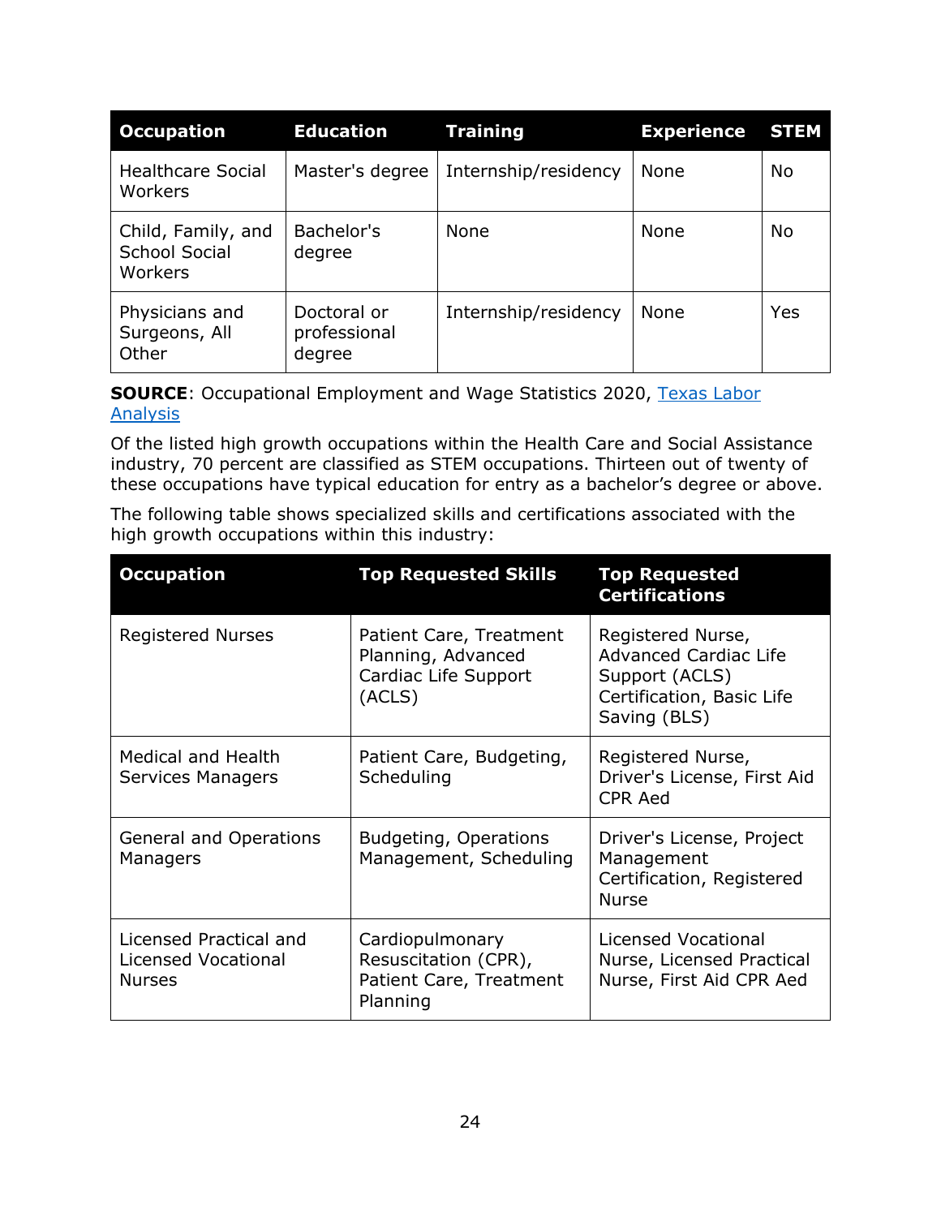| Occupation | Education | Training | Experience | STEM |
|---|---|---|---|---|
| Healthcare Social Workers | Master's degree | Internship/residency | None | No |
| Child, Family, and School Social Workers | Bachelor's degree | None | None | No |
| Physicians and Surgeons, All Other | Doctoral or professional degree | Internship/residency | None | Yes |

**SOURCE**: Occupational Employment and Wage Statistics 2020, [Texas Labor Analysis]()

Of the listed high growth occupations within the Health Care and Social Assistance industry, 70 percent are classified as STEM occupations. Thirteen out of twenty of these occupations have typical education for entry as a bachelor's degree or above.

The following table shows specialized skills and certifications associated with the high growth occupations within this industry:

| Occupation | Top Requested Skills | Top Requested Certifications |
|---|---|---|
| Registered Nurses | Patient Care, Treatment Planning, Advanced Cardiac Life Support (ACLS) | Registered Nurse, Advanced Cardiac Life Support (ACLS) Certification, Basic Life Saving (BLS) |
| Medical and Health Services Managers | Patient Care, Budgeting, Scheduling | Registered Nurse, Driver's License, First Aid CPR Aed |
| General and Operations Managers | Budgeting, Operations Management, Scheduling | Driver's License, Project Management Certification, Registered Nurse |
| Licensed Practical and Licensed Vocational Nurses | Cardiopulmonary Resuscitation (CPR), Patient Care, Treatment Planning | Licensed Vocational Nurse, Licensed Practical Nurse, First Aid CPR Aed |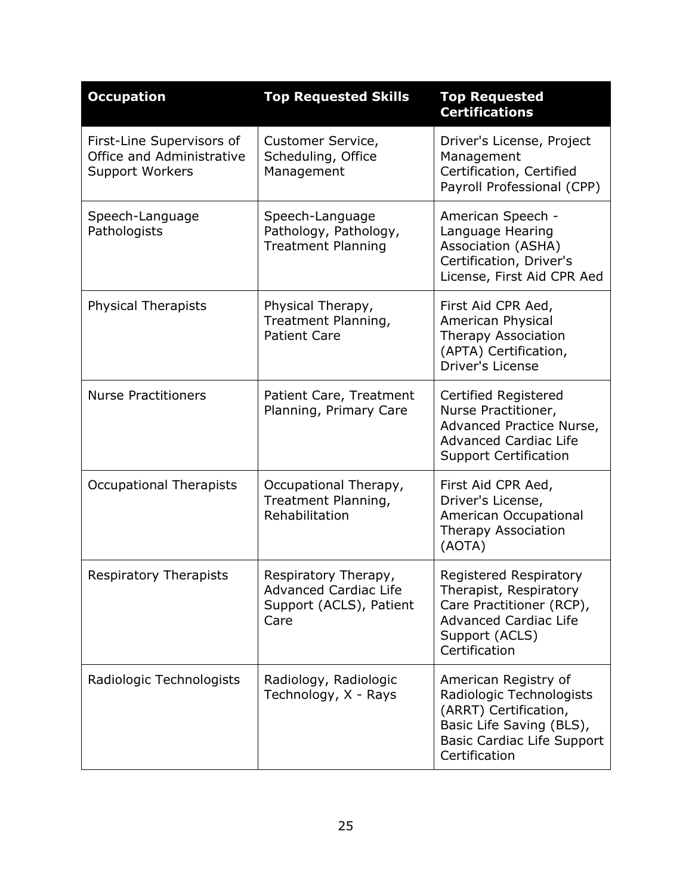| Occupation | Top Requested Skills | Top Requested Certifications |
| --- | --- | --- |
| First-Line Supervisors of Office and Administrative Support Workers | Customer Service, Scheduling, Office Management | Driver's License, Project Management Certification, Certified Payroll Professional (CPP) |
| Speech-Language Pathologists | Speech-Language Pathology, Pathology, Treatment Planning | American Speech - Language Hearing Association (ASHA) Certification, Driver's License, First Aid CPR Aed |
| Physical Therapists | Physical Therapy, Treatment Planning, Patient Care | First Aid CPR Aed, American Physical Therapy Association (APTA) Certification, Driver's License |
| Nurse Practitioners | Patient Care, Treatment Planning, Primary Care | Certified Registered Nurse Practitioner, Advanced Practice Nurse, Advanced Cardiac Life Support Certification |
| Occupational Therapists | Occupational Therapy, Treatment Planning, Rehabilitation | First Aid CPR Aed, Driver's License, American Occupational Therapy Association (AOTA) |
| Respiratory Therapists | Respiratory Therapy, Advanced Cardiac Life Support (ACLS), Patient Care | Registered Respiratory Therapist, Respiratory Care Practitioner (RCP), Advanced Cardiac Life Support (ACLS) Certification |
| Radiologic Technologists | Radiology, Radiologic Technology, X - Rays | American Registry of Radiologic Technologists (ARRT) Certification, Basic Life Saving (BLS), Basic Cardiac Life Support Certification |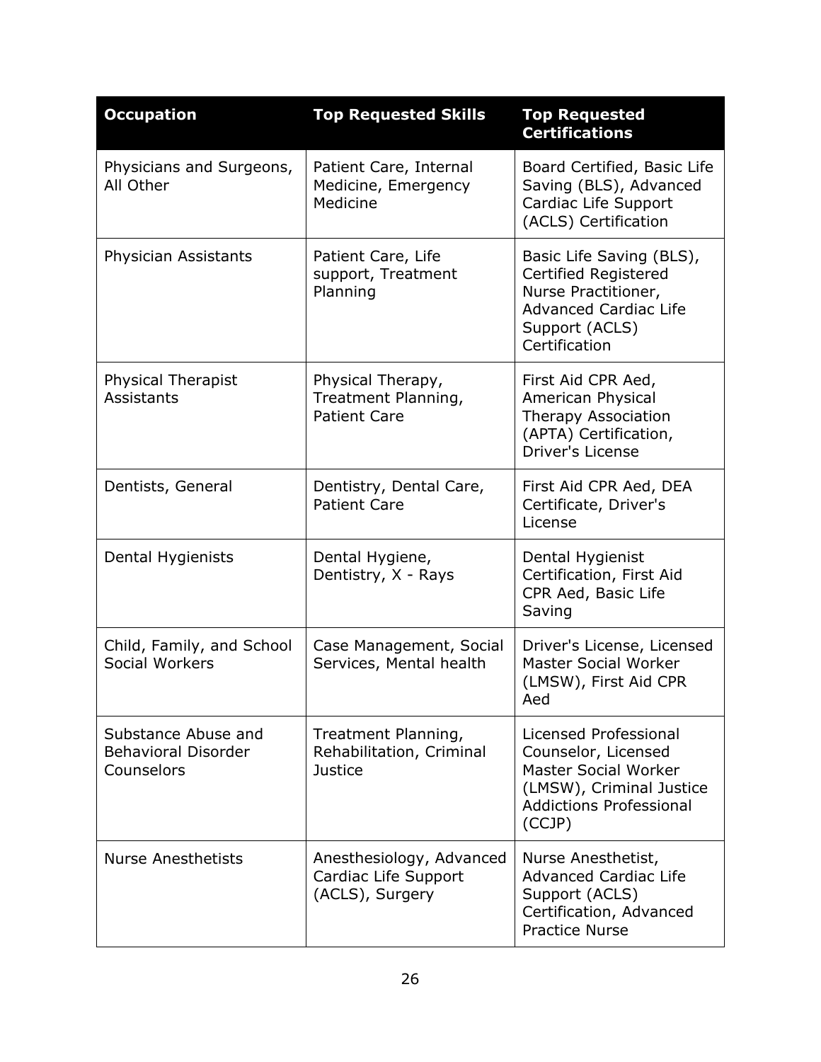| Occupation | Top Requested Skills | Top Requested Certifications |
| --- | --- | --- |
| Physicians and Surgeons, All Other | Patient Care, Internal Medicine, Emergency Medicine | Board Certified, Basic Life Saving (BLS), Advanced Cardiac Life Support (ACLS) Certification |
| Physician Assistants | Patient Care, Life support, Treatment Planning | Basic Life Saving (BLS), Certified Registered Nurse Practitioner, Advanced Cardiac Life Support (ACLS) Certification |
| Physical Therapist Assistants | Physical Therapy, Treatment Planning, Patient Care | First Aid CPR Aed, American Physical Therapy Association (APTA) Certification, Driver's License |
| Dentists, General | Dentistry, Dental Care, Patient Care | First Aid CPR Aed, DEA Certificate, Driver's License |
| Dental Hygienists | Dental Hygiene, Dentistry, X - Rays | Dental Hygienist Certification, First Aid CPR Aed, Basic Life Saving |
| Child, Family, and School Social Workers | Case Management, Social Services, Mental health | Driver's License, Licensed Master Social Worker (LMSW), First Aid CPR Aed |
| Substance Abuse and Behavioral Disorder Counselors | Treatment Planning, Rehabilitation, Criminal Justice | Licensed Professional Counselor, Licensed Master Social Worker (LMSW), Criminal Justice Addictions Professional (CCJP) |
| Nurse Anesthetists | Anesthesiology, Advanced Cardiac Life Support (ACLS), Surgery | Nurse Anesthetist, Advanced Cardiac Life Support (ACLS) Certification, Advanced Practice Nurse |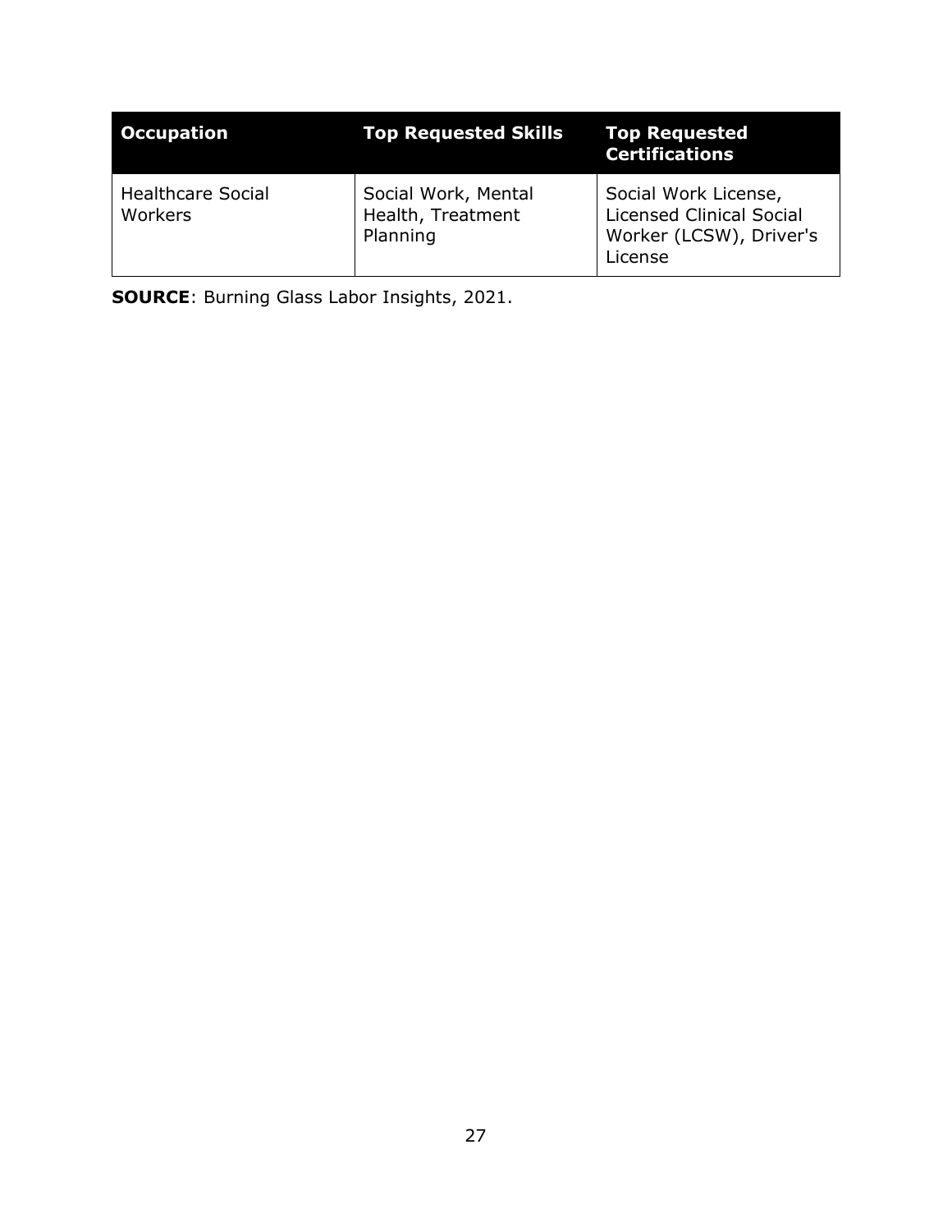| Occupation | Top Requested Skills | Top Requested Certifications |
| --- | --- | --- |
| Healthcare Social Workers | Social Work, Mental Health, Treatment Planning | Social Work License, Licensed Clinical Social Worker (LCSW), Driver's License |

**SOURCE**: Burning Glass Labor Insights, 2021.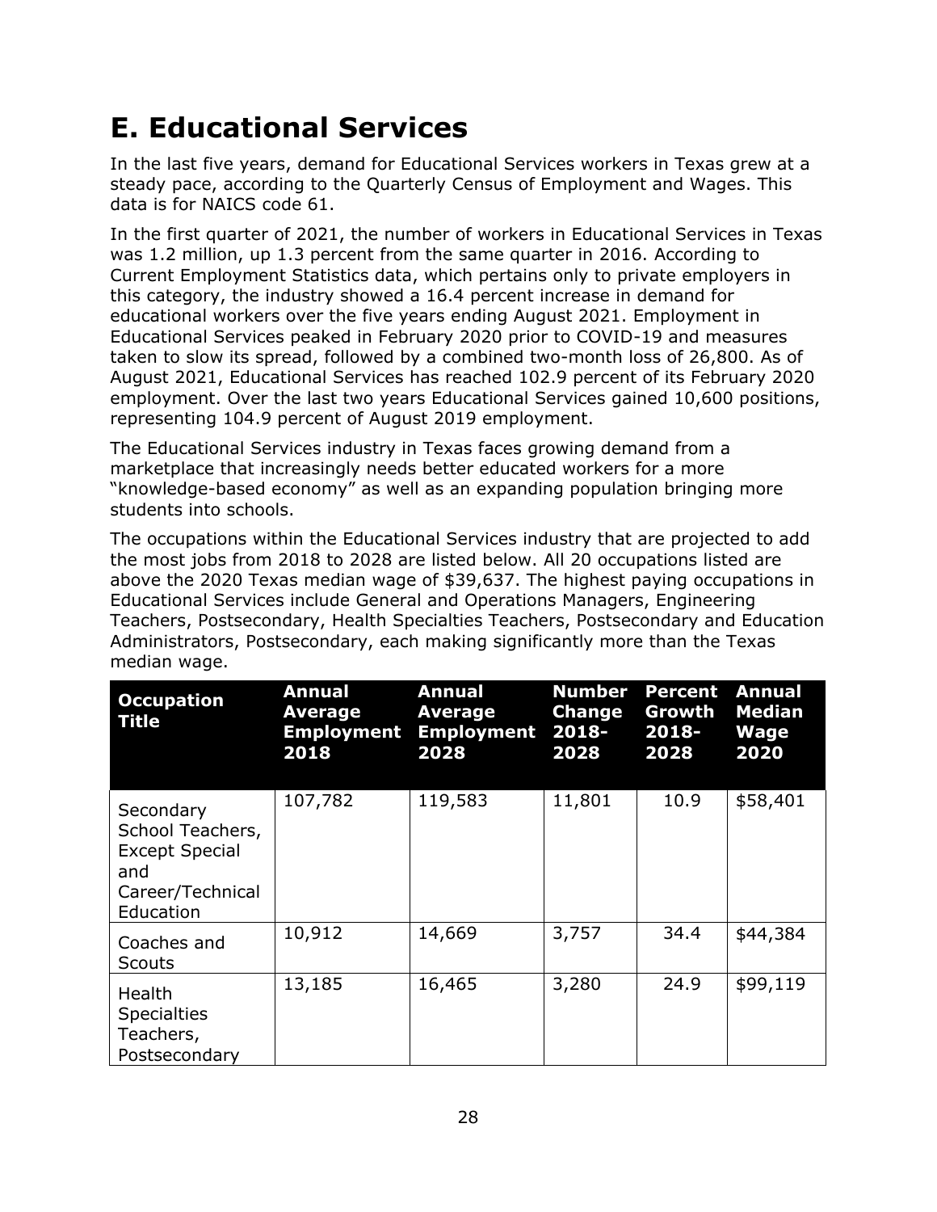## E. Educational Services

In the last five years, demand for Educational Services workers in Texas grew at a steady pace, according to the Quarterly Census of Employment and Wages. This data is for NAICS code 61.

In the first quarter of 2021, the number of workers in Educational Services in Texas was 1.2 million, up 1.3 percent from the same quarter in 2016. According to Current Employment Statistics data, which pertains only to private employers in this category, the industry showed a 16.4 percent increase in demand for educational workers over the five years ending August 2021. Employment in Educational Services peaked in February 2020 prior to COVID-19 and measures taken to slow its spread, followed by a combined two-month loss of 26,800. As of August 2021, Educational Services has reached 102.9 percent of its February 2020 employment. Over the last two years Educational Services gained 10,600 positions, representing 104.9 percent of August 2019 employment.

The Educational Services industry in Texas faces growing demand from a marketplace that increasingly needs better educated workers for a more "knowledge-based economy" as well as an expanding population bringing more students into schools.

The occupations within the Educational Services industry that are projected to add the most jobs from 2018 to 2028 are listed below. All 20 occupations listed are above the 2020 Texas median wage of $39,637. The highest paying occupations in Educational Services include General and Operations Managers, Engineering Teachers, Postsecondary, Health Specialties Teachers, Postsecondary and Education Administrators, Postsecondary, each making significantly more than the Texas median wage.

| Occupation Title | Annual Average Employment 2018 | Annual Average Employment 2028 | Number Change 2018-2028 | Percent Growth 2018-2028 | Annual Median Wage 2020 |
|---|---|---|---|---|---|
| Secondary School Teachers, Except Special and Career/Technical Education | 107,782 | 119,583 | 11,801 | 10.9 | $58,401 |
| Coaches and Scouts | 10,912 | 14,669 | 3,757 | 34.4 | $44,384 |
| Health Specialties Teachers, Postsecondary | 13,185 | 16,465 | 3,280 | 24.9 | $99,119 |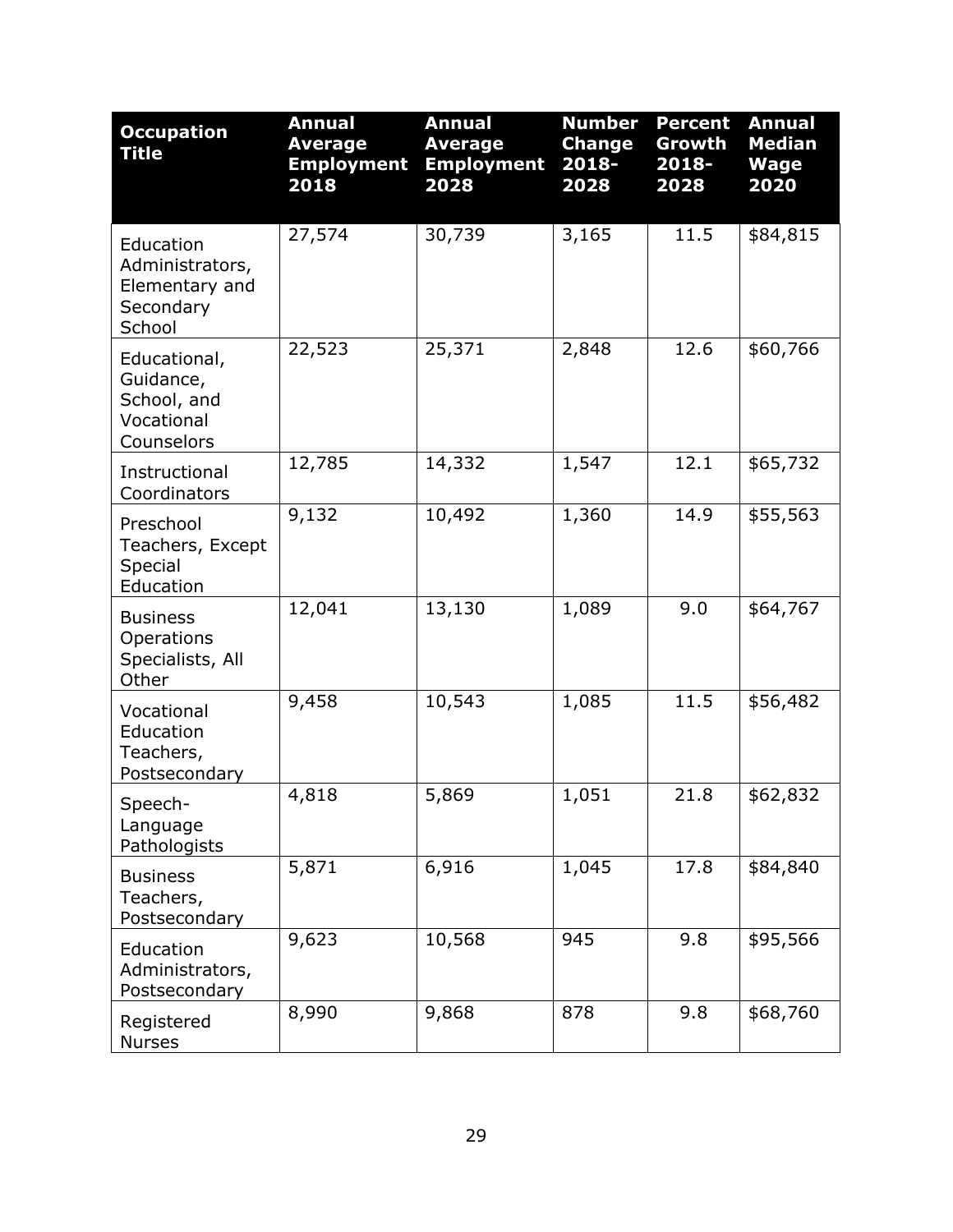| Occupation Title | Annual Average Employment 2018 | Annual Average Employment 2028 | Number Change 2018-2028 | Percent Growth 2018-2028 | Annual Median Wage 2020 |
|---|---|---|---|---|---|
| Education Administrators, Elementary and Secondary School | 27,574 | 30,739 | 3,165 | 11.5 | $84,815 |
| Educational, Guidance, School, and Vocational Counselors | 22,523 | 25,371 | 2,848 | 12.6 | $60,766 |
| Instructional Coordinators | 12,785 | 14,332 | 1,547 | 12.1 | $65,732 |
| Preschool Teachers, Except Special Education | 9,132 | 10,492 | 1,360 | 14.9 | $55,563 |
| Business Operations Specialists, All Other | 12,041 | 13,130 | 1,089 | 9.0 | $64,767 |
| Vocational Education Teachers, Postsecondary | 9,458 | 10,543 | 1,085 | 11.5 | $56,482 |
| Speech-Language Pathologists | 4,818 | 5,869 | 1,051 | 21.8 | $62,832 |
| Business Teachers, Postsecondary | 5,871 | 6,916 | 1,045 | 17.8 | $84,840 |
| Education Administrators, Postsecondary | 9,623 | 10,568 | 945 | 9.8 | $95,566 |
| Registered Nurses | 8,990 | 9,868 | 878 | 9.8 | $68,760 |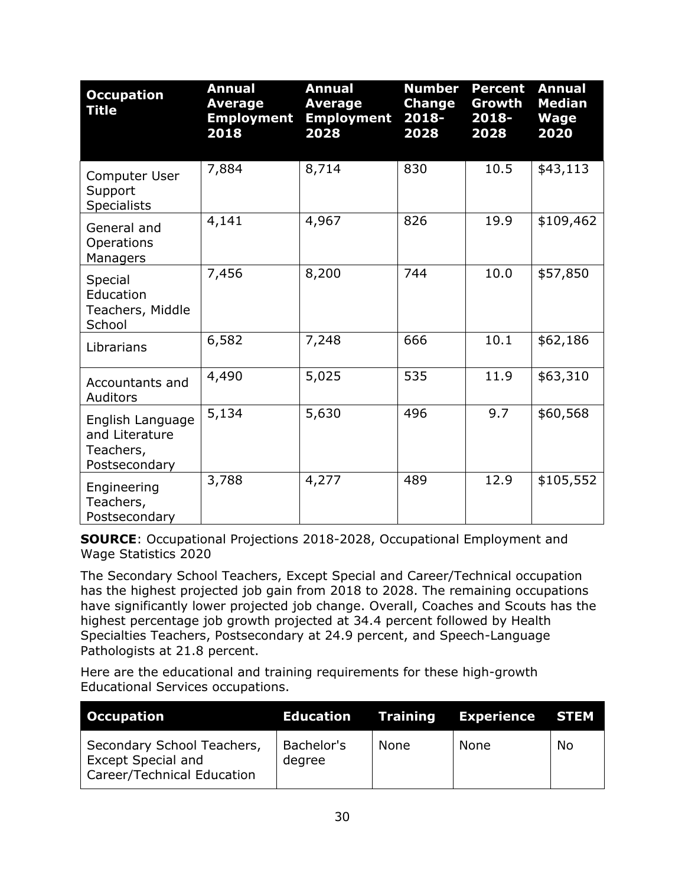| Occupation Title | Annual Average Employment 2018 | Annual Average Employment 2028 | Number Change 2018-2028 | Percent Growth 2018-2028 | Annual Median Wage 2020 |
|---|---|---|---|---|---|
| Computer User Support Specialists | 7,884 | 8,714 | 830 | 10.5 | $43,113 |
| General and Operations Managers | 4,141 | 4,967 | 826 | 19.9 | $109,462 |
| Special Education Teachers, Middle School | 7,456 | 8,200 | 744 | 10.0 | $57,850 |
| Librarians | 6,582 | 7,248 | 666 | 10.1 | $62,186 |
| Accountants and Auditors | 4,490 | 5,025 | 535 | 11.9 | $63,310 |
| English Language and Literature Teachers, Postsecondary | 5,134 | 5,630 | 496 | 9.7 | $60,568 |
| Engineering Teachers, Postsecondary | 3,788 | 4,277 | 489 | 12.9 | $105,552 |

**SOURCE**: Occupational Projections 2018-2028, Occupational Employment and Wage Statistics 2020

The Secondary School Teachers, Except Special and Career/Technical occupation has the highest projected job gain from 2018 to 2028. The remaining occupations have significantly lower projected job change. Overall, Coaches and Scouts has the highest percentage job growth projected at 34.4 percent followed by Health Specialties Teachers, Postsecondary at 24.9 percent, and Speech-Language Pathologists at 21.8 percent.

Here are the educational and training requirements for these high-growth Educational Services occupations.

| Occupation | Education | Training | Experience | STEM |
|---|---|---|---|---|
| Secondary School Teachers, Except Special and Career/Technical Education | Bachelor's degree | None | None | No |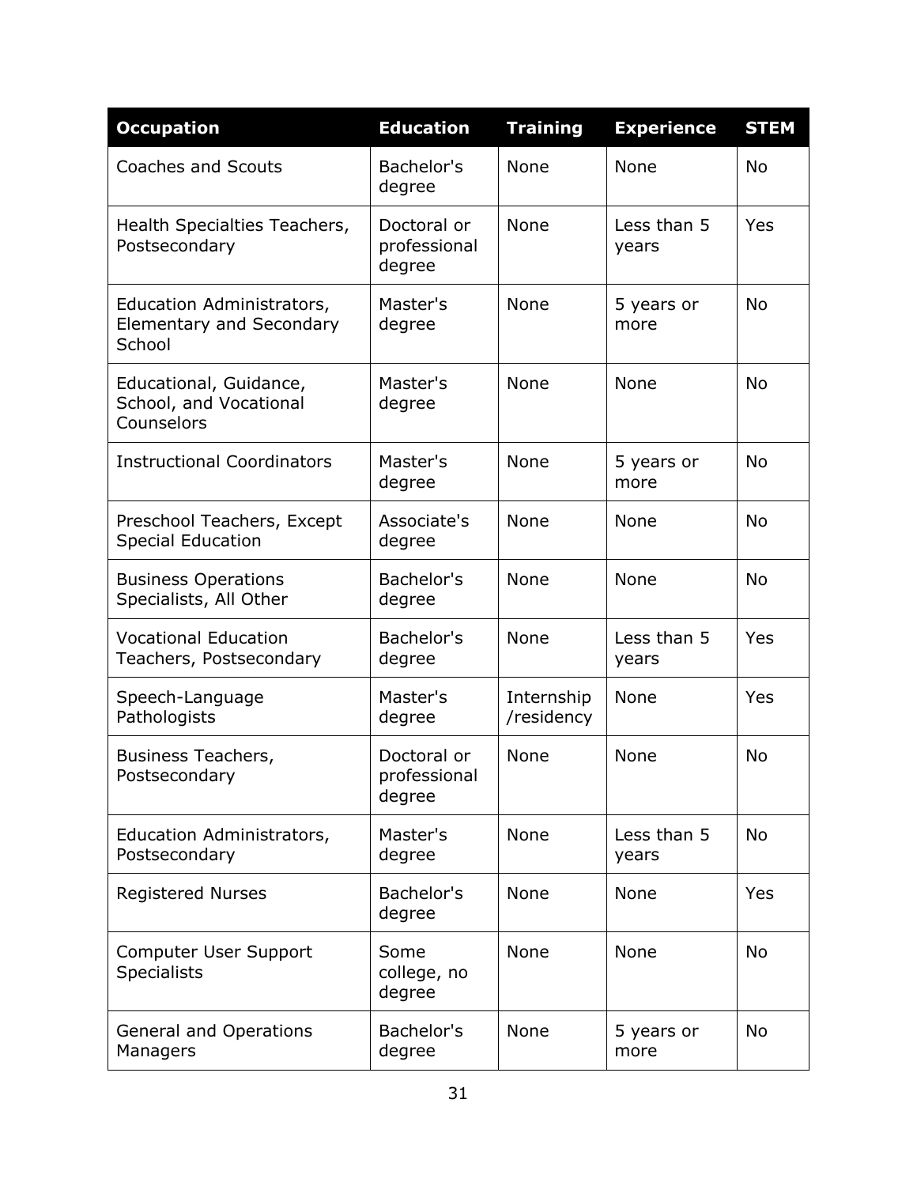| Occupation | Education | Training | Experience | STEM |
|---|---|---|---|---|
| Coaches and Scouts | Bachelor's degree | None | None | No |
| Health Specialties Teachers, Postsecondary | Doctoral or professional degree | None | Less than 5 years | Yes |
| Education Administrators, Elementary and Secondary School | Master's degree | None | 5 years or more | No |
| Educational, Guidance, School, and Vocational Counselors | Master's degree | None | None | No |
| Instructional Coordinators | Master's degree | None | 5 years or more | No |
| Preschool Teachers, Except Special Education | Associate's degree | None | None | No |
| Business Operations Specialists, All Other | Bachelor's degree | None | None | No |
| Vocational Education Teachers, Postsecondary | Bachelor's degree | None | Less than 5 years | Yes |
| Speech-Language Pathologists | Master's degree | Internship/residency | None | Yes |
| Business Teachers, Postsecondary | Doctoral or professional degree | None | None | No |
| Education Administrators, Postsecondary | Master's degree | None | Less than 5 years | No |
| Registered Nurses | Bachelor's degree | None | None | Yes |
| Computer User Support Specialists | Some college, no degree | None | None | No |
| General and Operations Managers | Bachelor's degree | None | 5 years or more | No |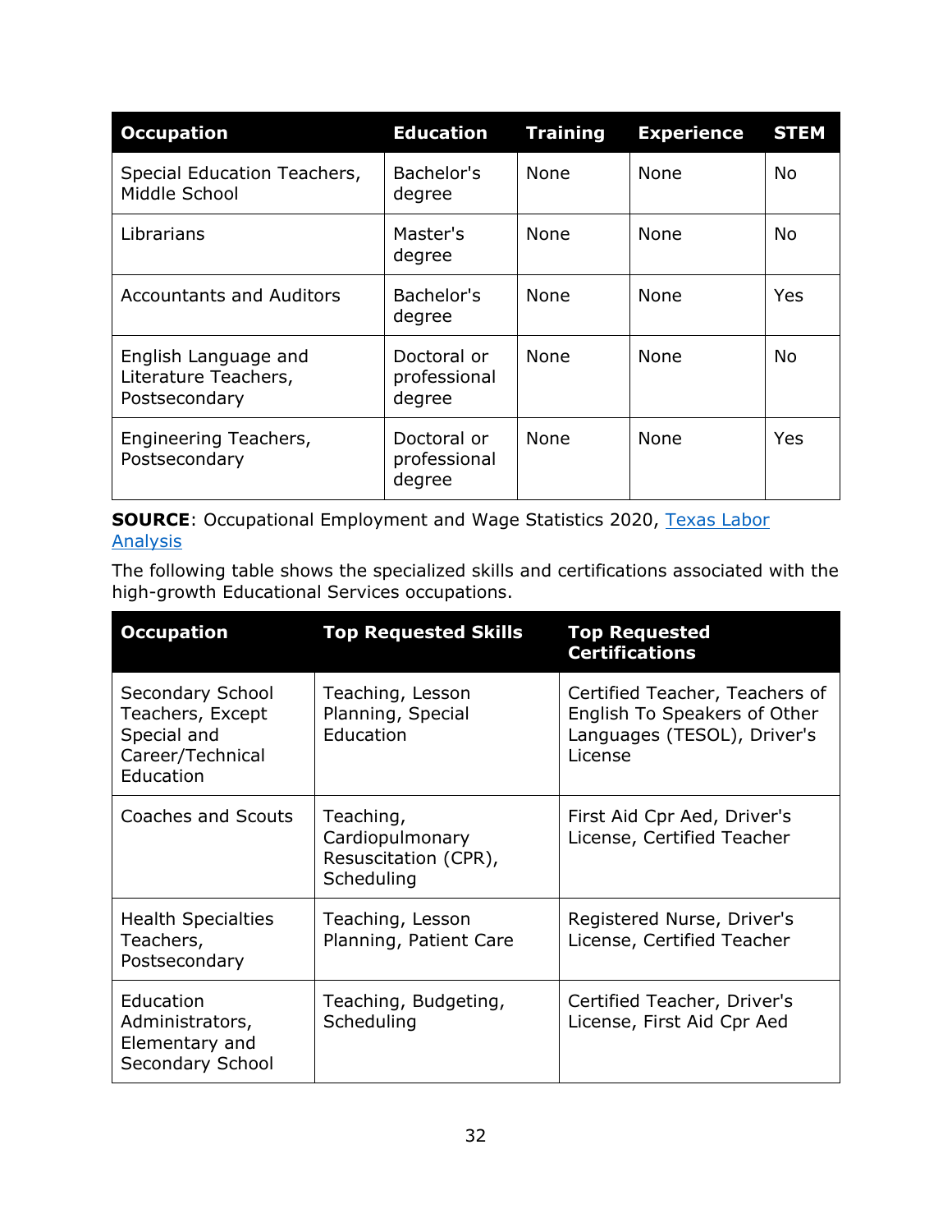| Occupation | Education | Training | Experience | STEM |
| --- | --- | --- | --- | --- |
| Special Education Teachers, Middle School | Bachelor's degree | None | None | No |
| Librarians | Master's degree | None | None | No |
| Accountants and Auditors | Bachelor's degree | None | None | Yes |
| English Language and Literature Teachers, Postsecondary | Doctoral or professional degree | None | None | No |
| Engineering Teachers, Postsecondary | Doctoral or professional degree | None | None | Yes |

**SOURCE**: Occupational Employment and Wage Statistics 2020, Texas Labor Analysis

The following table shows the specialized skills and certifications associated with the high-growth Educational Services occupations.

| Occupation | Top Requested Skills | Top Requested Certifications |
| --- | --- | --- |
| Secondary School Teachers, Except Special and Career/Technical Education | Teaching, Lesson Planning, Special Education | Certified Teacher, Teachers of English To Speakers of Other Languages (TESOL), Driver's License |
| Coaches and Scouts | Teaching, Cardiopulmonary Resuscitation (CPR), Scheduling | First Aid Cpr Aed, Driver's License, Certified Teacher |
| Health Specialties Teachers, Postsecondary | Teaching, Lesson Planning, Patient Care | Registered Nurse, Driver's License, Certified Teacher |
| Education Administrators, Elementary and Secondary School | Teaching, Budgeting, Scheduling | Certified Teacher, Driver's License, First Aid Cpr Aed |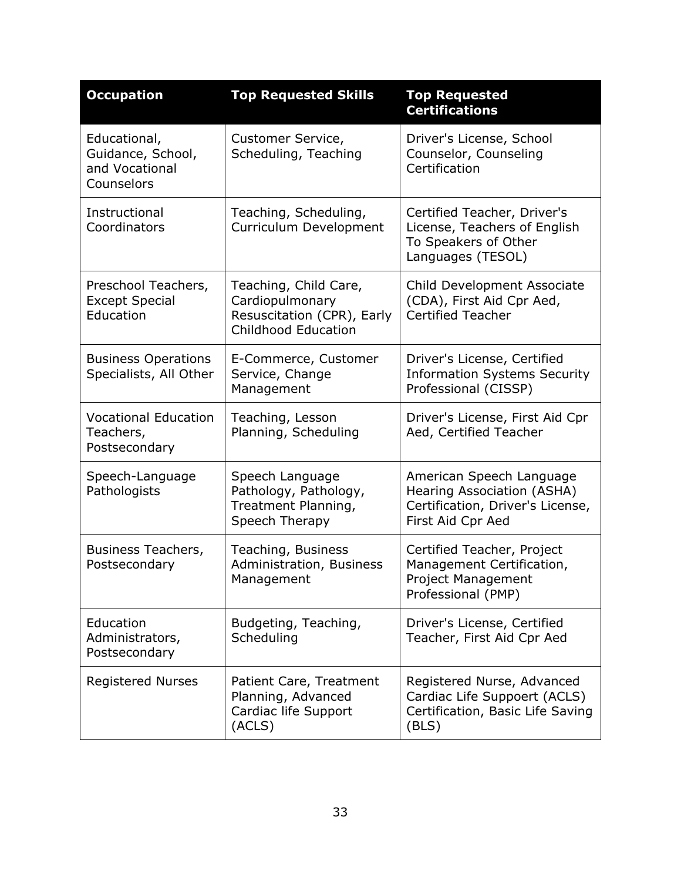| Occupation | Top Requested Skills | Top Requested Certifications |
| --- | --- | --- |
| Educational, Guidance, School, and Vocational Counselors | Customer Service, Scheduling, Teaching | Driver's License, School Counselor, Counseling Certification |
| Instructional Coordinators | Teaching, Scheduling, Curriculum Development | Certified Teacher, Driver's License, Teachers of English To Speakers of Other Languages (TESOL) |
| Preschool Teachers, Except Special Education | Teaching, Child Care, Cardiopulmonary Resuscitation (CPR), Early Childhood Education | Child Development Associate (CDA), First Aid Cpr Aed, Certified Teacher |
| Business Operations Specialists, All Other | E-Commerce, Customer Service, Change Management | Driver's License, Certified Information Systems Security Professional (CISSP) |
| Vocational Education Teachers, Postsecondary | Teaching, Lesson Planning, Scheduling | Driver's License, First Aid Cpr Aed, Certified Teacher |
| Speech-Language Pathologists | Speech Language Pathology, Pathology, Treatment Planning, Speech Therapy | American Speech Language Hearing Association (ASHA) Certification, Driver's License, First Aid Cpr Aed |
| Business Teachers, Postsecondary | Teaching, Business Administration, Business Management | Certified Teacher, Project Management Certification, Project Management Professional (PMP) |
| Education Administrators, Postsecondary | Budgeting, Teaching, Scheduling | Driver's License, Certified Teacher, First Aid Cpr Aed |
| Registered Nurses | Patient Care, Treatment Planning, Advanced Cardiac life Support (ACLS) | Registered Nurse, Advanced Cardiac Life Suppoert (ACLS) Certification, Basic Life Saving (BLS) |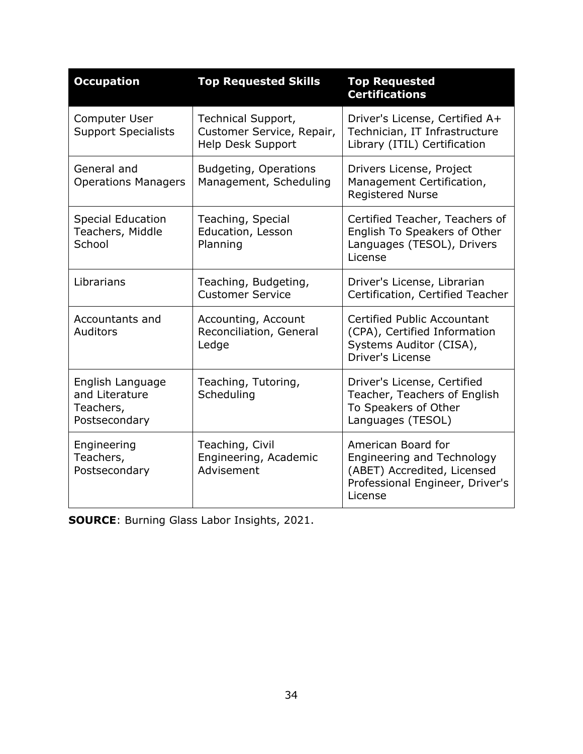| Occupation | Top Requested Skills | Top Requested Certifications |
|---|---|---|
| Computer User Support Specialists | Technical Support, Customer Service, Repair, Help Desk Support | Driver's License, Certified A+ Technician, IT Infrastructure Library (ITIL) Certification |
| General and Operations Managers | Budgeting, Operations Management, Scheduling | Drivers License, Project Management Certification, Registered Nurse |
| Special Education Teachers, Middle School | Teaching, Special Education, Lesson Planning | Certified Teacher, Teachers of English To Speakers of Other Languages (TESOL), Drivers License |
| Librarians | Teaching, Budgeting, Customer Service | Driver's License, Librarian Certification, Certified Teacher |
| Accountants and Auditors | Accounting, Account Reconciliation, General Ledge | Certified Public Accountant (CPA), Certified Information Systems Auditor (CISA), Driver's License |
| English Language and Literature Teachers, Postsecondary | Teaching, Tutoring, Scheduling | Driver's License, Certified Teacher, Teachers of English To Speakers of Other Languages (TESOL) |
| Engineering Teachers, Postsecondary | Teaching, Civil Engineering, Academic Advisement | American Board for Engineering and Technology (ABET) Accredited, Licensed Professional Engineer, Driver's License |

**SOURCE**: Burning Glass Labor Insights, 2021.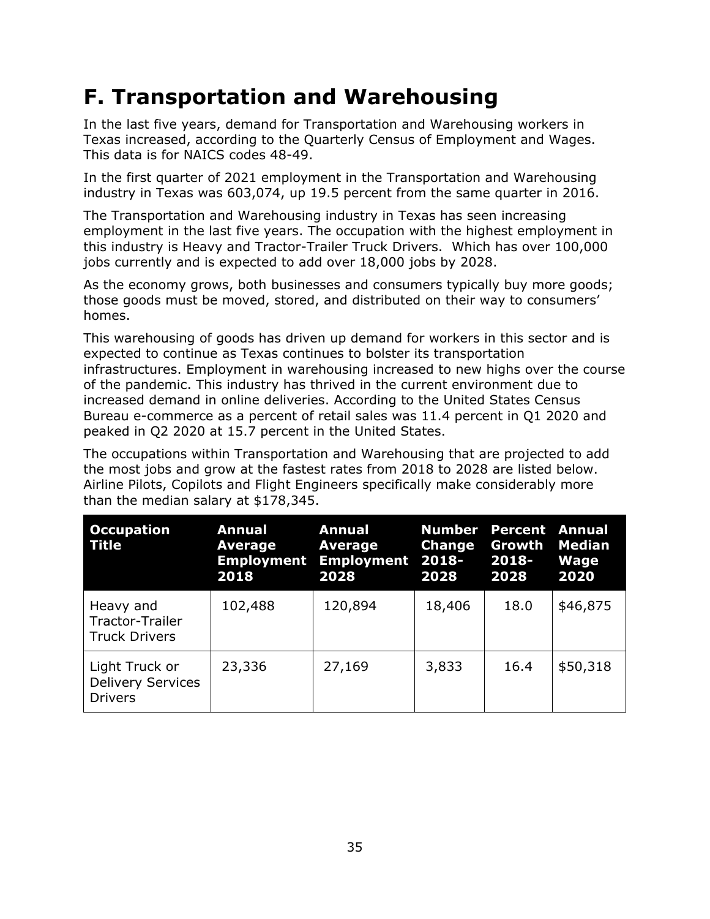# F. Transportation and Warehousing

In the last five years, demand for Transportation and Warehousing workers in Texas increased, according to the Quarterly Census of Employment and Wages. This data is for NAICS codes 48-49.

In the first quarter of 2021 employment in the Transportation and Warehousing industry in Texas was 603,074, up 19.5 percent from the same quarter in 2016.

The Transportation and Warehousing industry in Texas has seen increasing employment in the last five years. The occupation with the highest employment in this industry is Heavy and Tractor-Trailer Truck Drivers. Which has over 100,000 jobs currently and is expected to add over 18,000 jobs by 2028.

As the economy grows, both businesses and consumers typically buy more goods; those goods must be moved, stored, and distributed on their way to consumers' homes.

This warehousing of goods has driven up demand for workers in this sector and is expected to continue as Texas continues to bolster its transportation infrastructures. Employment in warehousing increased to new highs over the course of the pandemic. This industry has thrived in the current environment due to increased demand in online deliveries. According to the United States Census Bureau e-commerce as a percent of retail sales was 11.4 percent in Q1 2020 and peaked in Q2 2020 at 15.7 percent in the United States.

The occupations within Transportation and Warehousing that are projected to add the most jobs and grow at the fastest rates from 2018 to 2028 are listed below. Airline Pilots, Copilots and Flight Engineers specifically make considerably more than the median salary at $178,345.

| Occupation Title | Annual Average Employment 2018 | Annual Average Employment 2028 | Number Change 2018-2028 | Percent Growth 2018-2028 | Annual Median Wage 2020 |
|---|---|---|---|---|---|
| Heavy and Tractor-Trailer Truck Drivers | 102,488 | 120,894 | 18,406 | 18.0 | $46,875 |
| Light Truck or Delivery Services Drivers | 23,336 | 27,169 | 3,833 | 16.4 | $50,318 |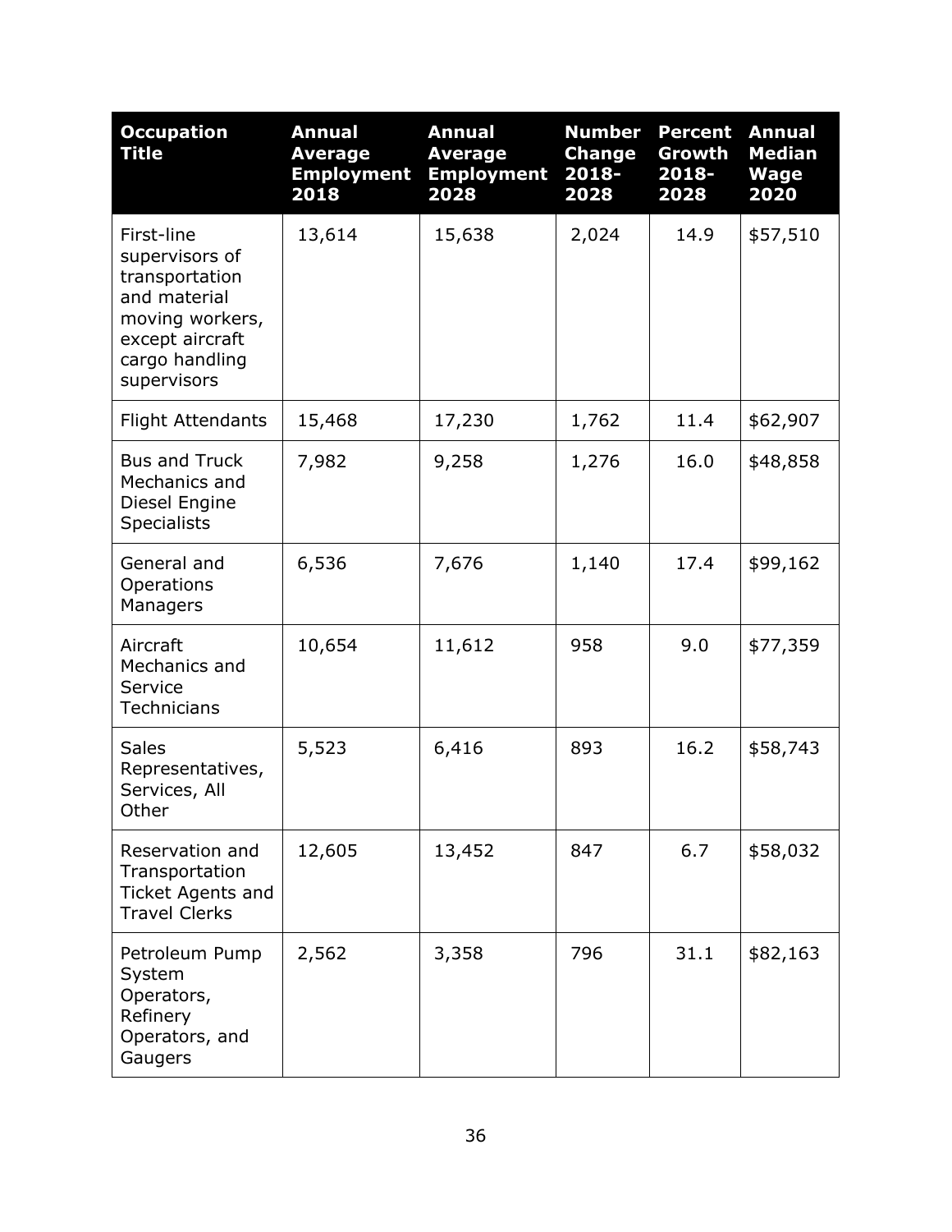| Occupation Title | Annual Average Employment 2018 | Annual Average Employment 2028 | Number Change 2018-2028 | Percent Growth 2018-2028 | Annual Median Wage 2020 |
|---|---|---|---|---|---|
| First-line supervisors of transportation and material moving workers, except aircraft cargo handling supervisors | 13,614 | 15,638 | 2,024 | 14.9 | $57,510 |
| Flight Attendants | 15,468 | 17,230 | 1,762 | 11.4 | $62,907 |
| Bus and Truck Mechanics and Diesel Engine Specialists | 7,982 | 9,258 | 1,276 | 16.0 | $48,858 |
| General and Operations Managers | 6,536 | 7,676 | 1,140 | 17.4 | $99,162 |
| Aircraft Mechanics and Service Technicians | 10,654 | 11,612 | 958 | 9.0 | $77,359 |
| Sales Representatives, Services, All Other | 5,523 | 6,416 | 893 | 16.2 | $58,743 |
| Reservation and Transportation Ticket Agents and Travel Clerks | 12,605 | 13,452 | 847 | 6.7 | $58,032 |
| Petroleum Pump System Operators, Refinery Operators, and Gaugers | 2,562 | 3,358 | 796 | 31.1 | $82,163 |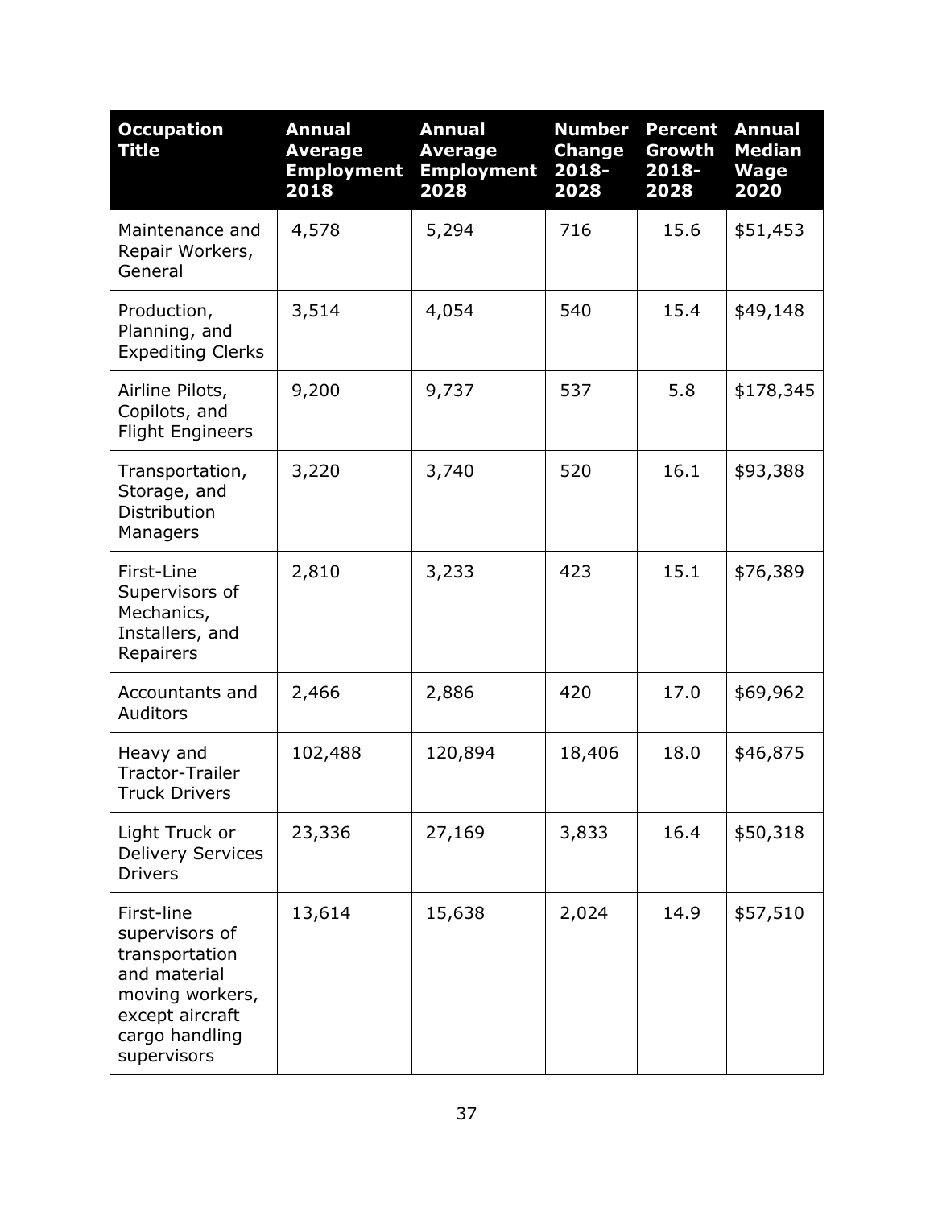| Occupation Title | Annual Average Employment 2018 | Annual Average Employment 2028 | Number Change 2018-2028 | Percent Growth 2018-2028 | Annual Median Wage 2020 |
|---|---|---|---|---|---|
| Maintenance and Repair Workers, General | 4,578 | 5,294 | 716 | 15.6 | $51,453 |
| Production, Planning, and Expediting Clerks | 3,514 | 4,054 | 540 | 15.4 | $49,148 |
| Airline Pilots, Copilots, and Flight Engineers | 9,200 | 9,737 | 537 | 5.8 | $178,345 |
| Transportation, Storage, and Distribution Managers | 3,220 | 3,740 | 520 | 16.1 | $93,388 |
| First-Line Supervisors of Mechanics, Installers, and Repairers | 2,810 | 3,233 | 423 | 15.1 | $76,389 |
| Accountants and Auditors | 2,466 | 2,886 | 420 | 17.0 | $69,962 |
| Heavy and Tractor-Trailer Truck Drivers | 102,488 | 120,894 | 18,406 | 18.0 | $46,875 |
| Light Truck or Delivery Services Drivers | 23,336 | 27,169 | 3,833 | 16.4 | $50,318 |
| First-line supervisors of transportation and material moving workers, except aircraft cargo handling supervisors | 13,614 | 15,638 | 2,024 | 14.9 | $57,510 |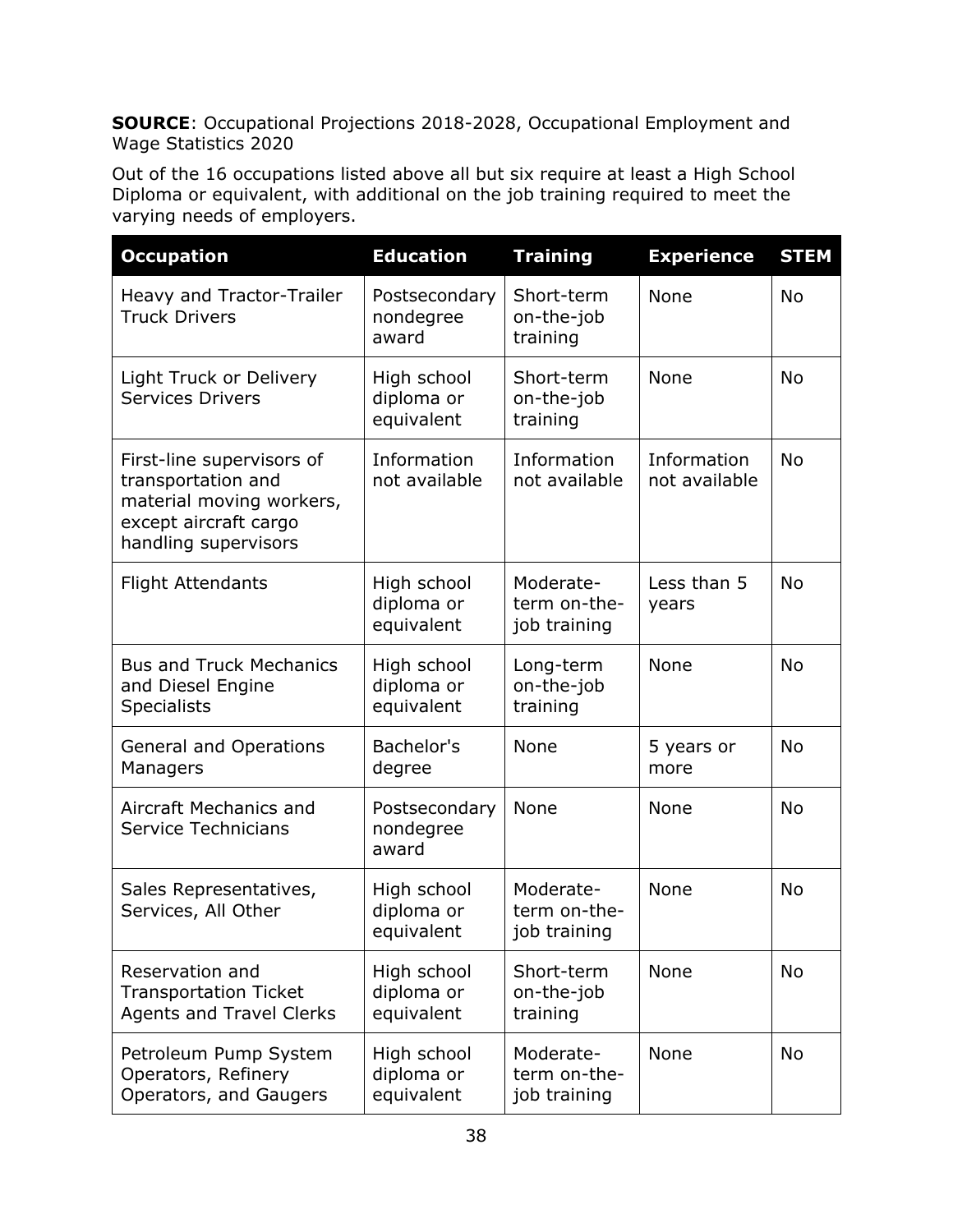**SOURCE**: Occupational Projections 2018-2028, Occupational Employment and Wage Statistics 2020

Out of the 16 occupations listed above all but six require at least a High School Diploma or equivalent, with additional on the job training required to meet the varying needs of employers.

| Occupation | Education | Training | Experience | STEM |
|---|---|---|---|---|
| Heavy and Tractor-Trailer Truck Drivers | Postsecondary nondegree award | Short-term on-the-job training | None | No |
| Light Truck or Delivery Services Drivers | High school diploma or equivalent | Short-term on-the-job training | None | No |
| First-line supervisors of transportation and material moving workers, except aircraft cargo handling supervisors | Information not available | Information not available | Information not available | No |
| Flight Attendants | High school diploma or equivalent | Moderate-term on-the-job training | Less than 5 years | No |
| Bus and Truck Mechanics and Diesel Engine Specialists | High school diploma or equivalent | Long-term on-the-job training | None | No |
| General and Operations Managers | Bachelor's degree | None | 5 years or more | No |
| Aircraft Mechanics and Service Technicians | Postsecondary nondegree award | None | None | No |
| Sales Representatives, Services, All Other | High school diploma or equivalent | Moderate-term on-the-job training | None | No |
| Reservation and Transportation Ticket Agents and Travel Clerks | High school diploma or equivalent | Short-term on-the-job training | None | No |
| Petroleum Pump System Operators, Refinery Operators, and Gaugers | High school diploma or equivalent | Moderate-term on-the-job training | None | No |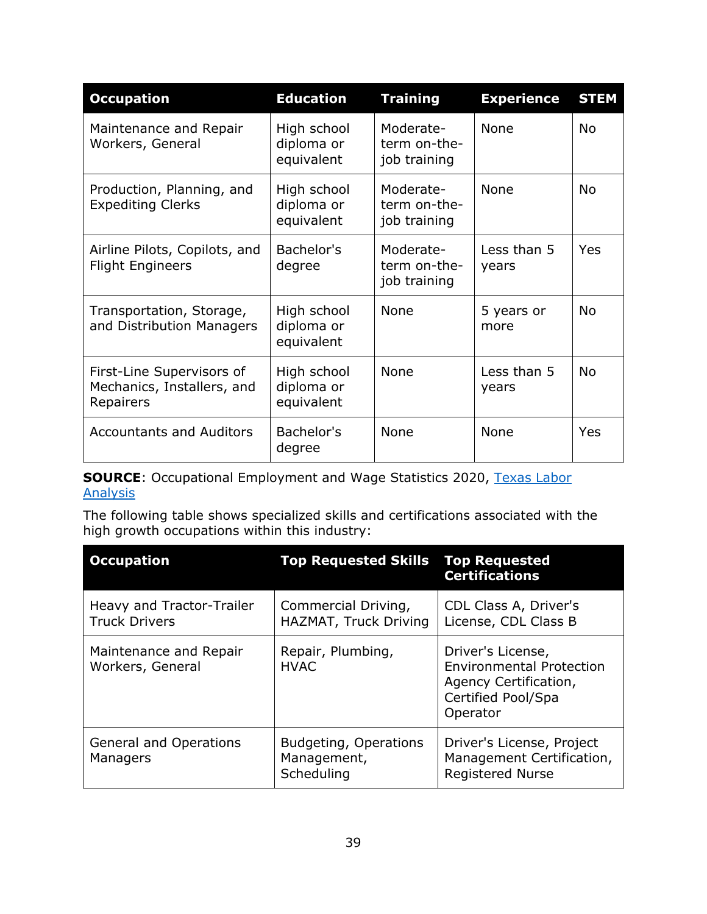| Occupation | Education | Training | Experience | STEM |
| --- | --- | --- | --- | --- |
| Maintenance and Repair Workers, General | High school diploma or equivalent | Moderate-term on-the-job training | None | No |
| Production, Planning, and Expediting Clerks | High school diploma or equivalent | Moderate-term on-the-job training | None | No |
| Airline Pilots, Copilots, and Flight Engineers | Bachelor's degree | Moderate-term on-the-job training | Less than 5 years | Yes |
| Transportation, Storage, and Distribution Managers | High school diploma or equivalent | None | 5 years or more | No |
| First-Line Supervisors of Mechanics, Installers, and Repairers | High school diploma or equivalent | None | Less than 5 years | No |
| Accountants and Auditors | Bachelor's degree | None | None | Yes |

**SOURCE**: Occupational Employment and Wage Statistics 2020, [Texas Labor Analysis]

The following table shows specialized skills and certifications associated with the high growth occupations within this industry:

| Occupation | Top Requested Skills | Top Requested Certifications |
| --- | --- | --- |
| Heavy and Tractor-Trailer Truck Drivers | Commercial Driving, HAZMAT, Truck Driving | CDL Class A, Driver's License, CDL Class B |
| Maintenance and Repair Workers, General | Repair, Plumbing, HVAC | Driver's License, Environmental Protection Agency Certification, Certified Pool/Spa Operator |
| General and Operations Managers | Budgeting, Operations Management, Scheduling | Driver's License, Project Management Certification, Registered Nurse |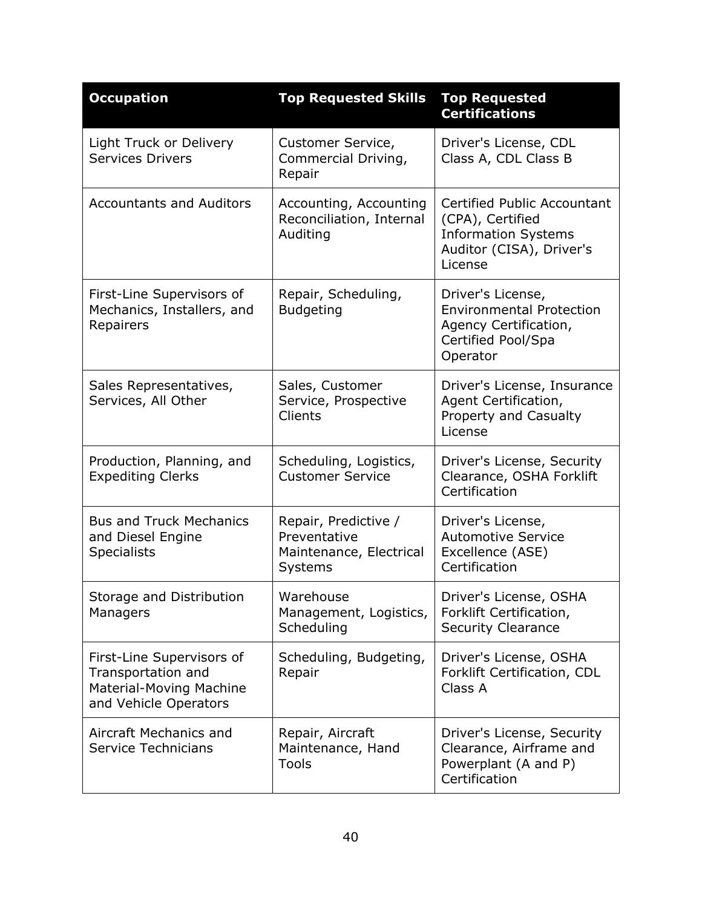| Occupation | Top Requested Skills | Top Requested Certifications |
|---|---|---|
| Light Truck or Delivery Services Drivers | Customer Service, Commercial Driving, Repair | Driver's License, CDL Class A, CDL Class B |
| Accountants and Auditors | Accounting, Accounting Reconciliation, Internal Auditing | Certified Public Accountant (CPA), Certified Information Systems Auditor (CISA), Driver's License |
| First-Line Supervisors of Mechanics, Installers, and Repairers | Repair, Scheduling, Budgeting | Driver's License, Environmental Protection Agency Certification, Certified Pool/Spa Operator |
| Sales Representatives, Services, All Other | Sales, Customer Service, Prospective Clients | Driver's License, Insurance Agent Certification, Property and Casualty License |
| Production, Planning, and Expediting Clerks | Scheduling, Logistics, Customer Service | Driver's License, Security Clearance, OSHA Forklift Certification |
| Bus and Truck Mechanics and Diesel Engine Specialists | Repair, Predictive / Preventative Maintenance, Electrical Systems | Driver's License, Automotive Service Excellence (ASE) Certification |
| Storage and Distribution Managers | Warehouse Management, Logistics, Scheduling | Driver's License, OSHA Forklift Certification, Security Clearance |
| First-Line Supervisors of Transportation and Material-Moving Machine and Vehicle Operators | Scheduling, Budgeting, Repair | Driver's License, OSHA Forklift Certification, CDL Class A |
| Aircraft Mechanics and Service Technicians | Repair, Aircraft Maintenance, Hand Tools | Driver's License, Security Clearance, Airframe and Powerplant (A and P) Certification |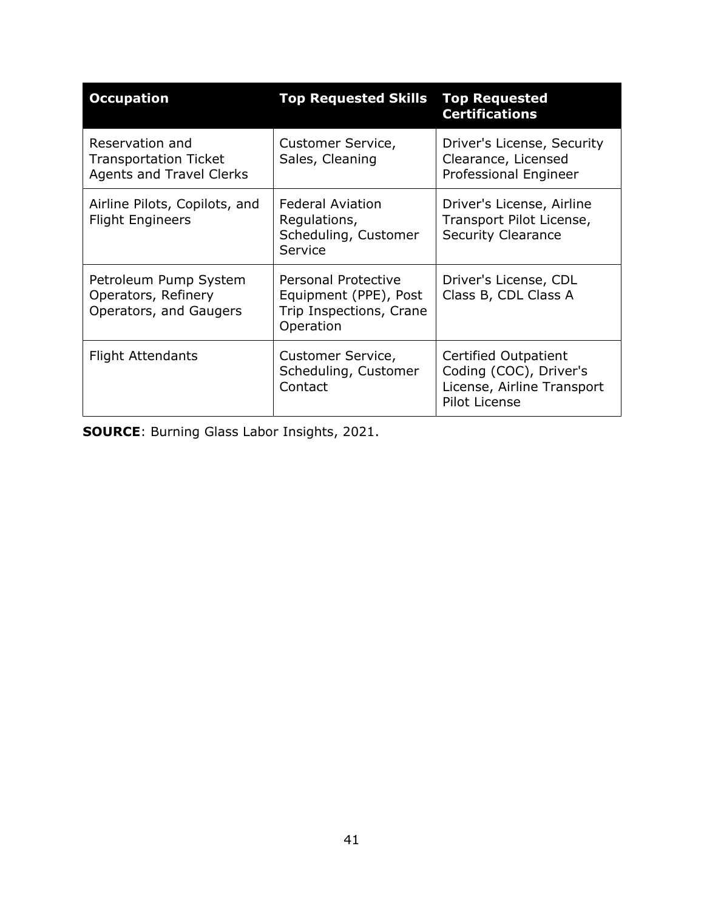| Occupation | Top Requested Skills | Top Requested Certifications |
|---|---|---|
| Reservation and Transportation Ticket Agents and Travel Clerks | Customer Service, Sales, Cleaning | Driver's License, Security Clearance, Licensed Professional Engineer |
| Airline Pilots, Copilots, and Flight Engineers | Federal Aviation Regulations, Scheduling, Customer Service | Driver's License, Airline Transport Pilot License, Security Clearance |
| Petroleum Pump System Operators, Refinery Operators, and Gaugers | Personal Protective Equipment (PPE), Post Trip Inspections, Crane Operation | Driver's License, CDL Class B, CDL Class A |
| Flight Attendants | Customer Service, Scheduling, Customer Contact | Certified Outpatient Coding (COC), Driver's License, Airline Transport Pilot License |

**SOURCE**: Burning Glass Labor Insights, 2021.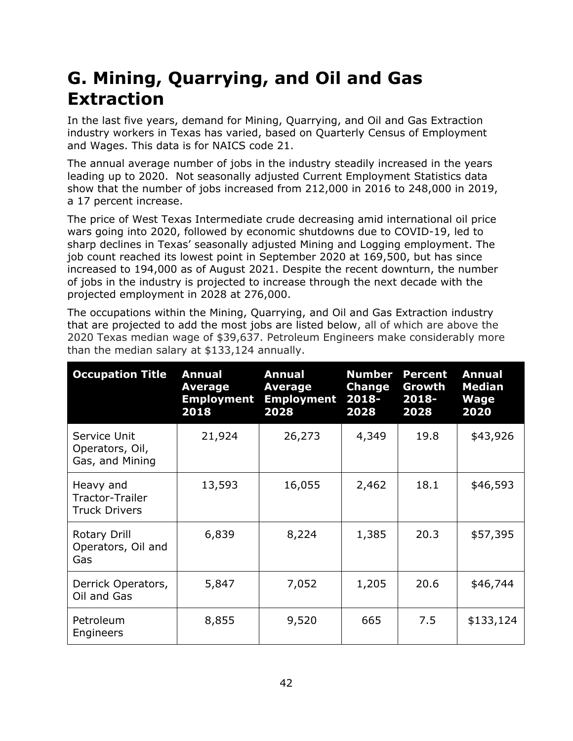## G. Mining, Quarrying, and Oil and Gas Extraction

In the last five years, demand for Mining, Quarrying, and Oil and Gas Extraction industry workers in Texas has varied, based on Quarterly Census of Employment and Wages. This data is for NAICS code 21.

The annual average number of jobs in the industry steadily increased in the years leading up to 2020. Not seasonally adjusted Current Employment Statistics data show that the number of jobs increased from 212,000 in 2016 to 248,000 in 2019, a 17 percent increase.

The price of West Texas Intermediate crude decreasing amid international oil price wars going into 2020, followed by economic shutdowns due to COVID-19, led to sharp declines in Texas' seasonally adjusted Mining and Logging employment. The job count reached its lowest point in September 2020 at 169,500, but has since increased to 194,000 as of August 2021. Despite the recent downturn, the number of jobs in the industry is projected to increase through the next decade with the projected employment in 2028 at 276,000.

The occupations within the Mining, Quarrying, and Oil and Gas Extraction industry that are projected to add the most jobs are listed below, all of which are above the 2020 Texas median wage of $39,637. Petroleum Engineers make considerably more than the median salary at $133,124 annually.

| Occupation Title | Annual Average Employment 2018 | Annual Average Employment 2028 | Number Change 2018-2028 | Percent Growth 2018-2028 | Annual Median Wage 2020 |
|---|---|---|---|---|---|
| Service Unit Operators, Oil, Gas, and Mining | 21,924 | 26,273 | 4,349 | 19.8 | $43,926 |
| Heavy and Tractor-Trailer Truck Drivers | 13,593 | 16,055 | 2,462 | 18.1 | $46,593 |
| Rotary Drill Operators, Oil and Gas | 6,839 | 8,224 | 1,385 | 20.3 | $57,395 |
| Derrick Operators, Oil and Gas | 5,847 | 7,052 | 1,205 | 20.6 | $46,744 |
| Petroleum Engineers | 8,855 | 9,520 | 665 | 7.5 | $133,124 |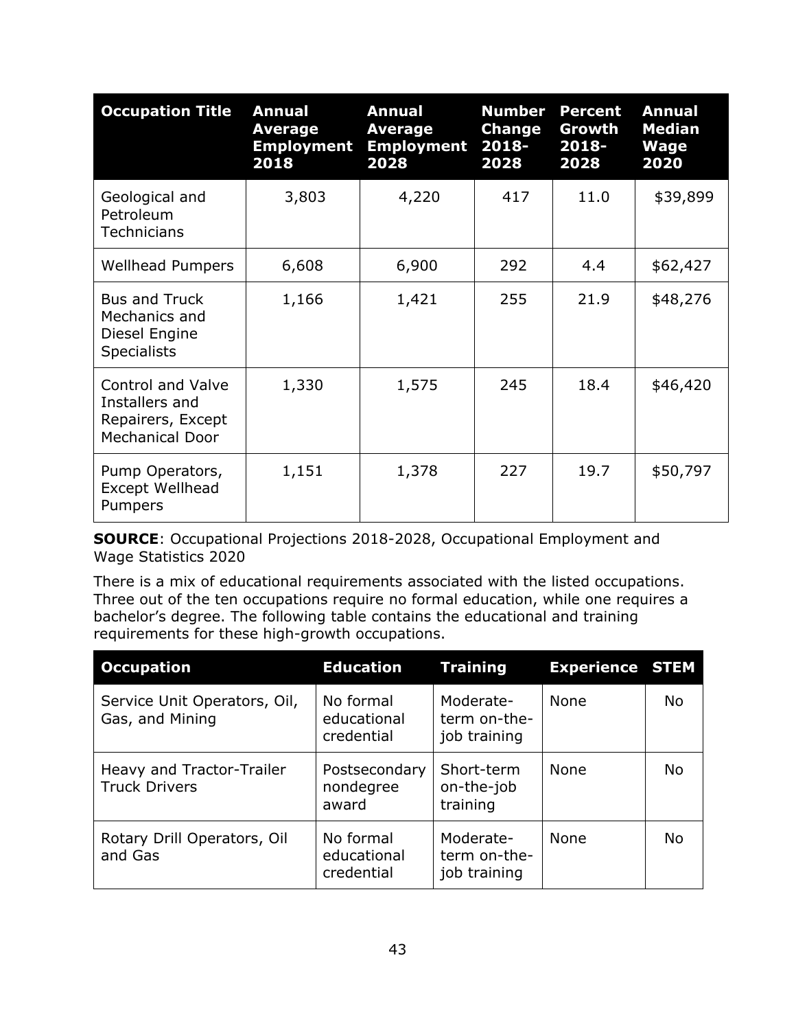| Occupation Title | Annual Average Employment 2018 | Annual Average Employment 2028 | Number Change 2018-2028 | Percent Growth 2018-2028 | Annual Median Wage 2020 |
|---|---|---|---|---|---|
| Geological and Petroleum Technicians | 3,803 | 4,220 | 417 | 11.0 | $39,899 |
| Wellhead Pumpers | 6,608 | 6,900 | 292 | 4.4 | $62,427 |
| Bus and Truck Mechanics and Diesel Engine Specialists | 1,166 | 1,421 | 255 | 21.9 | $48,276 |
| Control and Valve Installers and Repairers, Except Mechanical Door | 1,330 | 1,575 | 245 | 18.4 | $46,420 |
| Pump Operators, Except Wellhead Pumpers | 1,151 | 1,378 | 227 | 19.7 | $50,797 |

**SOURCE**: Occupational Projections 2018-2028, Occupational Employment and Wage Statistics 2020

There is a mix of educational requirements associated with the listed occupations. Three out of the ten occupations require no formal education, while one requires a bachelor's degree. The following table contains the educational and training requirements for these high-growth occupations.

| Occupation | Education | Training | Experience | STEM |
|---|---|---|---|---|
| Service Unit Operators, Oil, Gas, and Mining | No formal educational credential | Moderate-term on-the-job training | None | No |
| Heavy and Tractor-Trailer Truck Drivers | Postsecondary nondegree award | Short-term on-the-job training | None | No |
| Rotary Drill Operators, Oil and Gas | No formal educational credential | Moderate-term on-the-job training | None | No |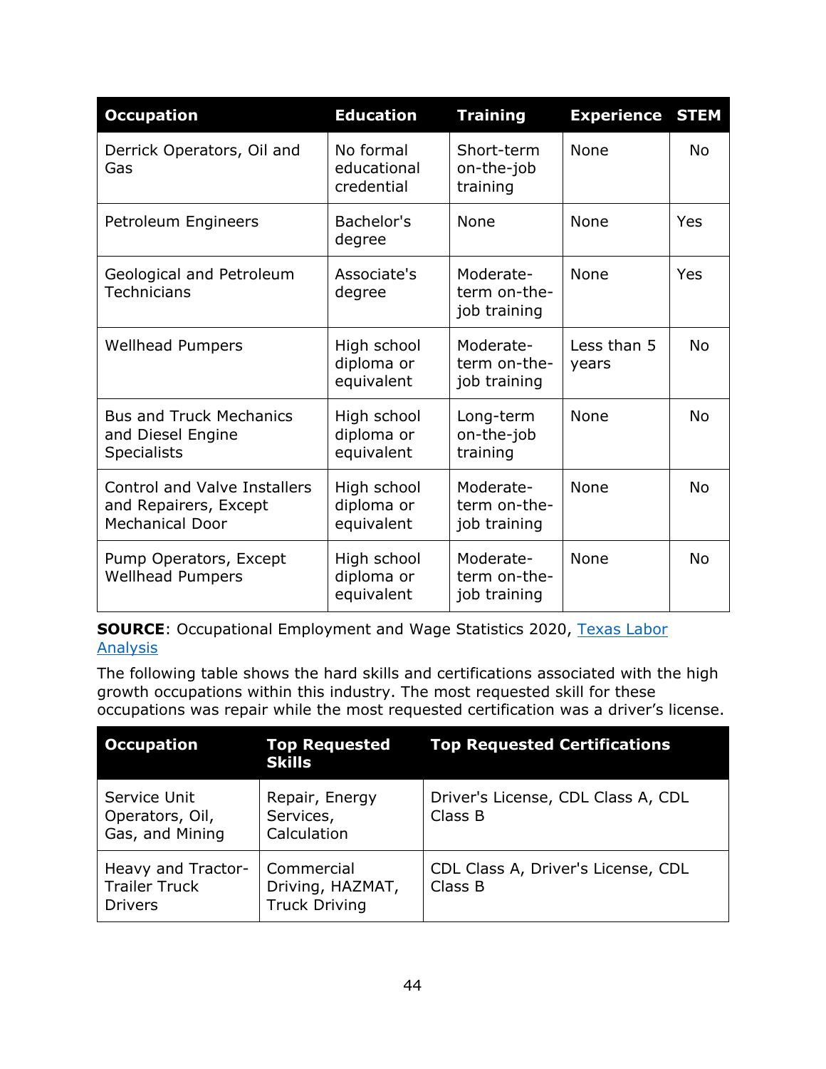| Occupation | Education | Training | Experience | STEM |
|---|---|---|---|---|
| Derrick Operators, Oil and Gas | No formal educational credential | Short-term on-the-job training | None | No |
| Petroleum Engineers | Bachelor's degree | None | None | Yes |
| Geological and Petroleum Technicians | Associate's degree | Moderate-term on-the-job training | None | Yes |
| Wellhead Pumpers | High school diploma or equivalent | Moderate-term on-the-job training | Less than 5 years | No |
| Bus and Truck Mechanics and Diesel Engine Specialists | High school diploma or equivalent | Long-term on-the-job training | None | No |
| Control and Valve Installers and Repairers, Except Mechanical Door | High school diploma or equivalent | Moderate-term on-the-job training | None | No |
| Pump Operators, Except Wellhead Pumpers | High school diploma or equivalent | Moderate-term on-the-job training | None | No |

**SOURCE**: Occupational Employment and Wage Statistics 2020, Texas Labor Analysis

The following table shows the hard skills and certifications associated with the high growth occupations within this industry. The most requested skill for these occupations was repair while the most requested certification was a driver's license.

| Occupation | Top Requested Skills | Top Requested Certifications |
|---|---|---|
| Service Unit Operators, Oil, Gas, and Mining | Repair, Energy Services, Calculation | Driver's License, CDL Class A, CDL Class B |
| Heavy and Tractor-Trailer Truck Drivers | Commercial Driving, HAZMAT, Truck Driving | CDL Class A, Driver's License, CDL Class B |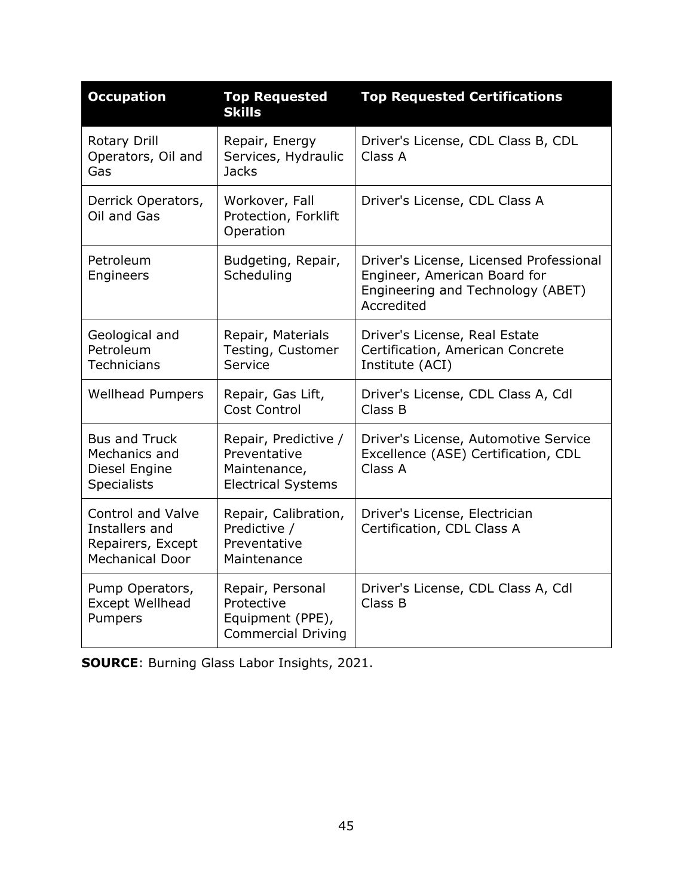| Occupation | Top Requested Skills | Top Requested Certifications |
|---|---|---|
| Rotary Drill Operators, Oil and Gas | Repair, Energy Services, Hydraulic Jacks | Driver's License, CDL Class B, CDL Class A |
| Derrick Operators, Oil and Gas | Workover, Fall Protection, Forklift Operation | Driver's License, CDL Class A |
| Petroleum Engineers | Budgeting, Repair, Scheduling | Driver's License, Licensed Professional Engineer, American Board for Engineering and Technology (ABET) Accredited |
| Geological and Petroleum Technicians | Repair, Materials Testing, Customer Service | Driver's License, Real Estate Certification, American Concrete Institute (ACI) |
| Wellhead Pumpers | Repair, Gas Lift, Cost Control | Driver's License, CDL Class A, Cdl Class B |
| Bus and Truck Mechanics and Diesel Engine Specialists | Repair, Predictive / Preventative Maintenance, Electrical Systems | Driver's License, Automotive Service Excellence (ASE) Certification, CDL Class A |
| Control and Valve Installers and Repairers, Except Mechanical Door | Repair, Calibration, Predictive / Preventative Maintenance | Driver's License, Electrician Certification, CDL Class A |
| Pump Operators, Except Wellhead Pumpers | Repair, Personal Protective Equipment (PPE), Commercial Driving | Driver's License, CDL Class A, Cdl Class B |

**SOURCE**: Burning Glass Labor Insights, 2021.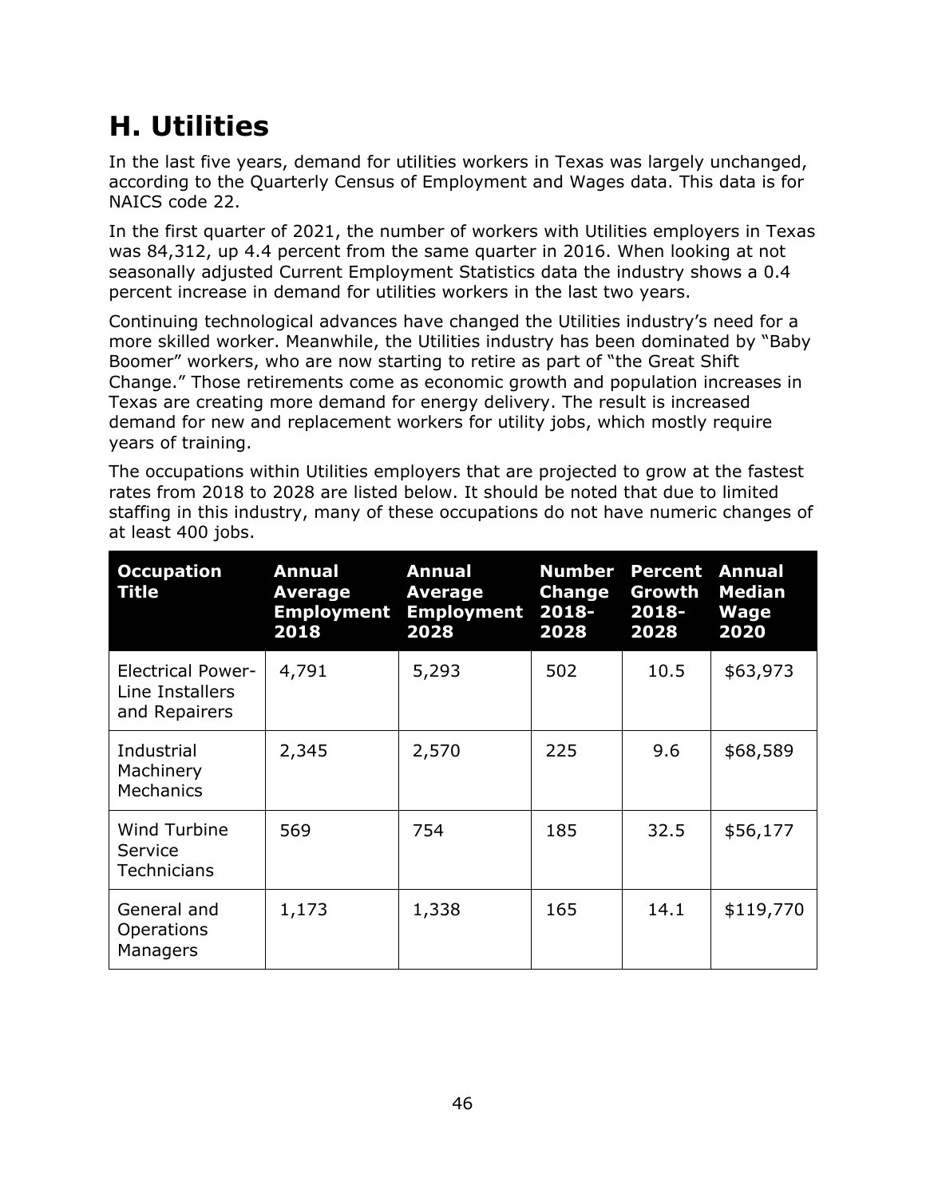## H. Utilities

In the last five years, demand for utilities workers in Texas was largely unchanged, according to the Quarterly Census of Employment and Wages data. This data is for NAICS code 22.

In the first quarter of 2021, the number of workers with Utilities employers in Texas was 84,312, up 4.4 percent from the same quarter in 2016. When looking at not seasonally adjusted Current Employment Statistics data the industry shows a 0.4 percent increase in demand for utilities workers in the last two years.

Continuing technological advances have changed the Utilities industry's need for a more skilled worker. Meanwhile, the Utilities industry has been dominated by "Baby Boomer" workers, who are now starting to retire as part of "the Great Shift Change." Those retirements come as economic growth and population increases in Texas are creating more demand for energy delivery. The result is increased demand for new and replacement workers for utility jobs, which mostly require years of training.

The occupations within Utilities employers that are projected to grow at the fastest rates from 2018 to 2028 are listed below. It should be noted that due to limited staffing in this industry, many of these occupations do not have numeric changes of at least 400 jobs.

| Occupation Title | Annual Average Employment 2018 | Annual Average Employment 2028 | Number Change 2018-2028 | Percent Growth 2018-2028 | Annual Median Wage 2020 |
|---|---|---|---|---|---|
| Electrical Power-Line Installers and Repairers | 4,791 | 5,293 | 502 | 10.5 | $63,973 |
| Industrial Machinery Mechanics | 2,345 | 2,570 | 225 | 9.6 | $68,589 |
| Wind Turbine Service Technicians | 569 | 754 | 185 | 32.5 | $56,177 |
| General and Operations Managers | 1,173 | 1,338 | 165 | 14.1 | $119,770 |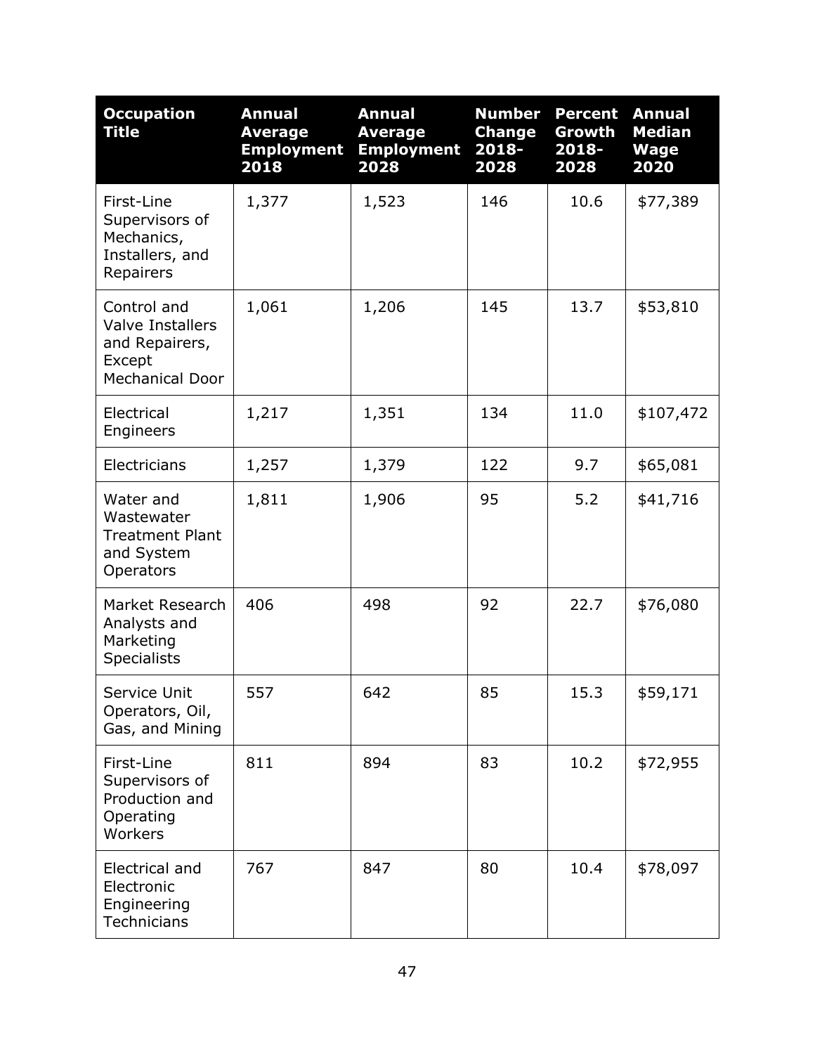| Occupation Title | Annual Average Employment 2018 | Annual Average Employment 2028 | Number Change 2018-2028 | Percent Growth 2018-2028 | Annual Median Wage 2020 |
|---|---|---|---|---|---|
| First-Line Supervisors of Mechanics, Installers, and Repairers | 1,377 | 1,523 | 146 | 10.6 | $77,389 |
| Control and Valve Installers and Repairers, Except Mechanical Door | 1,061 | 1,206 | 145 | 13.7 | $53,810 |
| Electrical Engineers | 1,217 | 1,351 | 134 | 11.0 | $107,472 |
| Electricians | 1,257 | 1,379 | 122 | 9.7 | $65,081 |
| Water and Wastewater Treatment Plant and System Operators | 1,811 | 1,906 | 95 | 5.2 | $41,716 |
| Market Research Analysts and Marketing Specialists | 406 | 498 | 92 | 22.7 | $76,080 |
| Service Unit Operators, Oil, Gas, and Mining | 557 | 642 | 85 | 15.3 | $59,171 |
| First-Line Supervisors of Production and Operating Workers | 811 | 894 | 83 | 10.2 | $72,955 |
| Electrical and Electronic Engineering Technicians | 767 | 847 | 80 | 10.4 | $78,097 |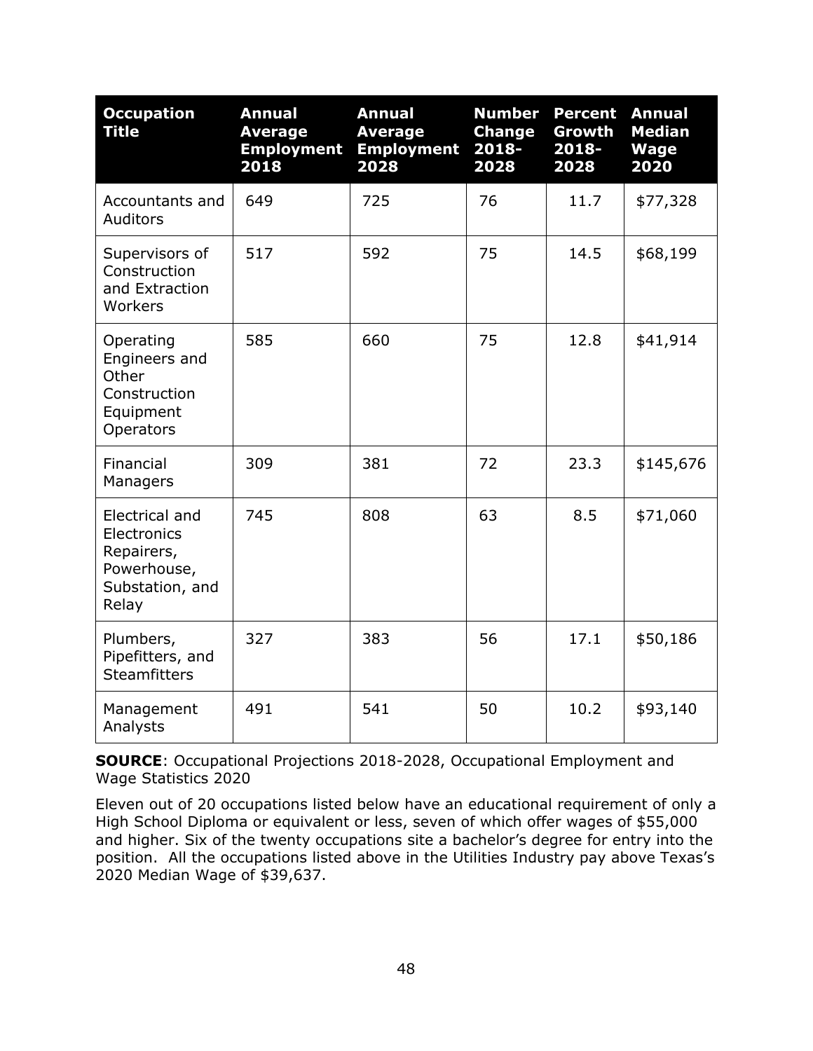| Occupation Title | Annual Average Employment 2018 | Annual Average Employment 2028 | Number Change 2018-2028 | Percent Growth 2018-2028 | Annual Median Wage 2020 |
|---|---|---|---|---|---|
| Accountants and Auditors | 649 | 725 | 76 | 11.7 | $77,328 |
| Supervisors of Construction and Extraction Workers | 517 | 592 | 75 | 14.5 | $68,199 |
| Operating Engineers and Other Construction Equipment Operators | 585 | 660 | 75 | 12.8 | $41,914 |
| Financial Managers | 309 | 381 | 72 | 23.3 | $145,676 |
| Electrical and Electronics Repairers, Powerhouse, Substation, and Relay | 745 | 808 | 63 | 8.5 | $71,060 |
| Plumbers, Pipefitters, and Steamfitters | 327 | 383 | 56 | 17.1 | $50,186 |
| Management Analysts | 491 | 541 | 50 | 10.2 | $93,140 |

**SOURCE**: Occupational Projections 2018-2028, Occupational Employment and Wage Statistics 2020

Eleven out of 20 occupations listed below have an educational requirement of only a High School Diploma or equivalent or less, seven of which offer wages of $55,000 and higher. Six of the twenty occupations site a bachelor's degree for entry into the position. All the occupations listed above in the Utilities Industry pay above Texas's 2020 Median Wage of $39,637.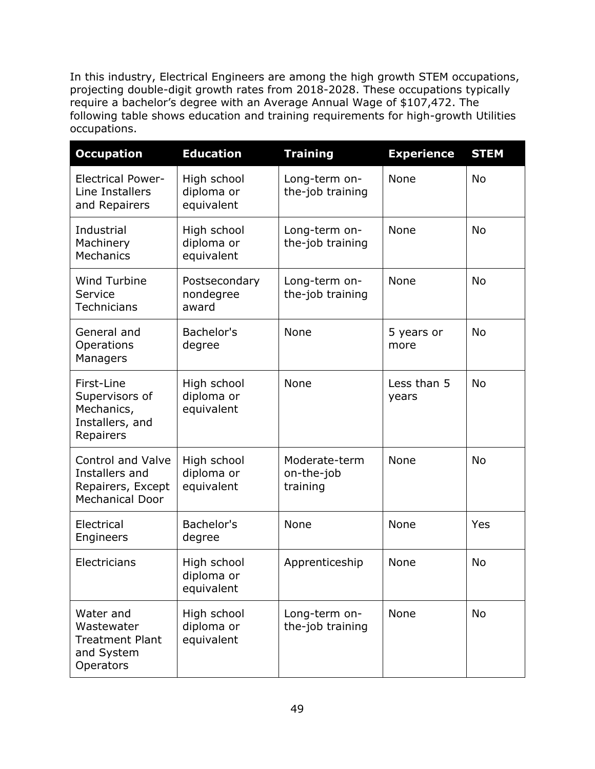In this industry, Electrical Engineers are among the high growth STEM occupations, projecting double-digit growth rates from 2018-2028. These occupations typically require a bachelor's degree with an Average Annual Wage of $107,472. The following table shows education and training requirements for high-growth Utilities occupations.

| Occupation | Education | Training | Experience | STEM |
|---|---|---|---|---|
| Electrical Power-Line Installers and Repairers | High school diploma or equivalent | Long-term on-the-job training | None | No |
| Industrial Machinery Mechanics | High school diploma or equivalent | Long-term on-the-job training | None | No |
| Wind Turbine Service Technicians | Postsecondary nondegree award | Long-term on-the-job training | None | No |
| General and Operations Managers | Bachelor's degree | None | 5 years or more | No |
| First-Line Supervisors of Mechanics, Installers, and Repairers | High school diploma or equivalent | None | Less than 5 years | No |
| Control and Valve Installers and Repairers, Except Mechanical Door | High school diploma or equivalent | Moderate-term on-the-job training | None | No |
| Electrical Engineers | Bachelor's degree | None | None | Yes |
| Electricians | High school diploma or equivalent | Apprenticeship | None | No |
| Water and Wastewater Treatment Plant and System Operators | High school diploma or equivalent | Long-term on-the-job training | None | No |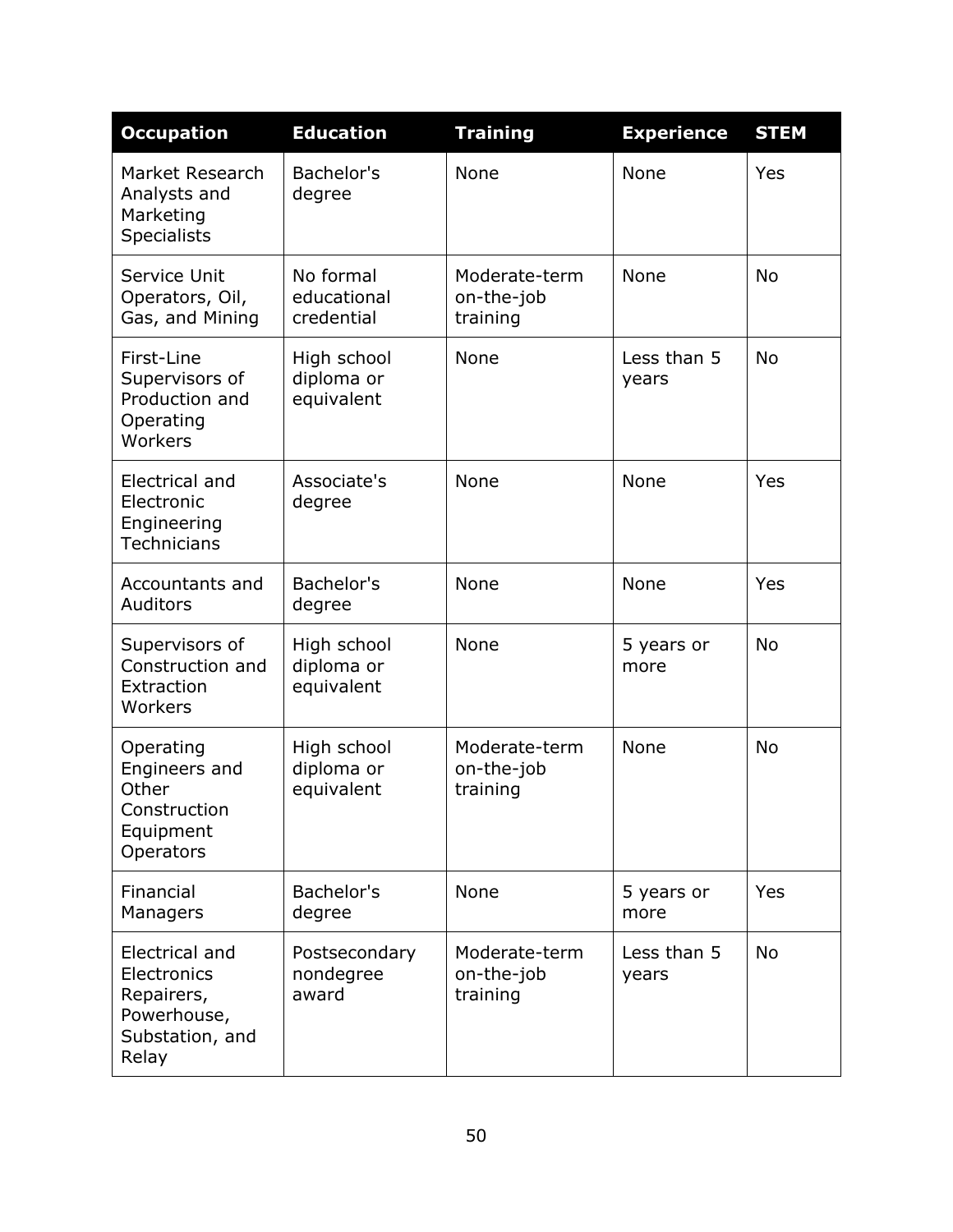| Occupation | Education | Training | Experience | STEM |
| --- | --- | --- | --- | --- |
| Market Research Analysts and Marketing Specialists | Bachelor's degree | None | None | Yes |
| Service Unit Operators, Oil, Gas, and Mining | No formal educational credential | Moderate-term on-the-job training | None | No |
| First-Line Supervisors of Production and Operating Workers | High school diploma or equivalent | None | Less than 5 years | No |
| Electrical and Electronic Engineering Technicians | Associate's degree | None | None | Yes |
| Accountants and Auditors | Bachelor's degree | None | None | Yes |
| Supervisors of Construction and Extraction Workers | High school diploma or equivalent | None | 5 years or more | No |
| Operating Engineers and Other Construction Equipment Operators | High school diploma or equivalent | Moderate-term on-the-job training | None | No |
| Financial Managers | Bachelor's degree | None | 5 years or more | Yes |
| Electrical and Electronics Repairers, Powerhouse, Substation, and Relay | Postsecondary nondegree award | Moderate-term on-the-job training | Less than 5 years | No |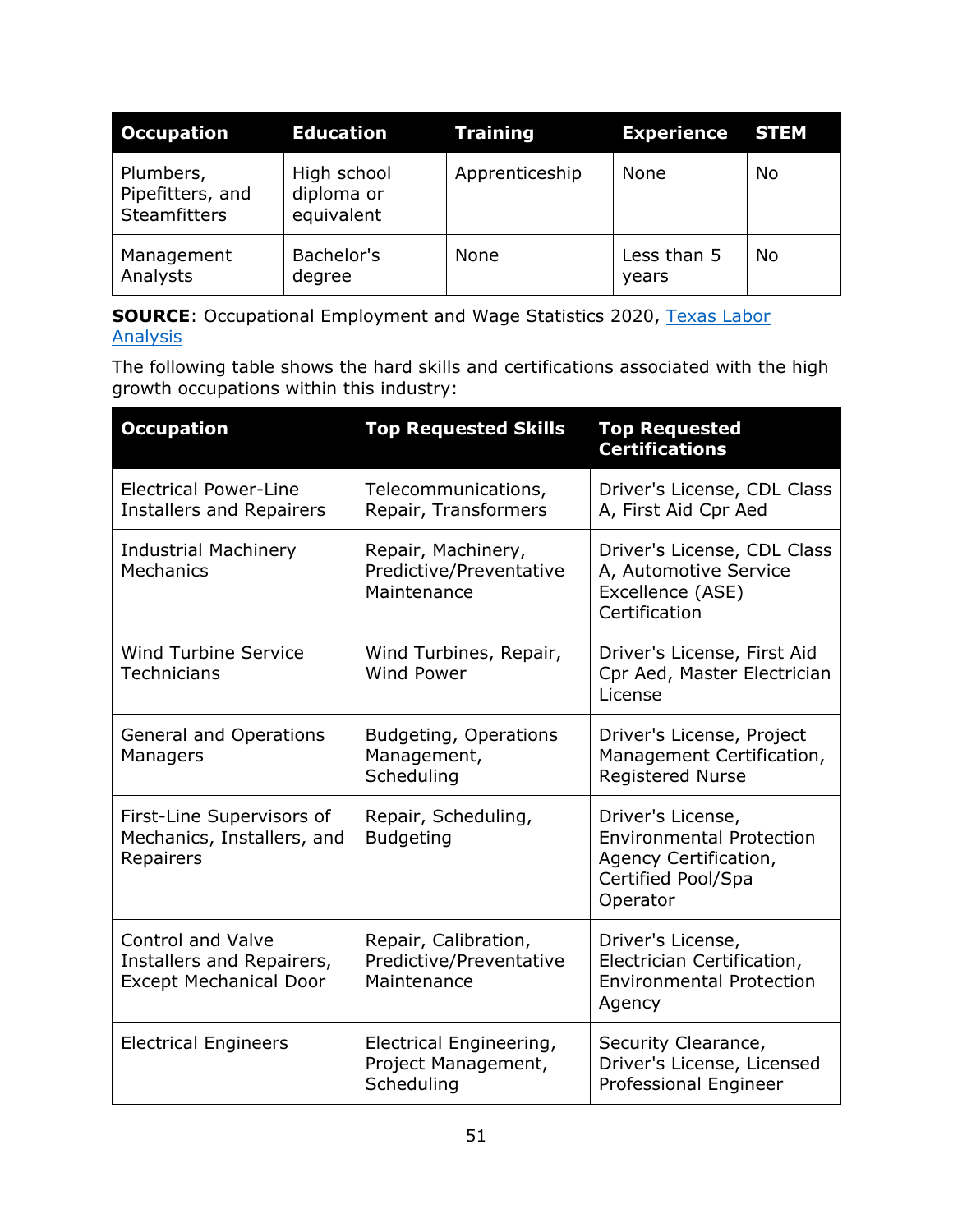| Occupation | Education | Training | Experience | STEM |
|---|---|---|---|---|
| Plumbers, Pipefitters, and Steamfitters | High school diploma or equivalent | Apprenticeship | None | No |
| Management Analysts | Bachelor's degree | None | Less than 5 years | No |

**SOURCE**: Occupational Employment and Wage Statistics 2020, Texas Labor Analysis

The following table shows the hard skills and certifications associated with the high growth occupations within this industry:

| Occupation | Top Requested Skills | Top Requested Certifications |
|---|---|---|
| Electrical Power-Line Installers and Repairers | Telecommunications, Repair, Transformers | Driver's License, CDL Class A, First Aid Cpr Aed |
| Industrial Machinery Mechanics | Repair, Machinery, Predictive/Preventative Maintenance | Driver's License, CDL Class A, Automotive Service Excellence (ASE) Certification |
| Wind Turbine Service Technicians | Wind Turbines, Repair, Wind Power | Driver's License, First Aid Cpr Aed, Master Electrician License |
| General and Operations Managers | Budgeting, Operations Management, Scheduling | Driver's License, Project Management Certification, Registered Nurse |
| First-Line Supervisors of Mechanics, Installers, and Repairers | Repair, Scheduling, Budgeting | Driver's License, Environmental Protection Agency Certification, Certified Pool/Spa Operator |
| Control and Valve Installers and Repairers, Except Mechanical Door | Repair, Calibration, Predictive/Preventative Maintenance | Driver's License, Electrician Certification, Environmental Protection Agency |
| Electrical Engineers | Electrical Engineering, Project Management, Scheduling | Security Clearance, Driver's License, Licensed Professional Engineer |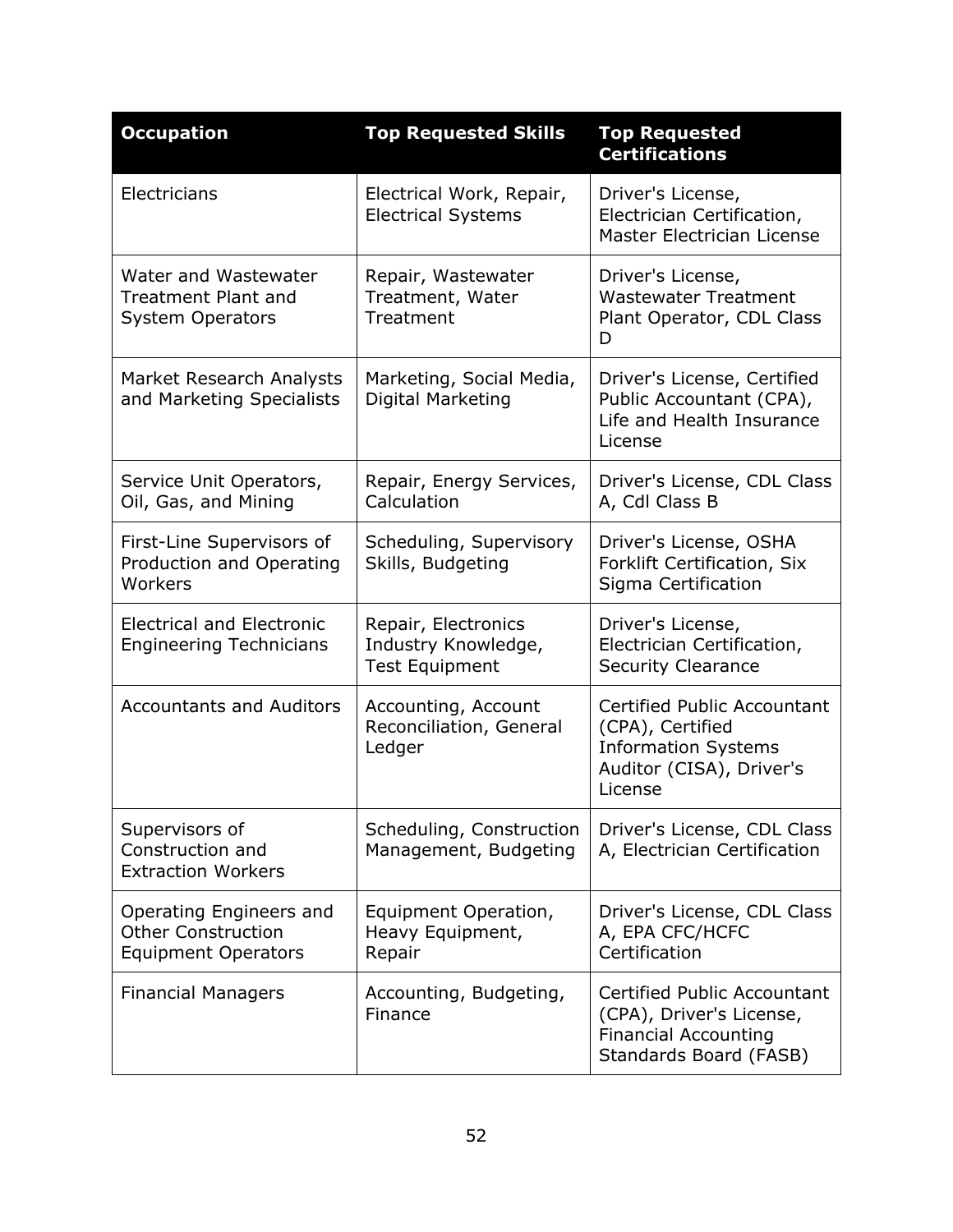| Occupation | Top Requested Skills | Top Requested Certifications |
|---|---|---|
| Electricians | Electrical Work, Repair, Electrical Systems | Driver's License, Electrician Certification, Master Electrician License |
| Water and Wastewater Treatment Plant and System Operators | Repair, Wastewater Treatment, Water Treatment | Driver's License, Wastewater Treatment Plant Operator, CDL Class D |
| Market Research Analysts and Marketing Specialists | Marketing, Social Media, Digital Marketing | Driver's License, Certified Public Accountant (CPA), Life and Health Insurance License |
| Service Unit Operators, Oil, Gas, and Mining | Repair, Energy Services, Calculation | Driver's License, CDL Class A, Cdl Class B |
| First-Line Supervisors of Production and Operating Workers | Scheduling, Supervisory Skills, Budgeting | Driver's License, OSHA Forklift Certification, Six Sigma Certification |
| Electrical and Electronic Engineering Technicians | Repair, Electronics Industry Knowledge, Test Equipment | Driver's License, Electrician Certification, Security Clearance |
| Accountants and Auditors | Accounting, Account Reconciliation, General Ledger | Certified Public Accountant (CPA), Certified Information Systems Auditor (CISA), Driver's License |
| Supervisors of Construction and Extraction Workers | Scheduling, Construction Management, Budgeting | Driver's License, CDL Class A, Electrician Certification |
| Operating Engineers and Other Construction Equipment Operators | Equipment Operation, Heavy Equipment, Repair | Driver's License, CDL Class A, EPA CFC/HCFC Certification |
| Financial Managers | Accounting, Budgeting, Finance | Certified Public Accountant (CPA), Driver's License, Financial Accounting Standards Board (FASB) |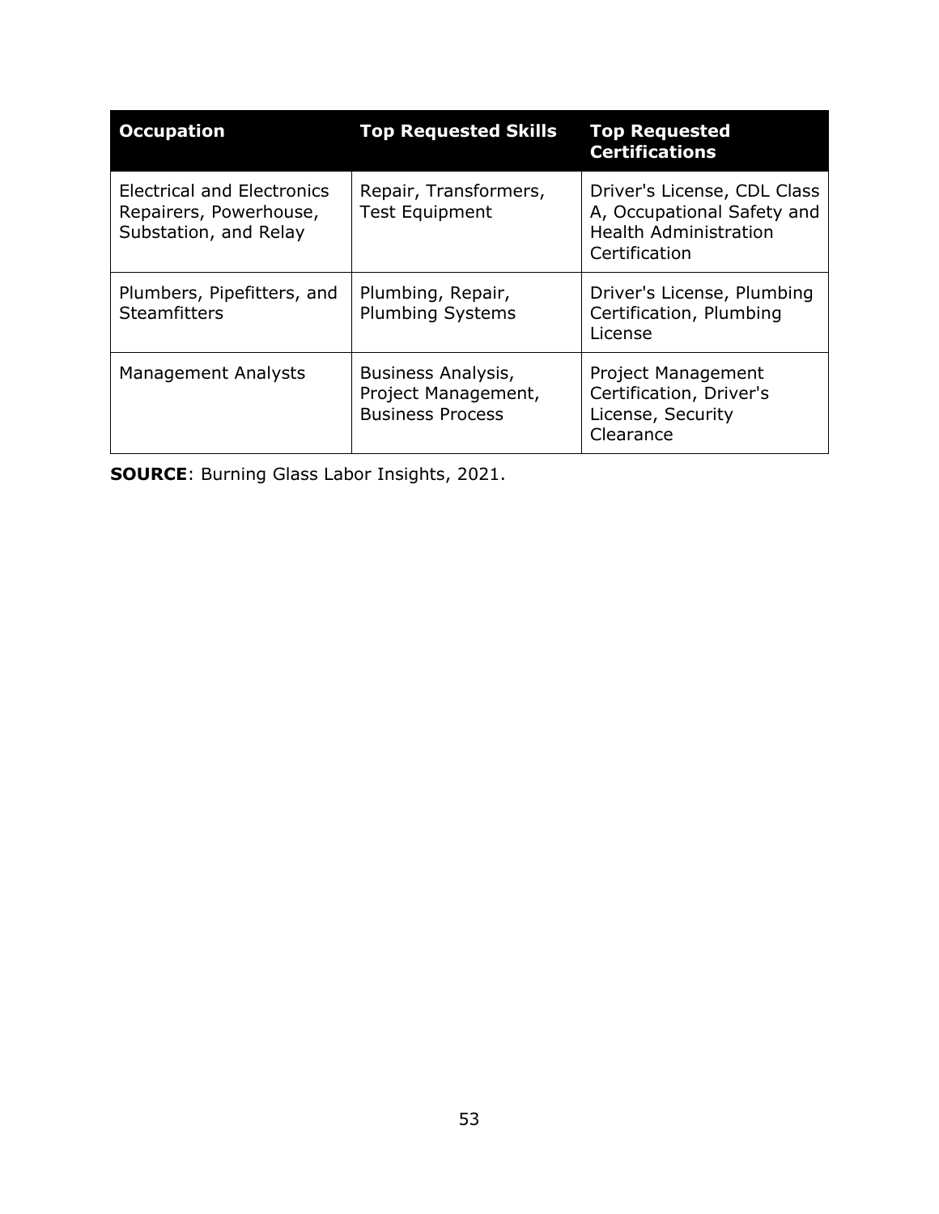| Occupation | Top Requested Skills | Top Requested Certifications |
|---|---|---|
| Electrical and Electronics Repairers, Powerhouse, Substation, and Relay | Repair, Transformers, Test Equipment | Driver's License, CDL Class A, Occupational Safety and Health Administration Certification |
| Plumbers, Pipefitters, and Steamfitters | Plumbing, Repair, Plumbing Systems | Driver's License, Plumbing Certification, Plumbing License |
| Management Analysts | Business Analysis, Project Management, Business Process | Project Management Certification, Driver's License, Security Clearance |

**SOURCE**: Burning Glass Labor Insights, 2021.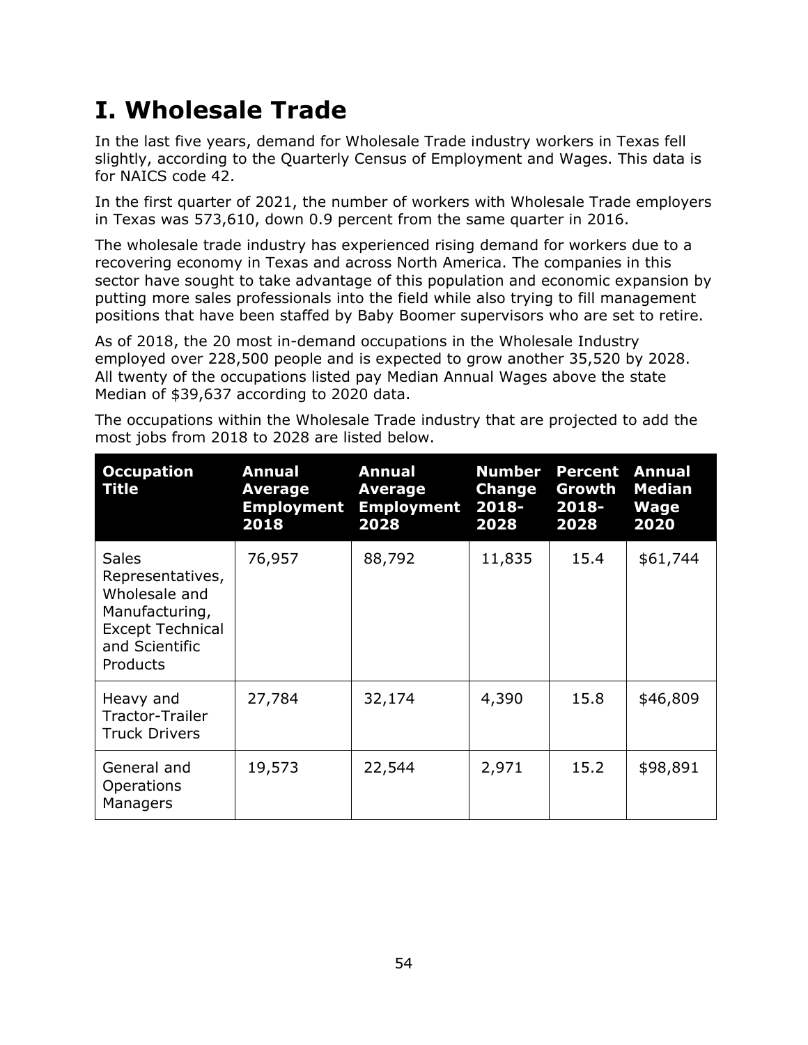# I. Wholesale Trade

In the last five years, demand for Wholesale Trade industry workers in Texas fell slightly, according to the Quarterly Census of Employment and Wages. This data is for NAICS code 42.

In the first quarter of 2021, the number of workers with Wholesale Trade employers in Texas was 573,610, down 0.9 percent from the same quarter in 2016.

The wholesale trade industry has experienced rising demand for workers due to a recovering economy in Texas and across North America. The companies in this sector have sought to take advantage of this population and economic expansion by putting more sales professionals into the field while also trying to fill management positions that have been staffed by Baby Boomer supervisors who are set to retire.

As of 2018, the 20 most in-demand occupations in the Wholesale Industry employed over 228,500 people and is expected to grow another 35,520 by 2028. All twenty of the occupations listed pay Median Annual Wages above the state Median of $39,637 according to 2020 data.

The occupations within the Wholesale Trade industry that are projected to add the most jobs from 2018 to 2028 are listed below.

| Occupation Title | Annual Average Employment 2018 | Annual Average Employment 2028 | Number Change 2018-2028 | Percent Growth 2018-2028 | Annual Median Wage 2020 |
|---|---|---|---|---|---|
| Sales Representatives, Wholesale and Manufacturing, Except Technical and Scientific Products | 76,957 | 88,792 | 11,835 | 15.4 | $61,744 |
| Heavy and Tractor-Trailer Truck Drivers | 27,784 | 32,174 | 4,390 | 15.8 | $46,809 |
| General and Operations Managers | 19,573 | 22,544 | 2,971 | 15.2 | $98,891 |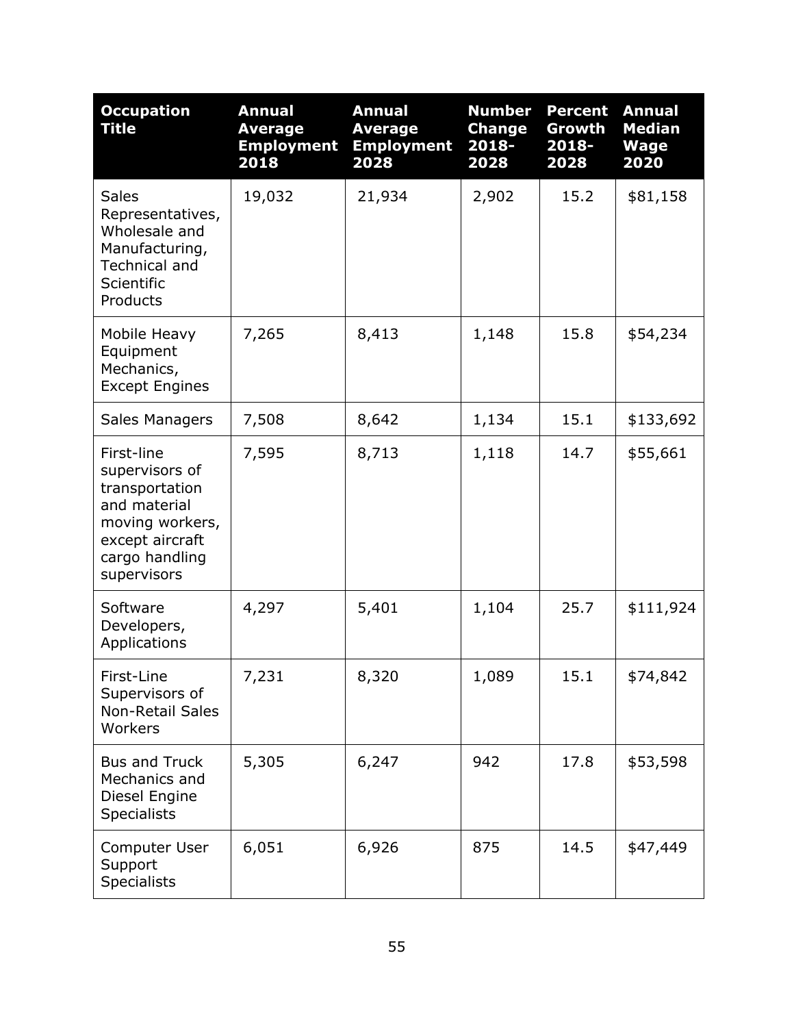| Occupation Title | Annual Average Employment 2018 | Annual Average Employment 2028 | Number Change 2018-2028 | Percent Growth 2018-2028 | Annual Median Wage 2020 |
|---|---|---|---|---|---|
| Sales Representatives, Wholesale and Manufacturing, Technical and Scientific Products | 19,032 | 21,934 | 2,902 | 15.2 | $81,158 |
| Mobile Heavy Equipment Mechanics, Except Engines | 7,265 | 8,413 | 1,148 | 15.8 | $54,234 |
| Sales Managers | 7,508 | 8,642 | 1,134 | 15.1 | $133,692 |
| First-line supervisors of transportation and material moving workers, except aircraft cargo handling supervisors | 7,595 | 8,713 | 1,118 | 14.7 | $55,661 |
| Software Developers, Applications | 4,297 | 5,401 | 1,104 | 25.7 | $111,924 |
| First-Line Supervisors of Non-Retail Sales Workers | 7,231 | 8,320 | 1,089 | 15.1 | $74,842 |
| Bus and Truck Mechanics and Diesel Engine Specialists | 5,305 | 6,247 | 942 | 17.8 | $53,598 |
| Computer User Support Specialists | 6,051 | 6,926 | 875 | 14.5 | $47,449 |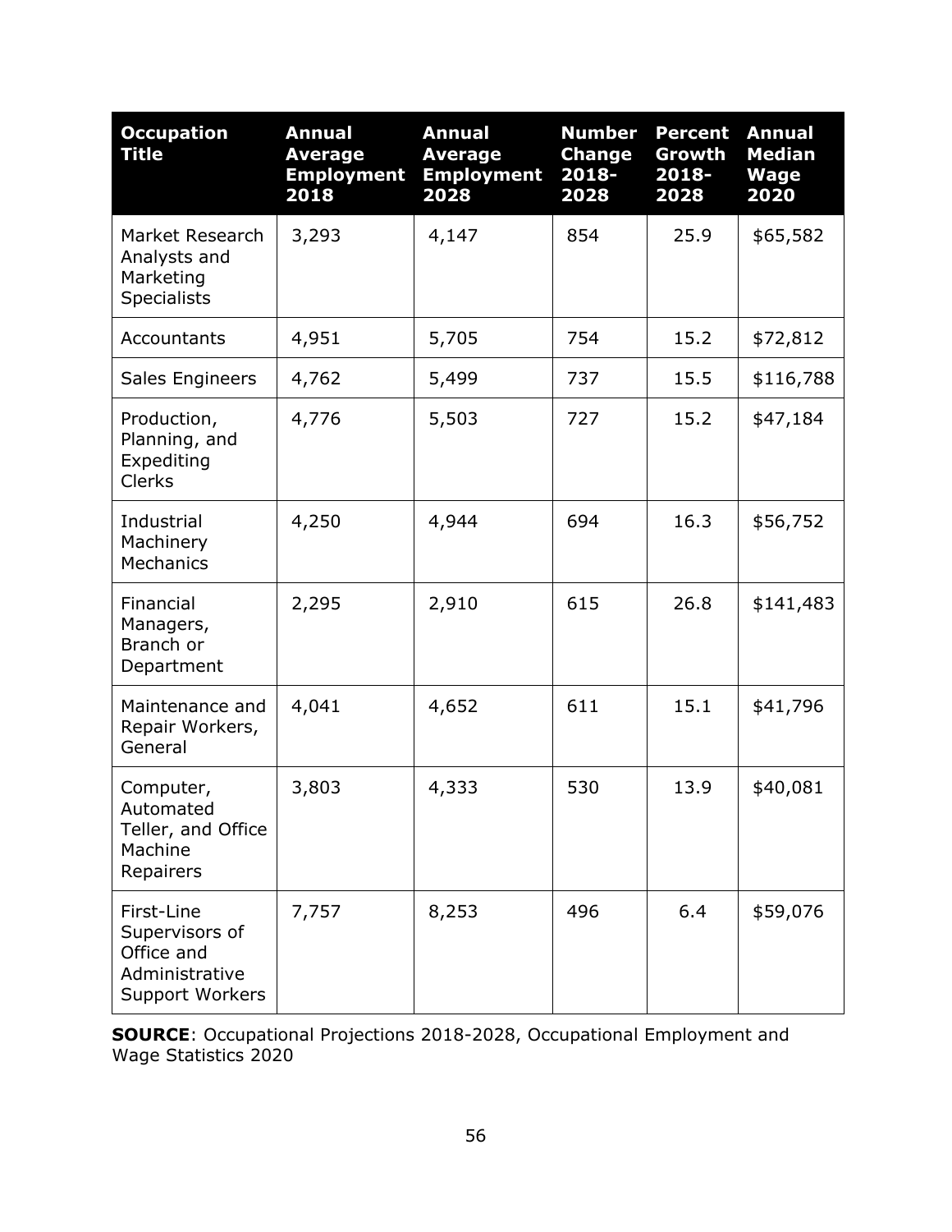| Occupation Title | Annual Average Employment 2018 | Annual Average Employment 2028 | Number Change 2018-2028 | Percent Growth 2018-2028 | Annual Median Wage 2020 |
|---|---|---|---|---|---|
| Market Research Analysts and Marketing Specialists | 3,293 | 4,147 | 854 | 25.9 | $65,582 |
| Accountants | 4,951 | 5,705 | 754 | 15.2 | $72,812 |
| Sales Engineers | 4,762 | 5,499 | 737 | 15.5 | $116,788 |
| Production, Planning, and Expediting Clerks | 4,776 | 5,503 | 727 | 15.2 | $47,184 |
| Industrial Machinery Mechanics | 4,250 | 4,944 | 694 | 16.3 | $56,752 |
| Financial Managers, Branch or Department | 2,295 | 2,910 | 615 | 26.8 | $141,483 |
| Maintenance and Repair Workers, General | 4,041 | 4,652 | 611 | 15.1 | $41,796 |
| Computer, Automated Teller, and Office Machine Repairers | 3,803 | 4,333 | 530 | 13.9 | $40,081 |
| First-Line Supervisors of Office and Administrative Support Workers | 7,757 | 8,253 | 496 | 6.4 | $59,076 |

**SOURCE**: Occupational Projections 2018-2028, Occupational Employment and Wage Statistics 2020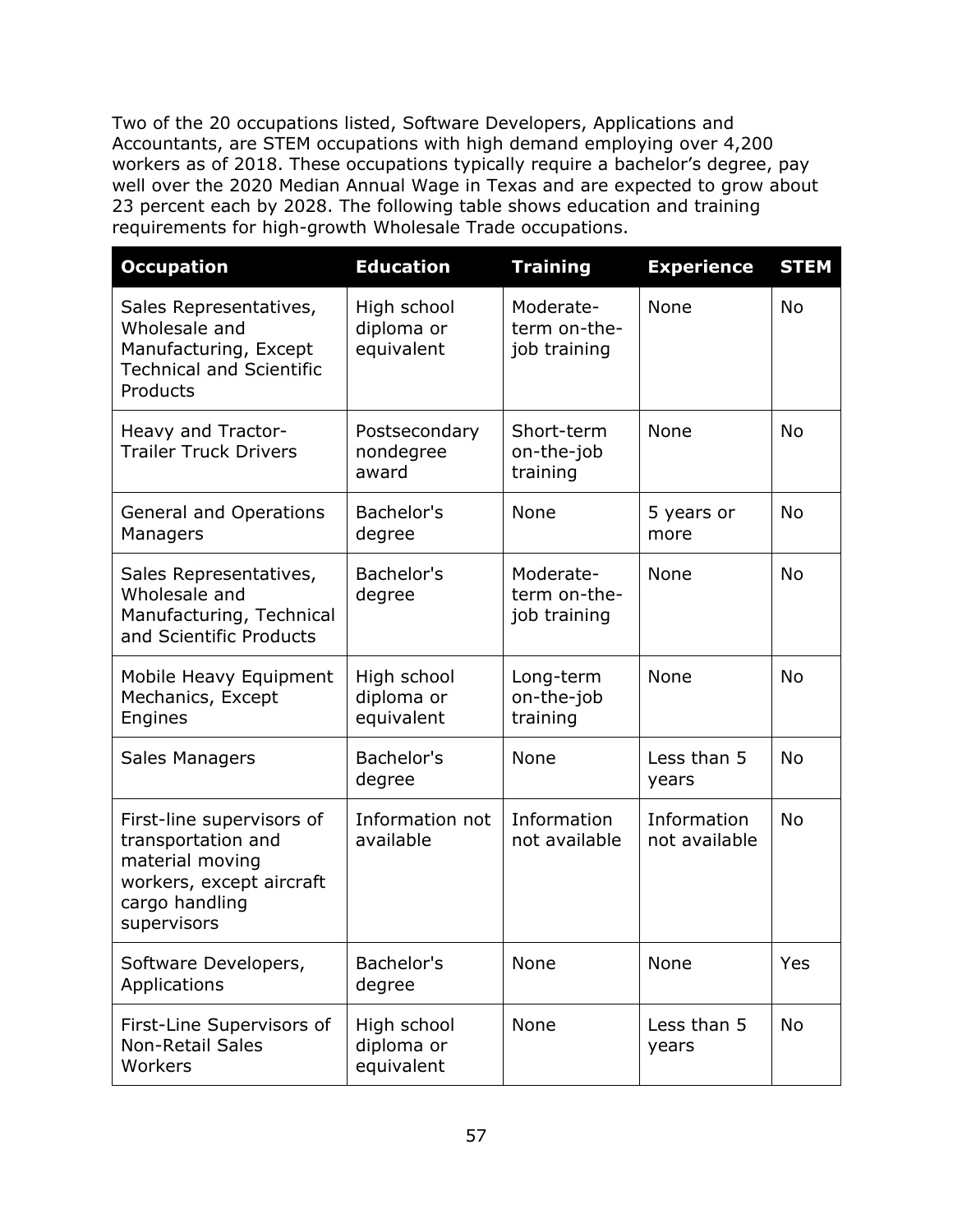Two of the 20 occupations listed, Software Developers, Applications and Accountants, are STEM occupations with high demand employing over 4,200 workers as of 2018. These occupations typically require a bachelor's degree, pay well over the 2020 Median Annual Wage in Texas and are expected to grow about 23 percent each by 2028. The following table shows education and training requirements for high-growth Wholesale Trade occupations.

| Occupation | Education | Training | Experience | STEM |
|---|---|---|---|---|
| Sales Representatives, Wholesale and Manufacturing, Except Technical and Scientific Products | High school diploma or equivalent | Moderate-term on-the-job training | None | No |
| Heavy and Tractor-Trailer Truck Drivers | Postsecondary nondegree award | Short-term on-the-job training | None | No |
| General and Operations Managers | Bachelor's degree | None | 5 years or more | No |
| Sales Representatives, Wholesale and Manufacturing, Technical and Scientific Products | Bachelor's degree | Moderate-term on-the-job training | None | No |
| Mobile Heavy Equipment Mechanics, Except Engines | High school diploma or equivalent | Long-term on-the-job training | None | No |
| Sales Managers | Bachelor's degree | None | Less than 5 years | No |
| First-line supervisors of transportation and material moving workers, except aircraft cargo handling supervisors | Information not available | Information not available | Information not available | No |
| Software Developers, Applications | Bachelor's degree | None | None | Yes |
| First-Line Supervisors of Non-Retail Sales Workers | High school diploma or equivalent | None | Less than 5 years | No |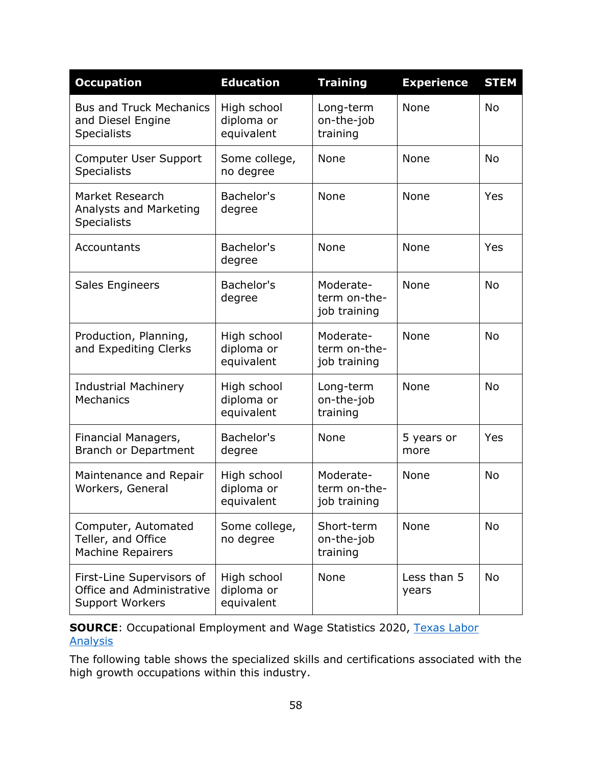| Occupation | Education | Training | Experience | STEM |
| --- | --- | --- | --- | --- |
| Bus and Truck Mechanics and Diesel Engine Specialists | High school diploma or equivalent | Long-term on-the-job training | None | No |
| Computer User Support Specialists | Some college, no degree | None | None | No |
| Market Research Analysts and Marketing Specialists | Bachelor's degree | None | None | Yes |
| Accountants | Bachelor's degree | None | None | Yes |
| Sales Engineers | Bachelor's degree | Moderate-term on-the-job training | None | No |
| Production, Planning, and Expediting Clerks | High school diploma or equivalent | Moderate-term on-the-job training | None | No |
| Industrial Machinery Mechanics | High school diploma or equivalent | Long-term on-the-job training | None | No |
| Financial Managers, Branch or Department | Bachelor's degree | None | 5 years or more | Yes |
| Maintenance and Repair Workers, General | High school diploma or equivalent | Moderate-term on-the-job training | None | No |
| Computer, Automated Teller, and Office Machine Repairers | Some college, no degree | Short-term on-the-job training | None | No |
| First-Line Supervisors of Office and Administrative Support Workers | High school diploma or equivalent | None | Less than 5 years | No |

**SOURCE**: Occupational Employment and Wage Statistics 2020, [Texas Labor Analysis]

The following table shows the specialized skills and certifications associated with the high growth occupations within this industry.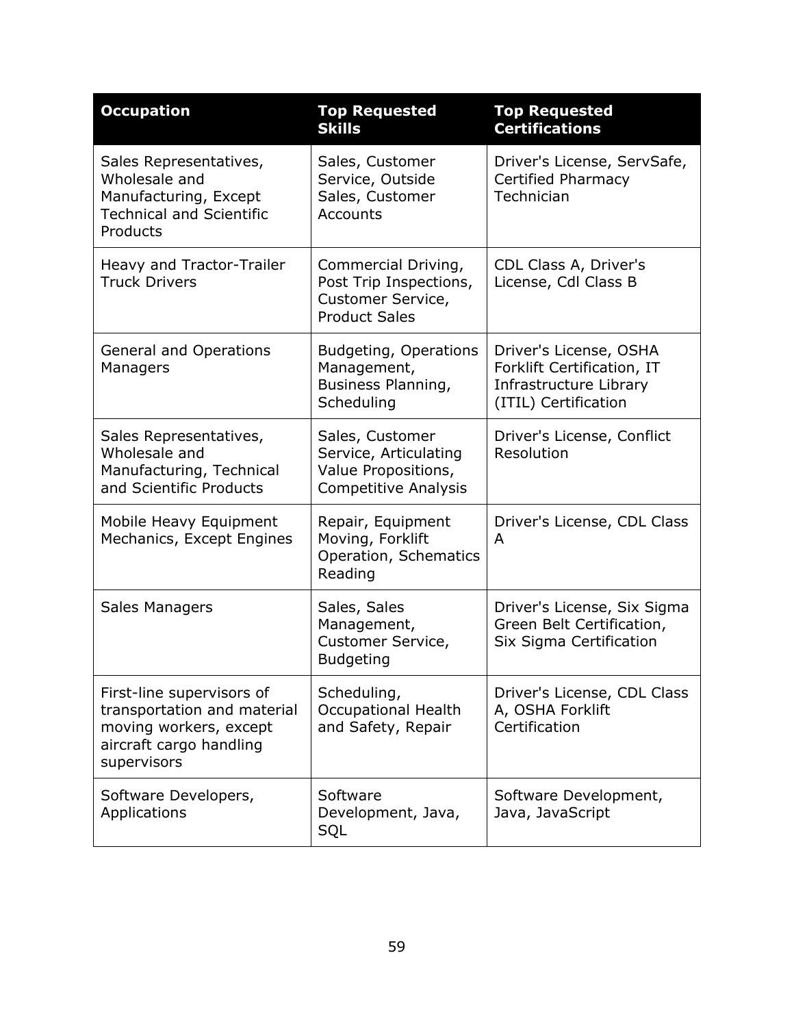| Occupation | Top Requested Skills | Top Requested Certifications |
| --- | --- | --- |
| Sales Representatives, Wholesale and Manufacturing, Except Technical and Scientific Products | Sales, Customer Service, Outside Sales, Customer Accounts | Driver's License, ServSafe, Certified Pharmacy Technician |
| Heavy and Tractor-Trailer Truck Drivers | Commercial Driving, Post Trip Inspections, Customer Service, Product Sales | CDL Class A, Driver's License, Cdl Class B |
| General and Operations Managers | Budgeting, Operations Management, Business Planning, Scheduling | Driver's License, OSHA Forklift Certification, IT Infrastructure Library (ITIL) Certification |
| Sales Representatives, Wholesale and Manufacturing, Technical and Scientific Products | Sales, Customer Service, Articulating Value Propositions, Competitive Analysis | Driver's License, Conflict Resolution |
| Mobile Heavy Equipment Mechanics, Except Engines | Repair, Equipment Moving, Forklift Operation, Schematics Reading | Driver's License, CDL Class A |
| Sales Managers | Sales, Sales Management, Customer Service, Budgeting | Driver's License, Six Sigma Green Belt Certification, Six Sigma Certification |
| First-line supervisors of transportation and material moving workers, except aircraft cargo handling supervisors | Scheduling, Occupational Health and Safety, Repair | Driver's License, CDL Class A, OSHA Forklift Certification |
| Software Developers, Applications | Software Development, Java, SQL | Software Development, Java, JavaScript |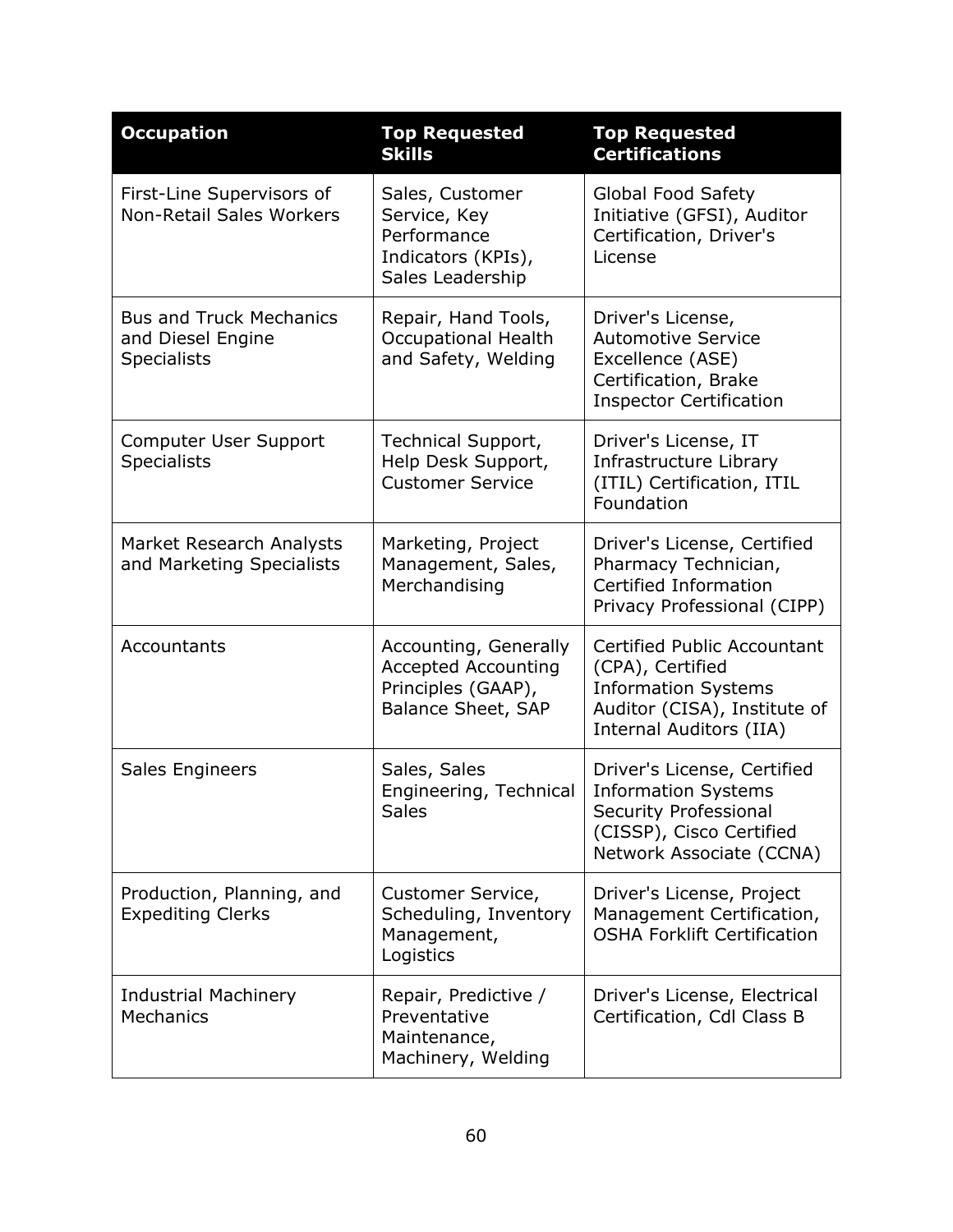| Occupation | Top Requested Skills | Top Requested Certifications |
|---|---|---|
| First-Line Supervisors of Non-Retail Sales Workers | Sales, Customer Service, Key Performance Indicators (KPIs), Sales Leadership | Global Food Safety Initiative (GFSI), Auditor Certification, Driver's License |
| Bus and Truck Mechanics and Diesel Engine Specialists | Repair, Hand Tools, Occupational Health and Safety, Welding | Driver's License, Automotive Service Excellence (ASE) Certification, Brake Inspector Certification |
| Computer User Support Specialists | Technical Support, Help Desk Support, Customer Service | Driver's License, IT Infrastructure Library (ITIL) Certification, ITIL Foundation |
| Market Research Analysts and Marketing Specialists | Marketing, Project Management, Sales, Merchandising | Driver's License, Certified Pharmacy Technician, Certified Information Privacy Professional (CIPP) |
| Accountants | Accounting, Generally Accepted Accounting Principles (GAAP), Balance Sheet, SAP | Certified Public Accountant (CPA), Certified Information Systems Auditor (CISA), Institute of Internal Auditors (IIA) |
| Sales Engineers | Sales, Sales Engineering, Technical Sales | Driver's License, Certified Information Systems Security Professional (CISSP), Cisco Certified Network Associate (CCNA) |
| Production, Planning, and Expediting Clerks | Customer Service, Scheduling, Inventory Management, Logistics | Driver's License, Project Management Certification, OSHA Forklift Certification |
| Industrial Machinery Mechanics | Repair, Predictive / Preventative Maintenance, Machinery, Welding | Driver's License, Electrical Certification, Cdl Class B |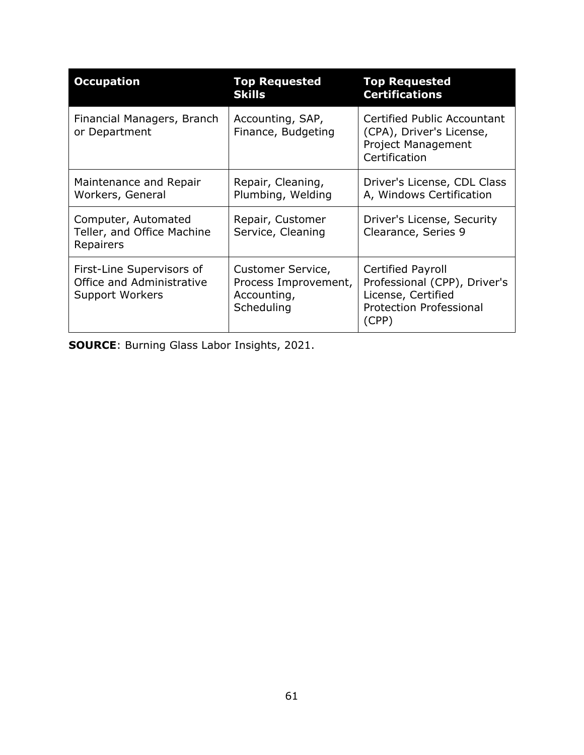| Occupation | Top Requested Skills | Top Requested Certifications |
|---|---|---|
| Financial Managers, Branch or Department | Accounting, SAP, Finance, Budgeting | Certified Public Accountant (CPA), Driver's License, Project Management Certification |
| Maintenance and Repair Workers, General | Repair, Cleaning, Plumbing, Welding | Driver's License, CDL Class A, Windows Certification |
| Computer, Automated Teller, and Office Machine Repairers | Repair, Customer Service, Cleaning | Driver's License, Security Clearance, Series 9 |
| First-Line Supervisors of Office and Administrative Support Workers | Customer Service, Process Improvement, Accounting, Scheduling | Certified Payroll Professional (CPP), Driver's License, Certified Protection Professional (CPP) |

**SOURCE**: Burning Glass Labor Insights, 2021.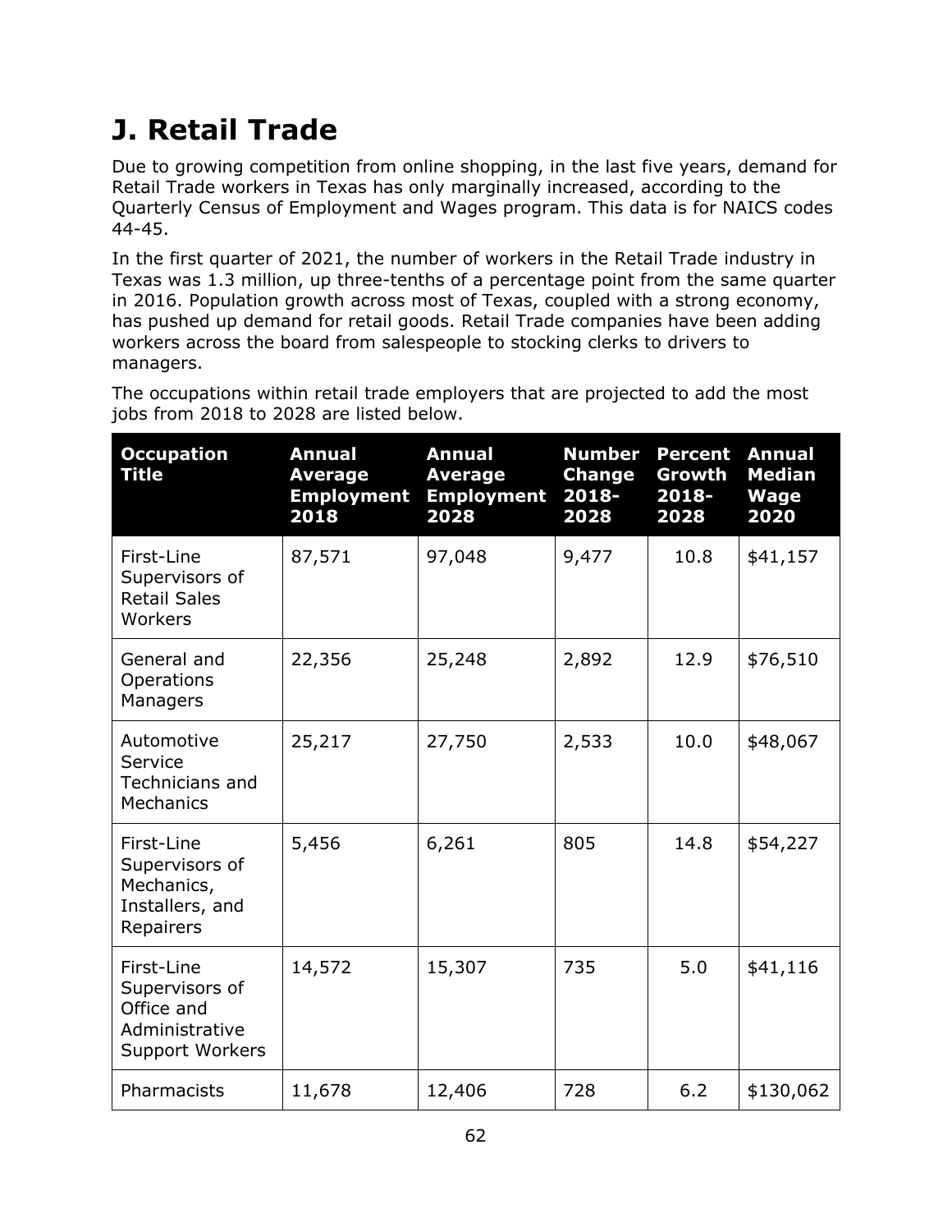# J. Retail Trade

Due to growing competition from online shopping, in the last five years, demand for Retail Trade workers in Texas has only marginally increased, according to the Quarterly Census of Employment and Wages program. This data is for NAICS codes 44-45.

In the first quarter of 2021, the number of workers in the Retail Trade industry in Texas was 1.3 million, up three-tenths of a percentage point from the same quarter in 2016. Population growth across most of Texas, coupled with a strong economy, has pushed up demand for retail goods. Retail Trade companies have been adding workers across the board from salespeople to stocking clerks to drivers to managers.

The occupations within retail trade employers that are projected to add the most jobs from 2018 to 2028 are listed below.

| Occupation Title | Annual Average Employment 2018 | Annual Average Employment 2028 | Number Change 2018-2028 | Percent Growth 2018-2028 | Annual Median Wage 2020 |
|---|---|---|---|---|---|
| First-Line Supervisors of Retail Sales Workers | 87,571 | 97,048 | 9,477 | 10.8 | $41,157 |
| General and Operations Managers | 22,356 | 25,248 | 2,892 | 12.9 | $76,510 |
| Automotive Service Technicians and Mechanics | 25,217 | 27,750 | 2,533 | 10.0 | $48,067 |
| First-Line Supervisors of Mechanics, Installers, and Repairers | 5,456 | 6,261 | 805 | 14.8 | $54,227 |
| First-Line Supervisors of Office and Administrative Support Workers | 14,572 | 15,307 | 735 | 5.0 | $41,116 |
| Pharmacists | 11,678 | 12,406 | 728 | 6.2 | $130,062 |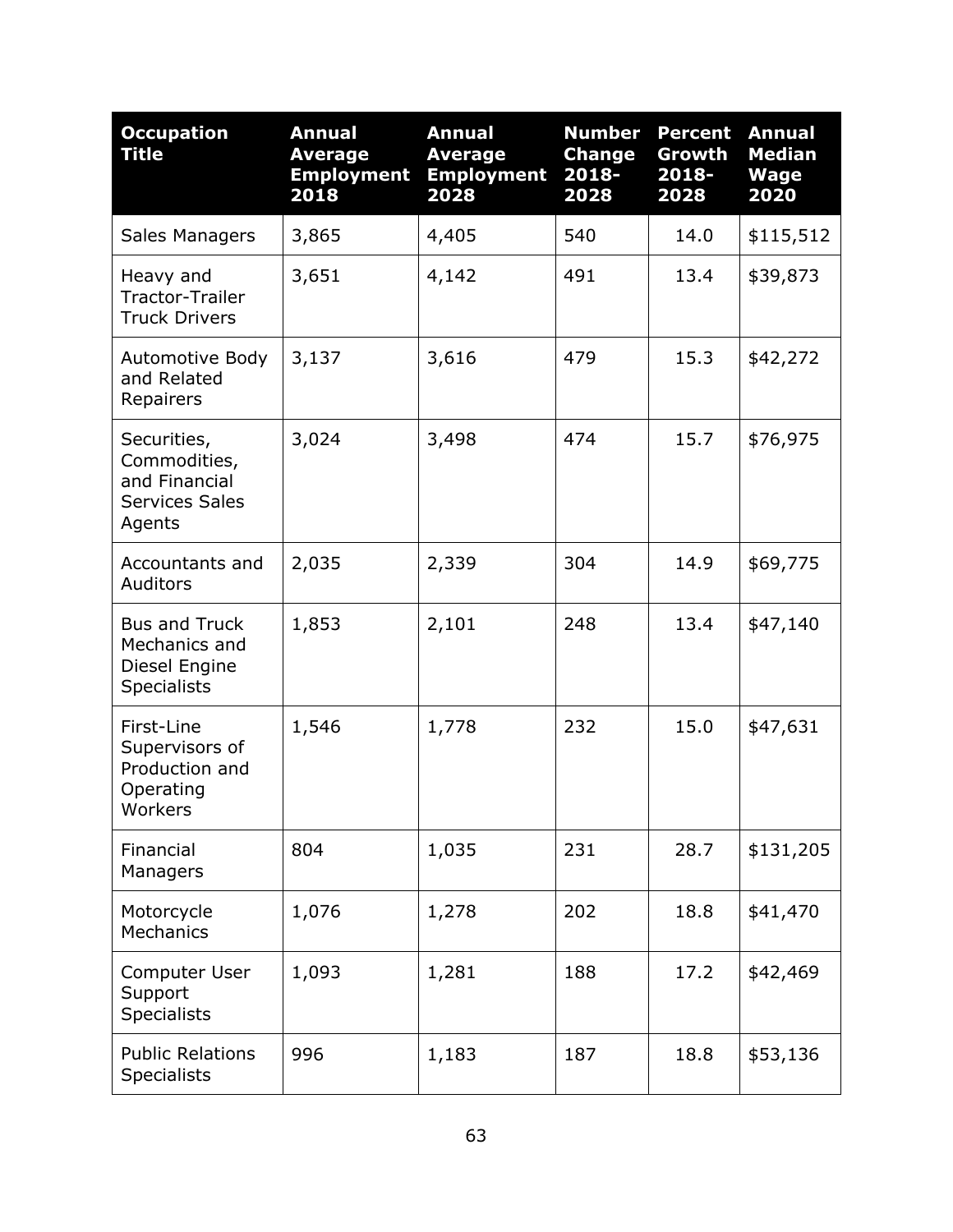| Occupation Title | Annual Average Employment 2018 | Annual Average Employment 2028 | Number Change 2018-2028 | Percent Growth 2018-2028 | Annual Median Wage 2020 |
|---|---|---|---|---|---|
| Sales Managers | 3,865 | 4,405 | 540 | 14.0 | $115,512 |
| Heavy and Tractor-Trailer Truck Drivers | 3,651 | 4,142 | 491 | 13.4 | $39,873 |
| Automotive Body and Related Repairers | 3,137 | 3,616 | 479 | 15.3 | $42,272 |
| Securities, Commodities, and Financial Services Sales Agents | 3,024 | 3,498 | 474 | 15.7 | $76,975 |
| Accountants and Auditors | 2,035 | 2,339 | 304 | 14.9 | $69,775 |
| Bus and Truck Mechanics and Diesel Engine Specialists | 1,853 | 2,101 | 248 | 13.4 | $47,140 |
| First-Line Supervisors of Production and Operating Workers | 1,546 | 1,778 | 232 | 15.0 | $47,631 |
| Financial Managers | 804 | 1,035 | 231 | 28.7 | $131,205 |
| Motorcycle Mechanics | 1,076 | 1,278 | 202 | 18.8 | $41,470 |
| Computer User Support Specialists | 1,093 | 1,281 | 188 | 17.2 | $42,469 |
| Public Relations Specialists | 996 | 1,183 | 187 | 18.8 | $53,136 |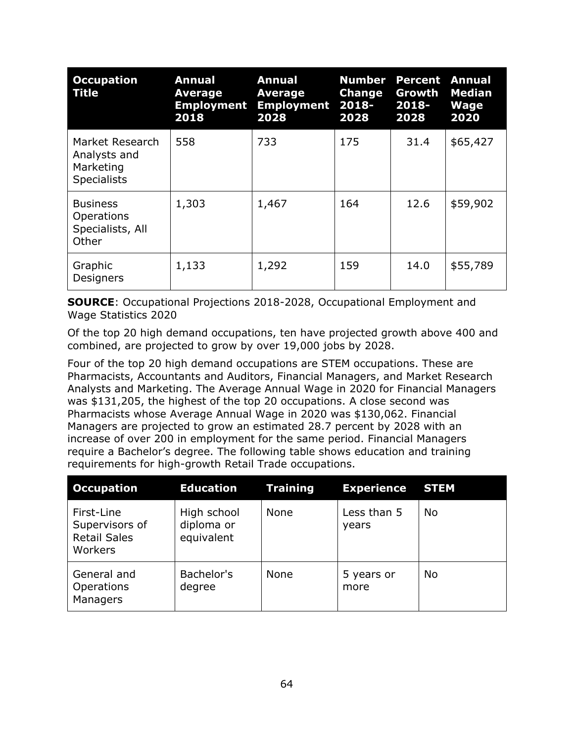| Occupation Title | Annual Average Employment 2018 | Annual Average Employment 2028 | Number Change 2018-2028 | Percent Growth 2018-2028 | Annual Median Wage 2020 |
|---|---|---|---|---|---|
| Market Research Analysts and Marketing Specialists | 558 | 733 | 175 | 31.4 | $65,427 |
| Business Operations Specialists, All Other | 1,303 | 1,467 | 164 | 12.6 | $59,902 |
| Graphic Designers | 1,133 | 1,292 | 159 | 14.0 | $55,789 |

**SOURCE**: Occupational Projections 2018-2028, Occupational Employment and Wage Statistics 2020

Of the top 20 high demand occupations, ten have projected growth above 400 and combined, are projected to grow by over 19,000 jobs by 2028.

Four of the top 20 high demand occupations are STEM occupations. These are Pharmacists, Accountants and Auditors, Financial Managers, and Market Research Analysts and Marketing. The Average Annual Wage in 2020 for Financial Managers was $131,205, the highest of the top 20 occupations. A close second was Pharmacists whose Average Annual Wage in 2020 was $130,062. Financial Managers are projected to grow an estimated 28.7 percent by 2028 with an increase of over 200 in employment for the same period. Financial Managers require a Bachelor's degree. The following table shows education and training requirements for high-growth Retail Trade occupations.

| Occupation | Education | Training | Experience | STEM |
|---|---|---|---|---|
| First-Line Supervisors of Retail Sales Workers | High school diploma or equivalent | None | Less than 5 years | No |
| General and Operations Managers | Bachelor's degree | None | 5 years or more | No |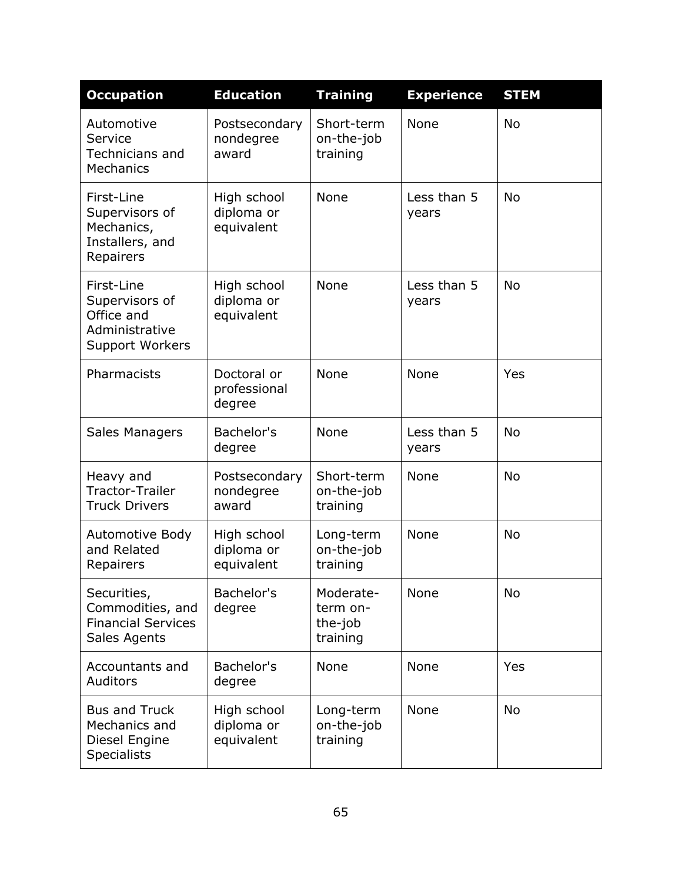| Occupation | Education | Training | Experience | STEM |
| --- | --- | --- | --- | --- |
| Automotive Service Technicians and Mechanics | Postsecondary nondegree award | Short-term on-the-job training | None | No |
| First-Line Supervisors of Mechanics, Installers, and Repairers | High school diploma or equivalent | None | Less than 5 years | No |
| First-Line Supervisors of Office and Administrative Support Workers | High school diploma or equivalent | None | Less than 5 years | No |
| Pharmacists | Doctoral or professional degree | None | None | Yes |
| Sales Managers | Bachelor's degree | None | Less than 5 years | No |
| Heavy and Tractor-Trailer Truck Drivers | Postsecondary nondegree award | Short-term on-the-job training | None | No |
| Automotive Body and Related Repairers | High school diploma or equivalent | Long-term on-the-job training | None | No |
| Securities, Commodities, and Financial Services Sales Agents | Bachelor's degree | Moderate-term on-the-job training | None | No |
| Accountants and Auditors | Bachelor's degree | None | None | Yes |
| Bus and Truck Mechanics and Diesel Engine Specialists | High school diploma or equivalent | Long-term on-the-job training | None | No |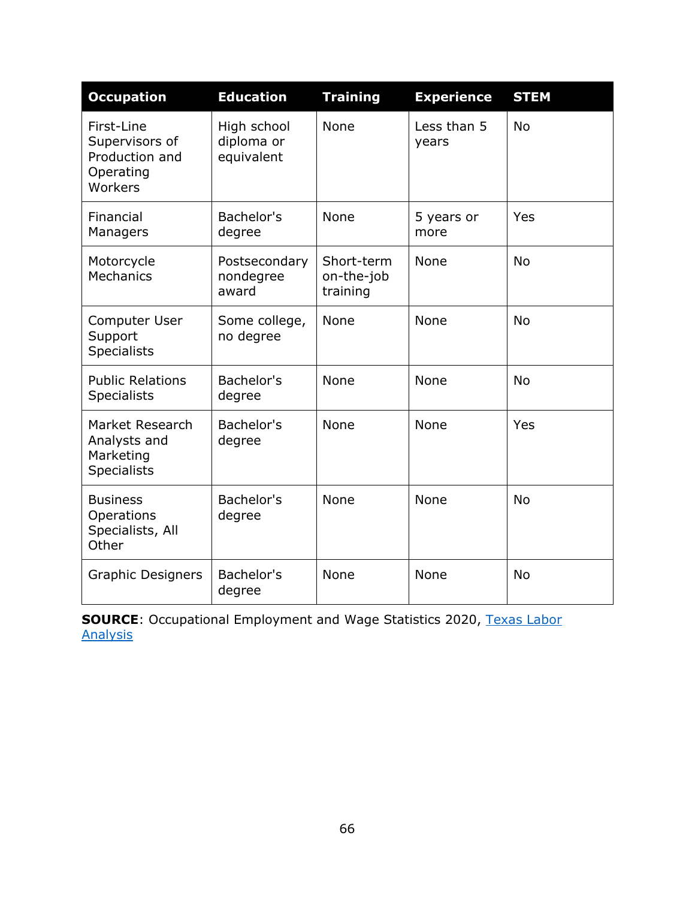| Occupation | Education | Training | Experience | STEM |
|---|---|---|---|---|
| First-Line Supervisors of Production and Operating Workers | High school diploma or equivalent | None | Less than 5 years | No |
| Financial Managers | Bachelor's degree | None | 5 years or more | Yes |
| Motorcycle Mechanics | Postsecondary nondegree award | Short-term on-the-job training | None | No |
| Computer User Support Specialists | Some college, no degree | None | None | No |
| Public Relations Specialists | Bachelor's degree | None | None | No |
| Market Research Analysts and Marketing Specialists | Bachelor's degree | None | None | Yes |
| Business Operations Specialists, All Other | Bachelor's degree | None | None | No |
| Graphic Designers | Bachelor's degree | None | None | No |

**SOURCE**: Occupational Employment and Wage Statistics 2020, Texas Labor Analysis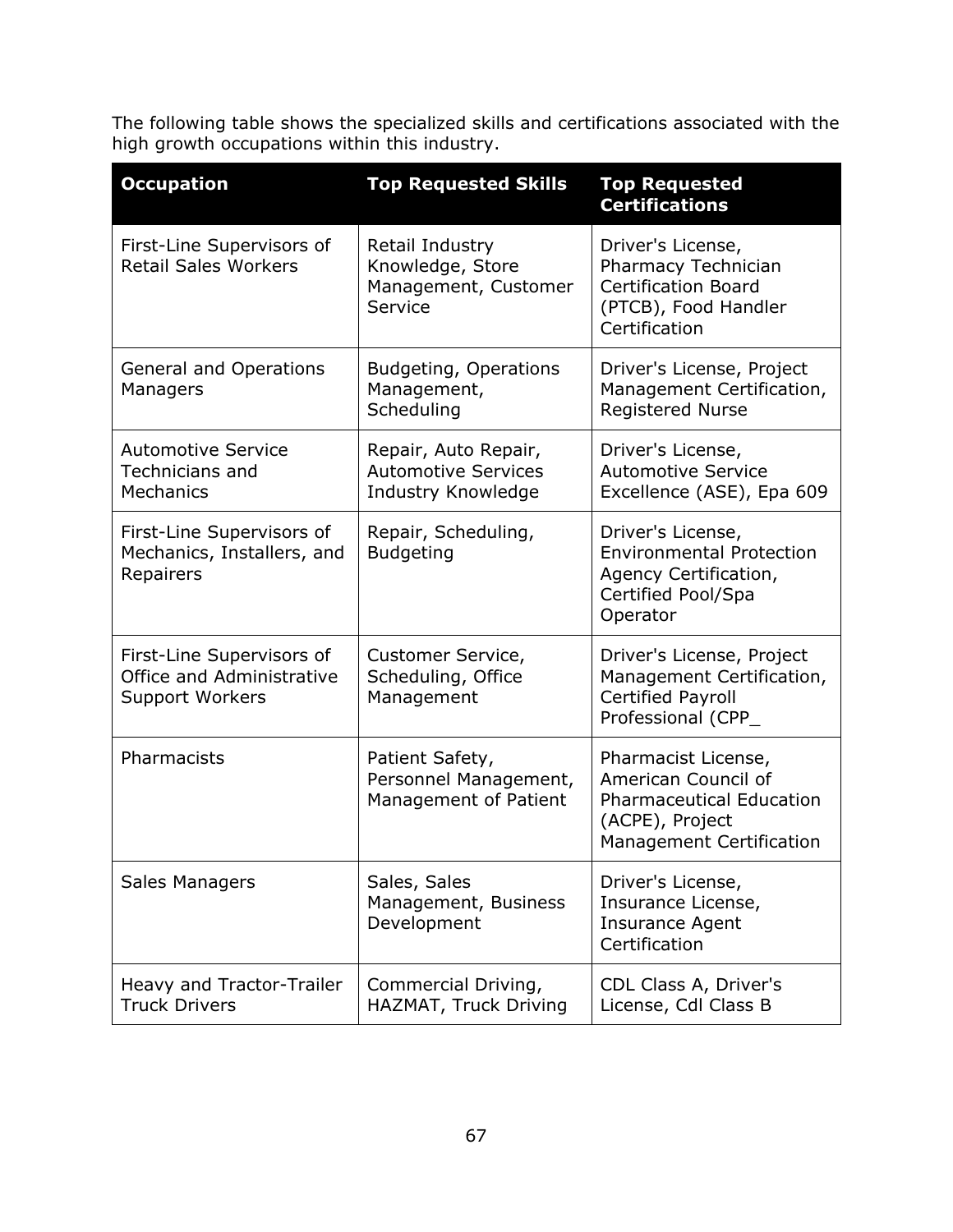The following table shows the specialized skills and certifications associated with the high growth occupations within this industry.

| Occupation | Top Requested Skills | Top Requested Certifications |
| --- | --- | --- |
| First-Line Supervisors of Retail Sales Workers | Retail Industry Knowledge, Store Management, Customer Service | Driver's License, Pharmacy Technician Certification Board (PTCB), Food Handler Certification |
| General and Operations Managers | Budgeting, Operations Management, Scheduling | Driver's License, Project Management Certification, Registered Nurse |
| Automotive Service Technicians and Mechanics | Repair, Auto Repair, Automotive Services Industry Knowledge | Driver's License, Automotive Service Excellence (ASE), Epa 609 |
| First-Line Supervisors of Mechanics, Installers, and Repairers | Repair, Scheduling, Budgeting | Driver's License, Environmental Protection Agency Certification, Certified Pool/Spa Operator |
| First-Line Supervisors of Office and Administrative Support Workers | Customer Service, Scheduling, Office Management | Driver's License, Project Management Certification, Certified Payroll Professional (CPP_ |
| Pharmacists | Patient Safety, Personnel Management, Management of Patient | Pharmacist License, American Council of Pharmaceutical Education (ACPE), Project Management Certification |
| Sales Managers | Sales, Sales Management, Business Development | Driver's License, Insurance License, Insurance Agent Certification |
| Heavy and Tractor-Trailer Truck Drivers | Commercial Driving, HAZMAT, Truck Driving | CDL Class A, Driver's License, Cdl Class B |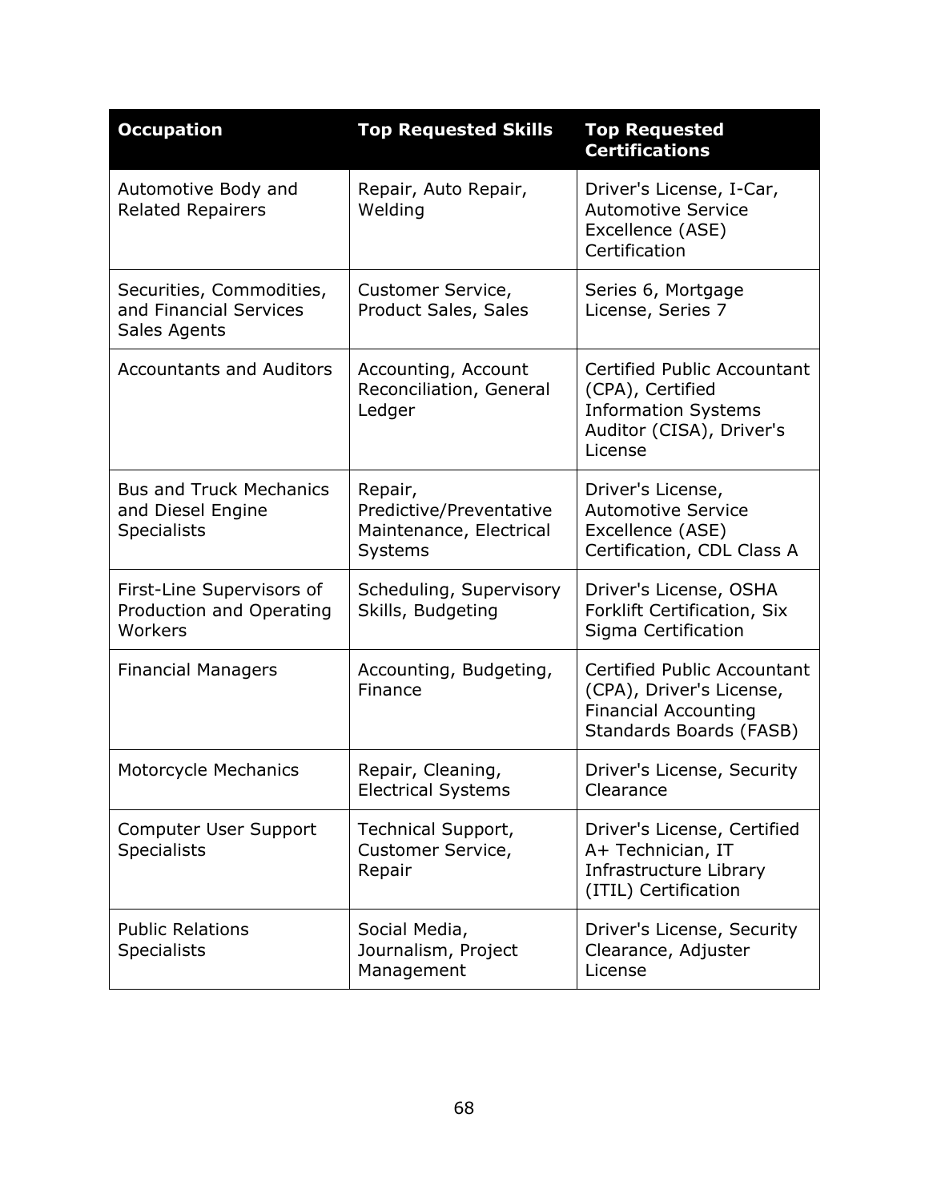| Occupation | Top Requested Skills | Top Requested Certifications |
| --- | --- | --- |
| Automotive Body and Related Repairers | Repair, Auto Repair, Welding | Driver's License, I-Car, Automotive Service Excellence (ASE) Certification |
| Securities, Commodities, and Financial Services Sales Agents | Customer Service, Product Sales, Sales | Series 6, Mortgage License, Series 7 |
| Accountants and Auditors | Accounting, Account Reconciliation, General Ledger | Certified Public Accountant (CPA), Certified Information Systems Auditor (CISA), Driver's License |
| Bus and Truck Mechanics and Diesel Engine Specialists | Repair, Predictive/Preventative Maintenance, Electrical Systems | Driver's License, Automotive Service Excellence (ASE) Certification, CDL Class A |
| First-Line Supervisors of Production and Operating Workers | Scheduling, Supervisory Skills, Budgeting | Driver's License, OSHA Forklift Certification, Six Sigma Certification |
| Financial Managers | Accounting, Budgeting, Finance | Certified Public Accountant (CPA), Driver's License, Financial Accounting Standards Boards (FASB) |
| Motorcycle Mechanics | Repair, Cleaning, Electrical Systems | Driver's License, Security Clearance |
| Computer User Support Specialists | Technical Support, Customer Service, Repair | Driver's License, Certified A+ Technician, IT Infrastructure Library (ITIL) Certification |
| Public Relations Specialists | Social Media, Journalism, Project Management | Driver's License, Security Clearance, Adjuster License |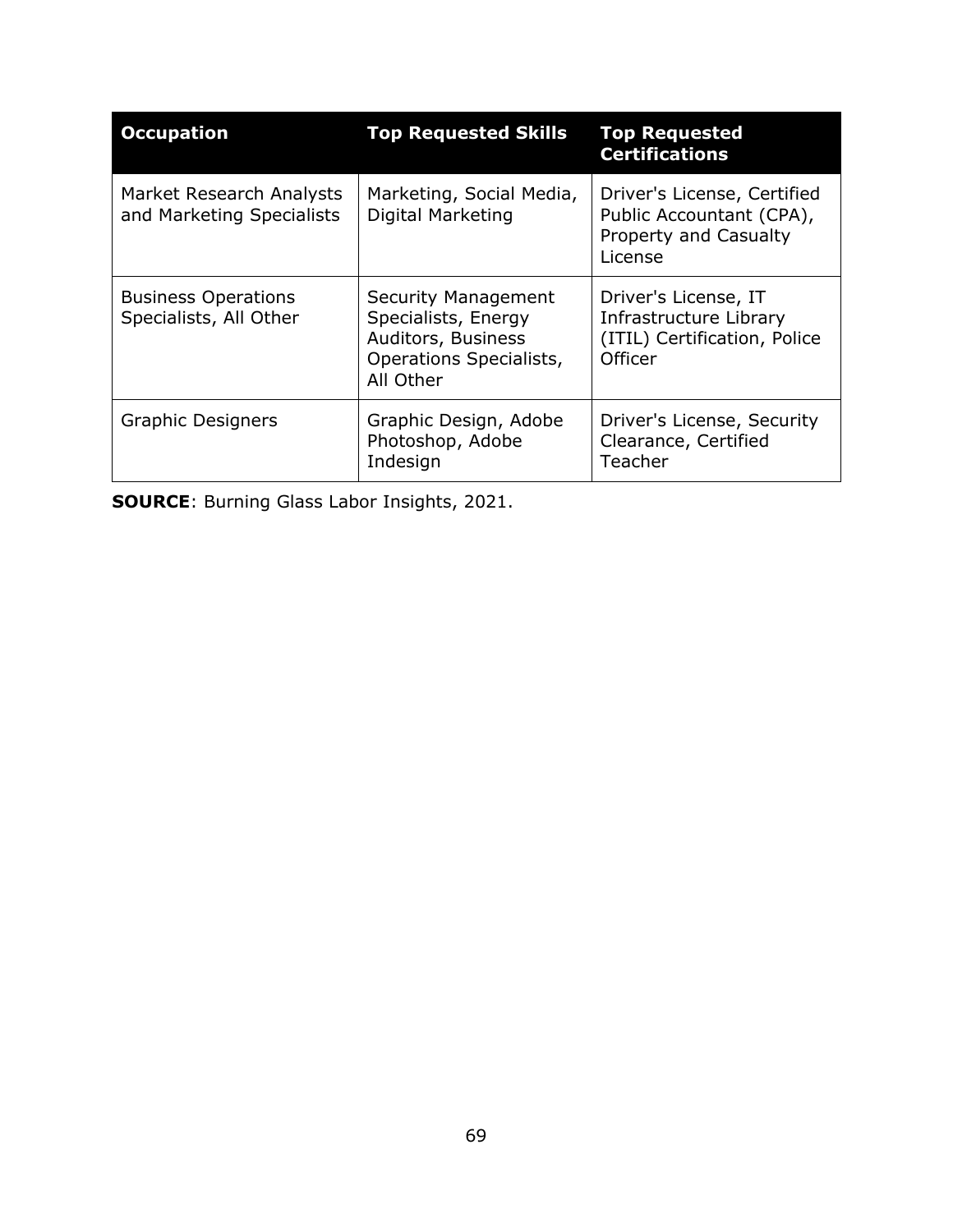| Occupation | Top Requested Skills | Top Requested Certifications |
| --- | --- | --- |
| Market Research Analysts and Marketing Specialists | Marketing, Social Media, Digital Marketing | Driver's License, Certified Public Accountant (CPA), Property and Casualty License |
| Business Operations Specialists, All Other | Security Management Specialists, Energy Auditors, Business Operations Specialists, All Other | Driver's License, IT Infrastructure Library (ITIL) Certification, Police Officer |
| Graphic Designers | Graphic Design, Adobe Photoshop, Adobe Indesign | Driver's License, Security Clearance, Certified Teacher |

**SOURCE**: Burning Glass Labor Insights, 2021.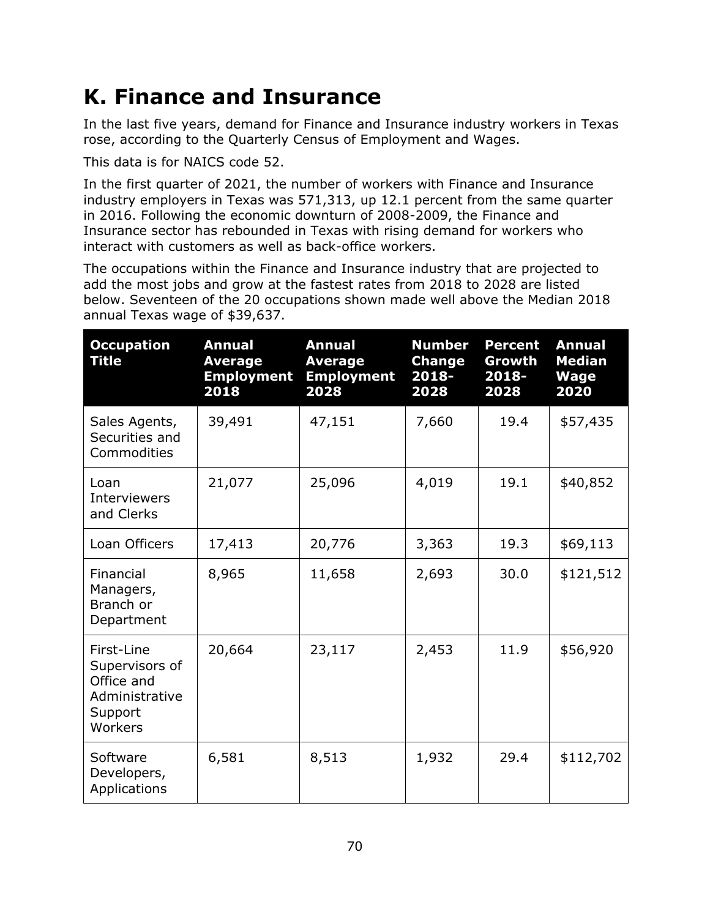## K. Finance and Insurance

In the last five years, demand for Finance and Insurance industry workers in Texas rose, according to the Quarterly Census of Employment and Wages.

This data is for NAICS code 52.

In the first quarter of 2021, the number of workers with Finance and Insurance industry employers in Texas was 571,313, up 12.1 percent from the same quarter in 2016. Following the economic downturn of 2008-2009, the Finance and Insurance sector has rebounded in Texas with rising demand for workers who interact with customers as well as back-office workers.

The occupations within the Finance and Insurance industry that are projected to add the most jobs and grow at the fastest rates from 2018 to 2028 are listed below. Seventeen of the 20 occupations shown made well above the Median 2018 annual Texas wage of $39,637.

| Occupation Title | Annual Average Employment 2018 | Annual Average Employment 2028 | Number Change 2018-2028 | Percent Growth 2018-2028 | Annual Median Wage 2020 |
|---|---|---|---|---|---|
| Sales Agents, Securities and Commodities | 39,491 | 47,151 | 7,660 | 19.4 | $57,435 |
| Loan Interviewers and Clerks | 21,077 | 25,096 | 4,019 | 19.1 | $40,852 |
| Loan Officers | 17,413 | 20,776 | 3,363 | 19.3 | $69,113 |
| Financial Managers, Branch or Department | 8,965 | 11,658 | 2,693 | 30.0 | $121,512 |
| First-Line Supervisors of Office and Administrative Support Workers | 20,664 | 23,117 | 2,453 | 11.9 | $56,920 |
| Software Developers, Applications | 6,581 | 8,513 | 1,932 | 29.4 | $112,702 |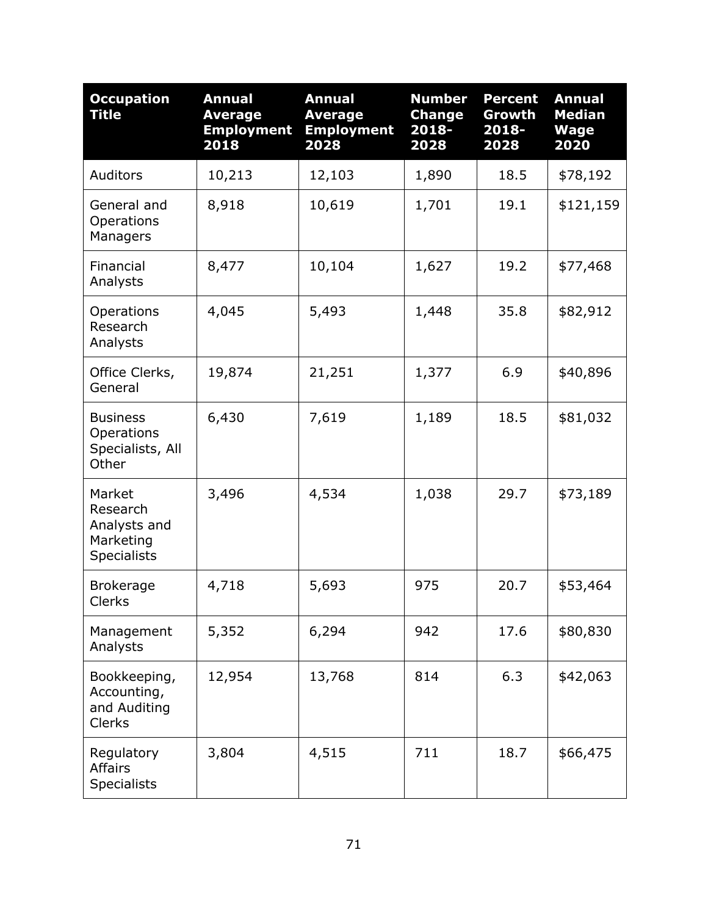| Occupation Title | Annual Average Employment 2018 | Annual Average Employment 2028 | Number Change 2018-2028 | Percent Growth 2018-2028 | Annual Median Wage 2020 |
|---|---|---|---|---|---|
| Auditors | 10,213 | 12,103 | 1,890 | 18.5 | $78,192 |
| General and Operations Managers | 8,918 | 10,619 | 1,701 | 19.1 | $121,159 |
| Financial Analysts | 8,477 | 10,104 | 1,627 | 19.2 | $77,468 |
| Operations Research Analysts | 4,045 | 5,493 | 1,448 | 35.8 | $82,912 |
| Office Clerks, General | 19,874 | 21,251 | 1,377 | 6.9 | $40,896 |
| Business Operations Specialists, All Other | 6,430 | 7,619 | 1,189 | 18.5 | $81,032 |
| Market Research Analysts and Marketing Specialists | 3,496 | 4,534 | 1,038 | 29.7 | $73,189 |
| Brokerage Clerks | 4,718 | 5,693 | 975 | 20.7 | $53,464 |
| Management Analysts | 5,352 | 6,294 | 942 | 17.6 | $80,830 |
| Bookkeeping, Accounting, and Auditing Clerks | 12,954 | 13,768 | 814 | 6.3 | $42,063 |
| Regulatory Affairs Specialists | 3,804 | 4,515 | 711 | 18.7 | $66,475 |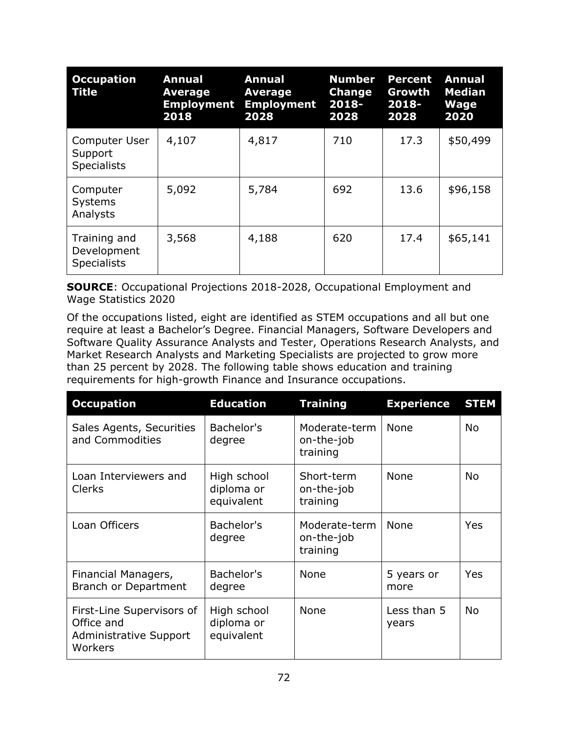| Occupation Title | Annual Average Employment 2018 | Annual Average Employment 2028 | Number Change 2018-2028 | Percent Growth 2018-2028 | Annual Median Wage 2020 |
|---|---|---|---|---|---|
| Computer User Support Specialists | 4,107 | 4,817 | 710 | 17.3 | $50,499 |
| Computer Systems Analysts | 5,092 | 5,784 | 692 | 13.6 | $96,158 |
| Training and Development Specialists | 3,568 | 4,188 | 620 | 17.4 | $65,141 |

**SOURCE**: Occupational Projections 2018-2028, Occupational Employment and Wage Statistics 2020

Of the occupations listed, eight are identified as STEM occupations and all but one require at least a Bachelor's Degree. Financial Managers, Software Developers and Software Quality Assurance Analysts and Tester, Operations Research Analysts, and Market Research Analysts and Marketing Specialists are projected to grow more than 25 percent by 2028. The following table shows education and training requirements for high-growth Finance and Insurance occupations.

| Occupation | Education | Training | Experience | STEM |
|---|---|---|---|---|
| Sales Agents, Securities and Commodities | Bachelor's degree | Moderate-term on-the-job training | None | No |
| Loan Interviewers and Clerks | High school diploma or equivalent | Short-term on-the-job training | None | No |
| Loan Officers | Bachelor's degree | Moderate-term on-the-job training | None | Yes |
| Financial Managers, Branch or Department | Bachelor's degree | None | 5 years or more | Yes |
| First-Line Supervisors of Office and Administrative Support Workers | High school diploma or equivalent | None | Less than 5 years | No |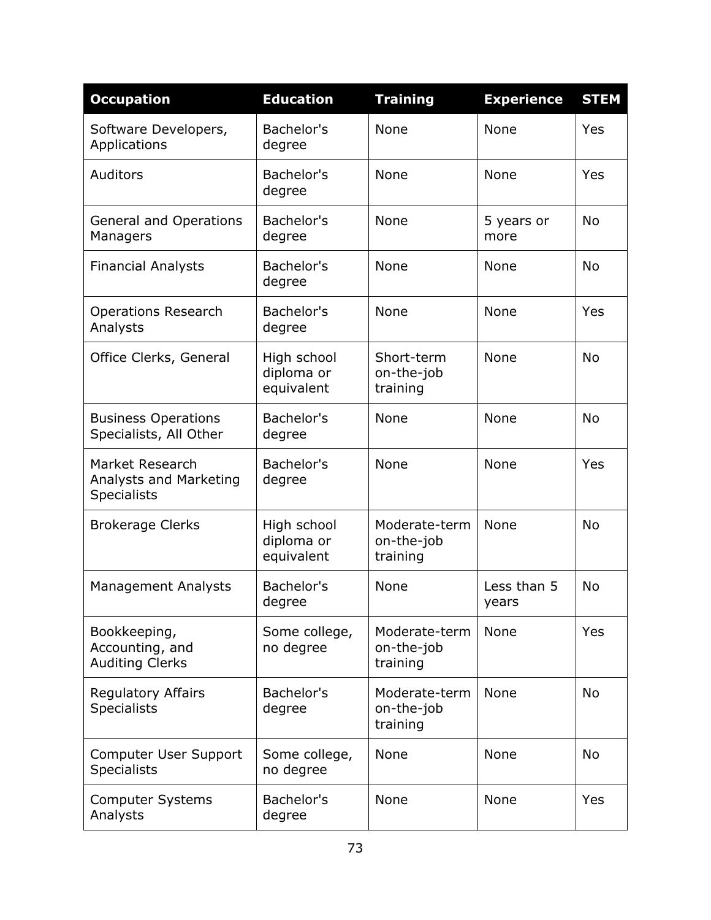| Occupation | Education | Training | Experience | STEM |
|---|---|---|---|---|
| Software Developers, Applications | Bachelor's degree | None | None | Yes |
| Auditors | Bachelor's degree | None | None | Yes |
| General and Operations Managers | Bachelor's degree | None | 5 years or more | No |
| Financial Analysts | Bachelor's degree | None | None | No |
| Operations Research Analysts | Bachelor's degree | None | None | Yes |
| Office Clerks, General | High school diploma or equivalent | Short-term on-the-job training | None | No |
| Business Operations Specialists, All Other | Bachelor's degree | None | None | No |
| Market Research Analysts and Marketing Specialists | Bachelor's degree | None | None | Yes |
| Brokerage Clerks | High school diploma or equivalent | Moderate-term on-the-job training | None | No |
| Management Analysts | Bachelor's degree | None | Less than 5 years | No |
| Bookkeeping, Accounting, and Auditing Clerks | Some college, no degree | Moderate-term on-the-job training | None | Yes |
| Regulatory Affairs Specialists | Bachelor's degree | Moderate-term on-the-job training | None | No |
| Computer User Support Specialists | Some college, no degree | None | None | No |
| Computer Systems Analysts | Bachelor's degree | None | None | Yes |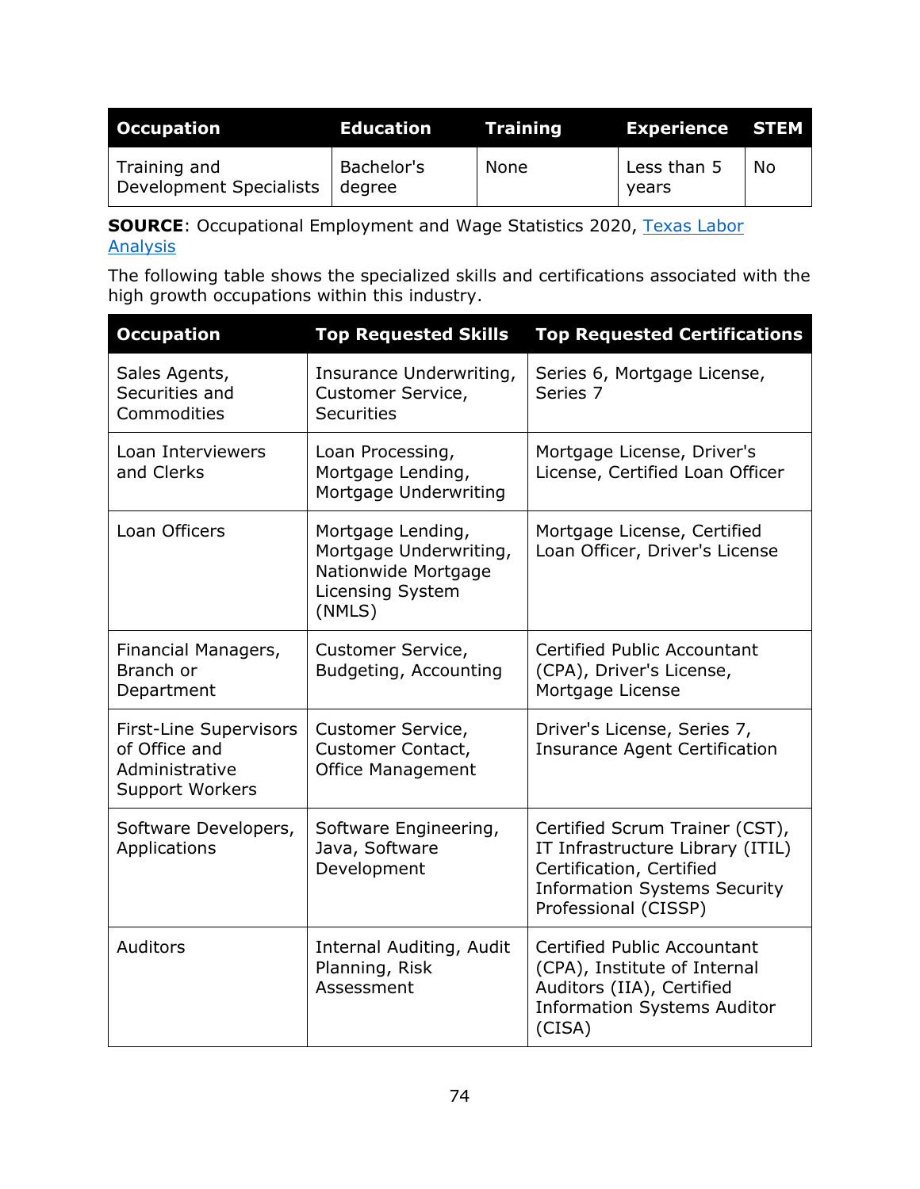| Occupation | Education | Training | Experience | STEM |
|---|---|---|---|---|
| Training and Development Specialists | Bachelor's degree | None | Less than 5 years | No |

**SOURCE**: Occupational Employment and Wage Statistics 2020, [Texas Labor Analysis](#)

The following table shows the specialized skills and certifications associated with the high growth occupations within this industry.

| Occupation | Top Requested Skills | Top Requested Certifications |
|---|---|---|
| Sales Agents, Securities and Commodities | Insurance Underwriting, Customer Service, Securities | Series 6, Mortgage License, Series 7 |
| Loan Interviewers and Clerks | Loan Processing, Mortgage Lending, Mortgage Underwriting | Mortgage License, Driver's License, Certified Loan Officer |
| Loan Officers | Mortgage Lending, Mortgage Underwriting, Nationwide Mortgage Licensing System (NMLS) | Mortgage License, Certified Loan Officer, Driver's License |
| Financial Managers, Branch or Department | Customer Service, Budgeting, Accounting | Certified Public Accountant (CPA), Driver's License, Mortgage License |
| First-Line Supervisors of Office and Administrative Support Workers | Customer Service, Customer Contact, Office Management | Driver's License, Series 7, Insurance Agent Certification |
| Software Developers, Applications | Software Engineering, Java, Software Development | Certified Scrum Trainer (CST), IT Infrastructure Library (ITIL) Certification, Certified Information Systems Security Professional (CISSP) |
| Auditors | Internal Auditing, Audit Planning, Risk Assessment | Certified Public Accountant (CPA), Institute of Internal Auditors (IIA), Certified Information Systems Auditor (CISA) |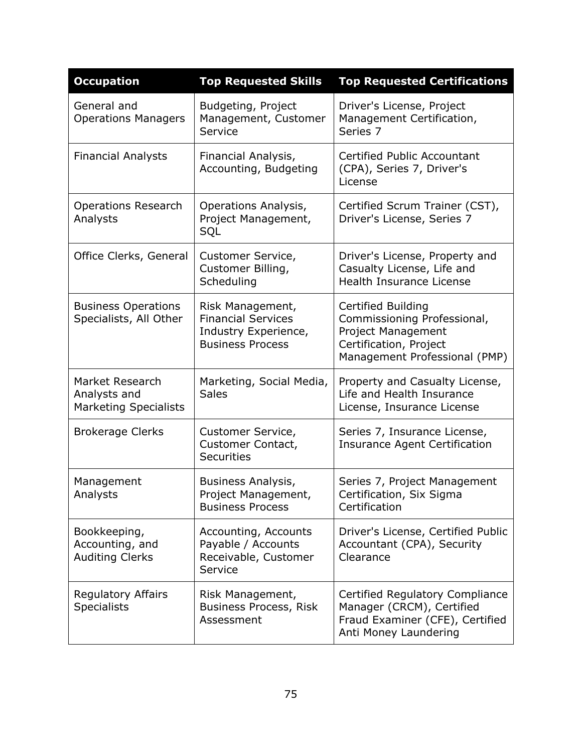| Occupation | Top Requested Skills | Top Requested Certifications |
|---|---|---|
| General and Operations Managers | Budgeting, Project Management, Customer Service | Driver's License, Project Management Certification, Series 7 |
| Financial Analysts | Financial Analysis, Accounting, Budgeting | Certified Public Accountant (CPA), Series 7, Driver's License |
| Operations Research Analysts | Operations Analysis, Project Management, SQL | Certified Scrum Trainer (CST), Driver's License, Series 7 |
| Office Clerks, General | Customer Service, Customer Billing, Scheduling | Driver's License, Property and Casualty License, Life and Health Insurance License |
| Business Operations Specialists, All Other | Risk Management, Financial Services Industry Experience, Business Process | Certified Building Commissioning Professional, Project Management Certification, Project Management Professional (PMP) |
| Market Research Analysts and Marketing Specialists | Marketing, Social Media, Sales | Property and Casualty License, Life and Health Insurance License, Insurance License |
| Brokerage Clerks | Customer Service, Customer Contact, Securities | Series 7, Insurance License, Insurance Agent Certification |
| Management Analysts | Business Analysis, Project Management, Business Process | Series 7, Project Management Certification, Six Sigma Certification |
| Bookkeeping, Accounting, and Auditing Clerks | Accounting, Accounts Payable / Accounts Receivable, Customer Service | Driver's License, Certified Public Accountant (CPA), Security Clearance |
| Regulatory Affairs Specialists | Risk Management, Business Process, Risk Assessment | Certified Regulatory Compliance Manager (CRCM), Certified Fraud Examiner (CFE), Certified Anti Money Laundering |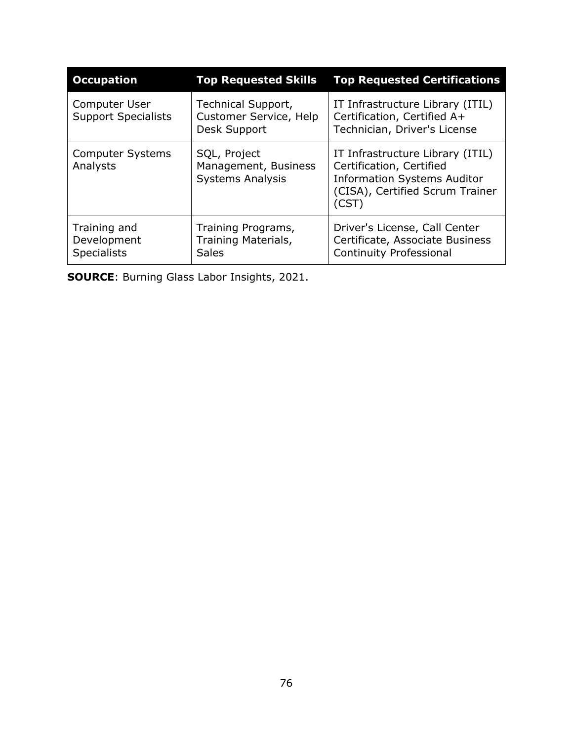| Occupation | Top Requested Skills | Top Requested Certifications |
| --- | --- | --- |
| Computer User Support Specialists | Technical Support, Customer Service, Help Desk Support | IT Infrastructure Library (ITIL) Certification, Certified A+ Technician, Driver's License |
| Computer Systems Analysts | SQL, Project Management, Business Systems Analysis | IT Infrastructure Library (ITIL) Certification, Certified Information Systems Auditor (CISA), Certified Scrum Trainer (CST) |
| Training and Development Specialists | Training Programs, Training Materials, Sales | Driver's License, Call Center Certificate, Associate Business Continuity Professional |

**SOURCE**: Burning Glass Labor Insights, 2021.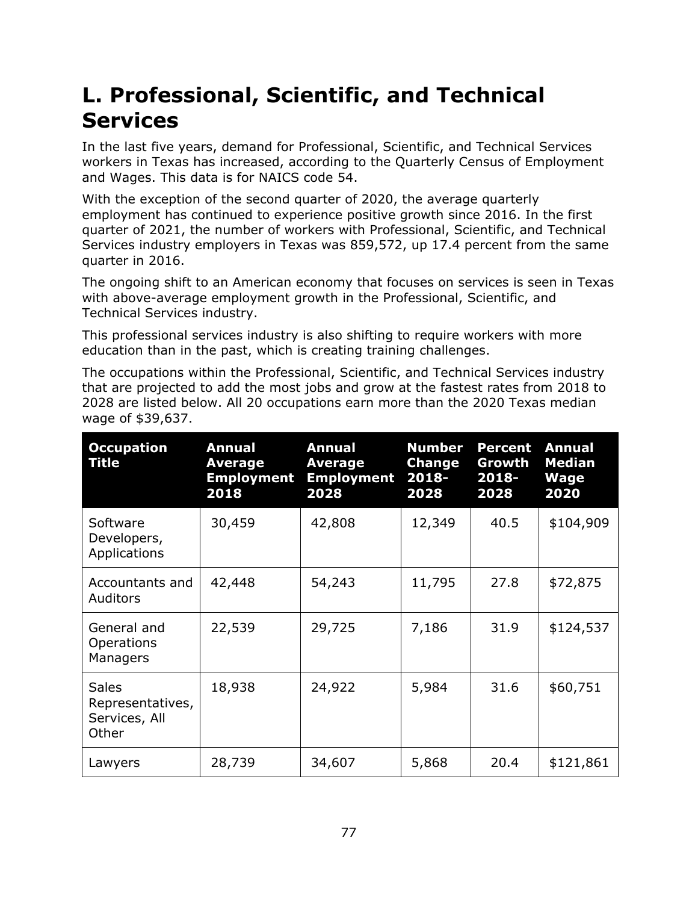## L. Professional, Scientific, and Technical Services

In the last five years, demand for Professional, Scientific, and Technical Services workers in Texas has increased, according to the Quarterly Census of Employment and Wages. This data is for NAICS code 54.

With the exception of the second quarter of 2020, the average quarterly employment has continued to experience positive growth since 2016. In the first quarter of 2021, the number of workers with Professional, Scientific, and Technical Services industry employers in Texas was 859,572, up 17.4 percent from the same quarter in 2016.

The ongoing shift to an American economy that focuses on services is seen in Texas with above-average employment growth in the Professional, Scientific, and Technical Services industry.

This professional services industry is also shifting to require workers with more education than in the past, which is creating training challenges.

The occupations within the Professional, Scientific, and Technical Services industry that are projected to add the most jobs and grow at the fastest rates from 2018 to 2028 are listed below. All 20 occupations earn more than the 2020 Texas median wage of $39,637.

| Occupation Title | Annual Average Employment 2018 | Annual Average Employment 2028 | Number Change 2018-2028 | Percent Growth 2018-2028 | Annual Median Wage 2020 |
|---|---|---|---|---|---|
| Software Developers, Applications | 30,459 | 42,808 | 12,349 | 40.5 | $104,909 |
| Accountants and Auditors | 42,448 | 54,243 | 11,795 | 27.8 | $72,875 |
| General and Operations Managers | 22,539 | 29,725 | 7,186 | 31.9 | $124,537 |
| Sales Representatives, Services, All Other | 18,938 | 24,922 | 5,984 | 31.6 | $60,751 |
| Lawyers | 28,739 | 34,607 | 5,868 | 20.4 | $121,861 |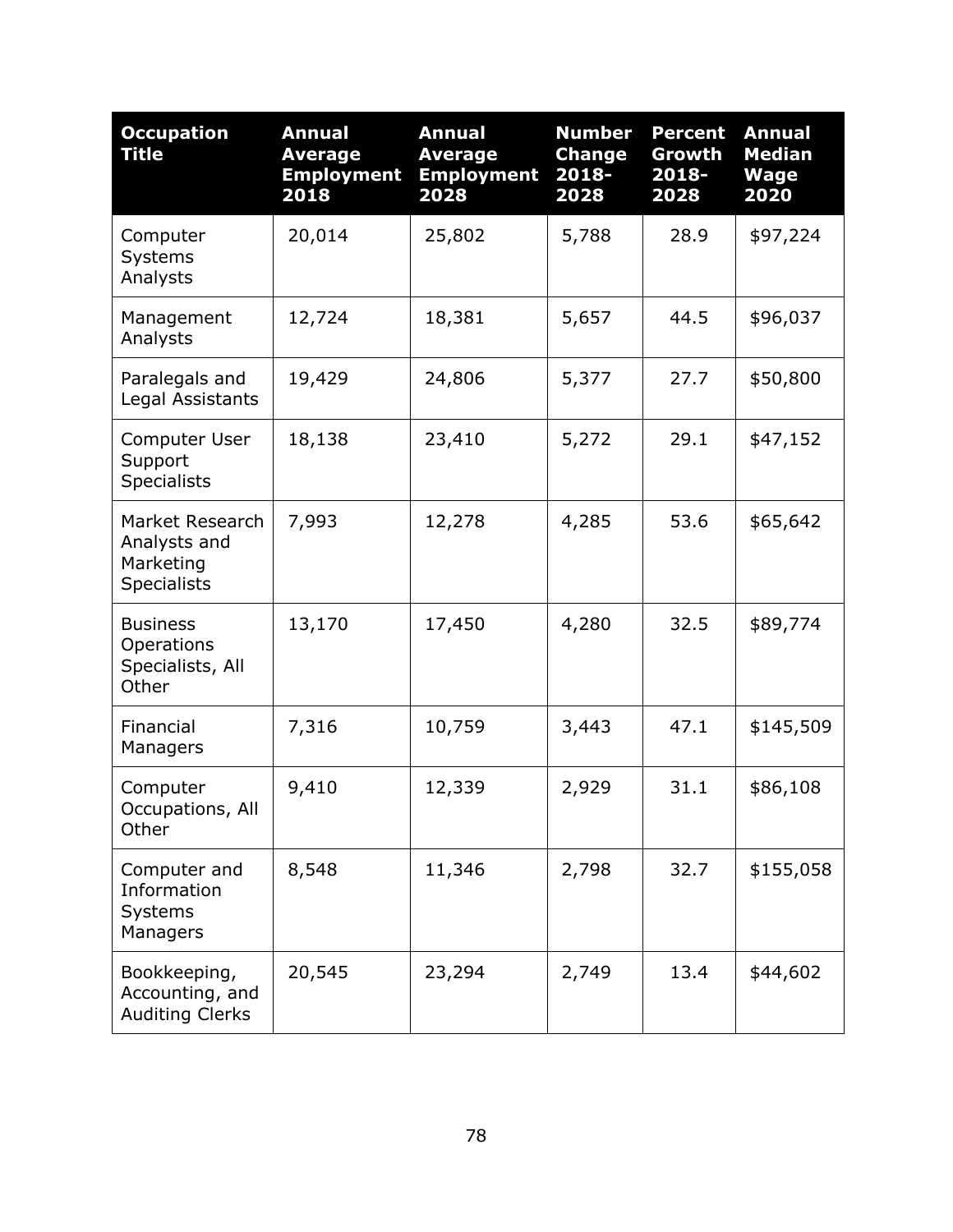| Occupation Title | Annual Average Employment 2018 | Annual Average Employment 2028 | Number Change 2018-2028 | Percent Growth 2018-2028 | Annual Median Wage 2020 |
|---|---|---|---|---|---|
| Computer Systems Analysts | 20,014 | 25,802 | 5,788 | 28.9 | $97,224 |
| Management Analysts | 12,724 | 18,381 | 5,657 | 44.5 | $96,037 |
| Paralegals and Legal Assistants | 19,429 | 24,806 | 5,377 | 27.7 | $50,800 |
| Computer User Support Specialists | 18,138 | 23,410 | 5,272 | 29.1 | $47,152 |
| Market Research Analysts and Marketing Specialists | 7,993 | 12,278 | 4,285 | 53.6 | $65,642 |
| Business Operations Specialists, All Other | 13,170 | 17,450 | 4,280 | 32.5 | $89,774 |
| Financial Managers | 7,316 | 10,759 | 3,443 | 47.1 | $145,509 |
| Computer Occupations, All Other | 9,410 | 12,339 | 2,929 | 31.1 | $86,108 |
| Computer and Information Systems Managers | 8,548 | 11,346 | 2,798 | 32.7 | $155,058 |
| Bookkeeping, Accounting, and Auditing Clerks | 20,545 | 23,294 | 2,749 | 13.4 | $44,602 |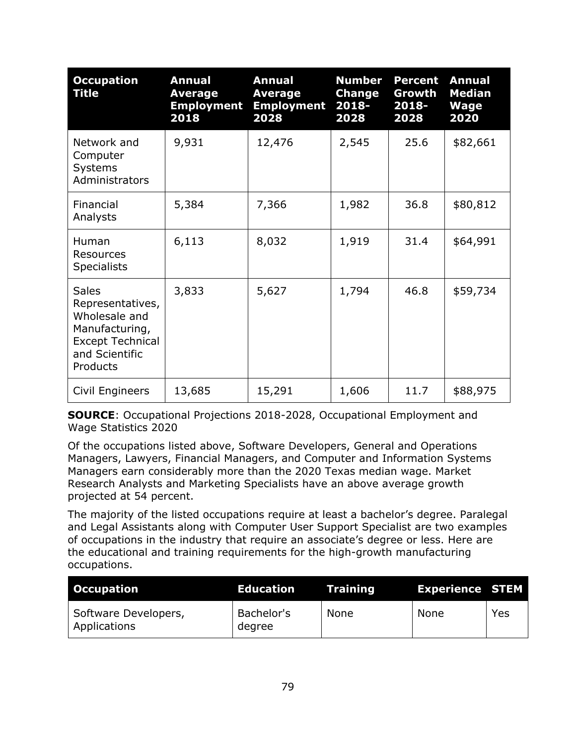| Occupation Title | Annual Average Employment 2018 | Annual Average Employment 2028 | Number Change 2018-2028 | Percent Growth 2018-2028 | Annual Median Wage 2020 |
|---|---|---|---|---|---|
| Network and Computer Systems Administrators | 9,931 | 12,476 | 2,545 | 25.6 | $82,661 |
| Financial Analysts | 5,384 | 7,366 | 1,982 | 36.8 | $80,812 |
| Human Resources Specialists | 6,113 | 8,032 | 1,919 | 31.4 | $64,991 |
| Sales Representatives, Wholesale and Manufacturing, Except Technical and Scientific Products | 3,833 | 5,627 | 1,794 | 46.8 | $59,734 |
| Civil Engineers | 13,685 | 15,291 | 1,606 | 11.7 | $88,975 |

**SOURCE**: Occupational Projections 2018-2028, Occupational Employment and Wage Statistics 2020

Of the occupations listed above, Software Developers, General and Operations Managers, Lawyers, Financial Managers, and Computer and Information Systems Managers earn considerably more than the 2020 Texas median wage. Market Research Analysts and Marketing Specialists have an above average growth projected at 54 percent.

The majority of the listed occupations require at least a bachelor's degree. Paralegal and Legal Assistants along with Computer User Support Specialist are two examples of occupations in the industry that require an associate's degree or less. Here are the educational and training requirements for the high-growth manufacturing occupations.

| Occupation | Education | Training | Experience | STEM |
|---|---|---|---|---|
| Software Developers, Applications | Bachelor's degree | None | None | Yes |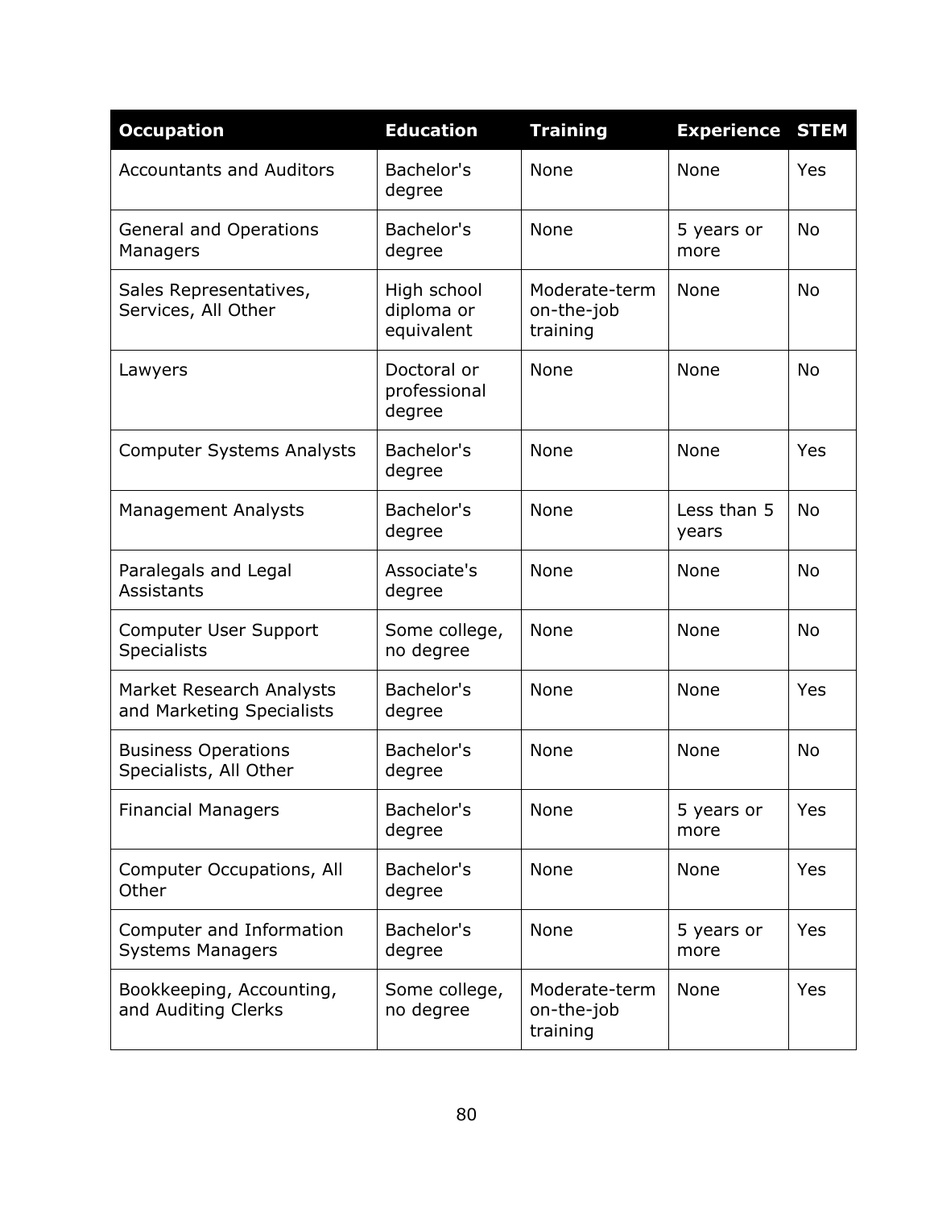| Occupation | Education | Training | Experience | STEM |
|---|---|---|---|---|
| Accountants and Auditors | Bachelor's degree | None | None | Yes |
| General and Operations Managers | Bachelor's degree | None | 5 years or more | No |
| Sales Representatives, Services, All Other | High school diploma or equivalent | Moderate-term on-the-job training | None | No |
| Lawyers | Doctoral or professional degree | None | None | No |
| Computer Systems Analysts | Bachelor's degree | None | None | Yes |
| Management Analysts | Bachelor's degree | None | Less than 5 years | No |
| Paralegals and Legal Assistants | Associate's degree | None | None | No |
| Computer User Support Specialists | Some college, no degree | None | None | No |
| Market Research Analysts and Marketing Specialists | Bachelor's degree | None | None | Yes |
| Business Operations Specialists, All Other | Bachelor's degree | None | None | No |
| Financial Managers | Bachelor's degree | None | 5 years or more | Yes |
| Computer Occupations, All Other | Bachelor's degree | None | None | Yes |
| Computer and Information Systems Managers | Bachelor's degree | None | 5 years or more | Yes |
| Bookkeeping, Accounting, and Auditing Clerks | Some college, no degree | Moderate-term on-the-job training | None | Yes |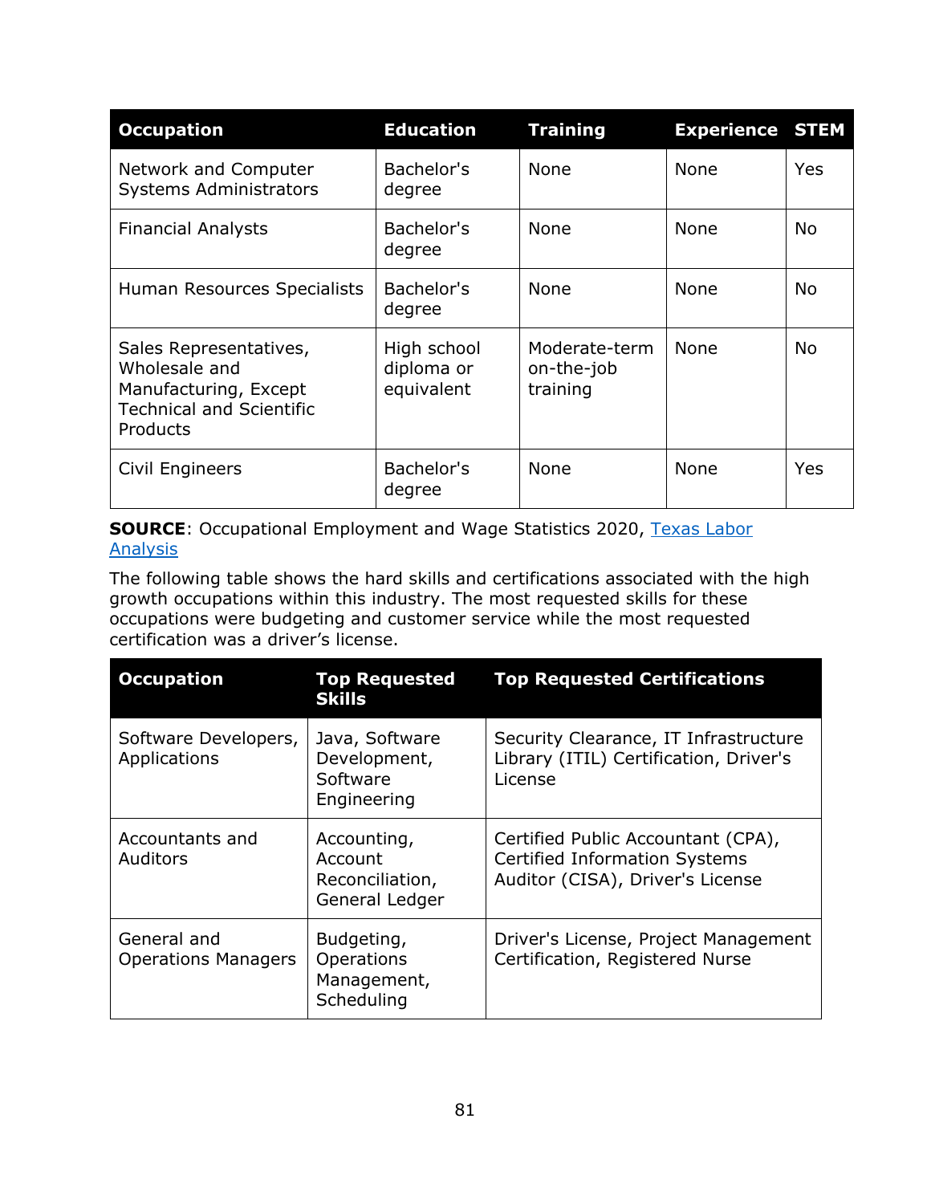| Occupation | Education | Training | Experience | STEM |
|---|---|---|---|---|
| Network and Computer Systems Administrators | Bachelor's degree | None | None | Yes |
| Financial Analysts | Bachelor's degree | None | None | No |
| Human Resources Specialists | Bachelor's degree | None | None | No |
| Sales Representatives, Wholesale and Manufacturing, Except Technical and Scientific Products | High school diploma or equivalent | Moderate-term on-the-job training | None | No |
| Civil Engineers | Bachelor's degree | None | None | Yes |

**SOURCE**: Occupational Employment and Wage Statistics 2020, [Texas Labor Analysis]

The following table shows the hard skills and certifications associated with the high growth occupations within this industry. The most requested skills for these occupations were budgeting and customer service while the most requested certification was a driver's license.

| Occupation | Top Requested Skills | Top Requested Certifications |
|---|---|---|
| Software Developers, Applications | Java, Software Development, Software Engineering | Security Clearance, IT Infrastructure Library (ITIL) Certification, Driver's License |
| Accountants and Auditors | Accounting, Account Reconciliation, General Ledger | Certified Public Accountant (CPA), Certified Information Systems Auditor (CISA), Driver's License |
| General and Operations Managers | Budgeting, Operations Management, Scheduling | Driver's License, Project Management Certification, Registered Nurse |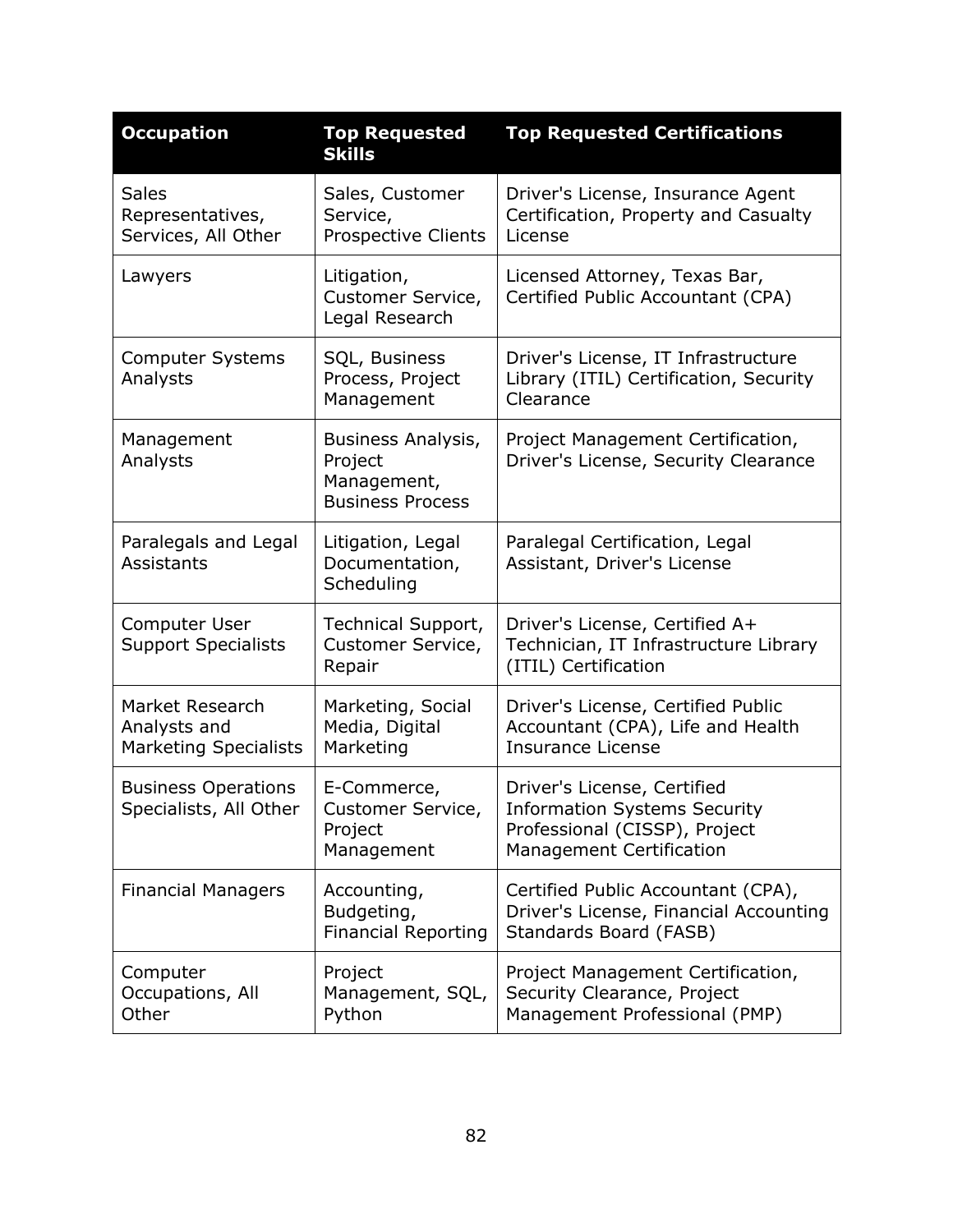| Occupation | Top Requested Skills | Top Requested Certifications |
| --- | --- | --- |
| Sales Representatives, Services, All Other | Sales, Customer Service, Prospective Clients | Driver's License, Insurance Agent Certification, Property and Casualty License |
| Lawyers | Litigation, Customer Service, Legal Research | Licensed Attorney, Texas Bar, Certified Public Accountant (CPA) |
| Computer Systems Analysts | SQL, Business Process, Project Management | Driver's License, IT Infrastructure Library (ITIL) Certification, Security Clearance |
| Management Analysts | Business Analysis, Project Management, Business Process | Project Management Certification, Driver's License, Security Clearance |
| Paralegals and Legal Assistants | Litigation, Legal Documentation, Scheduling | Paralegal Certification, Legal Assistant, Driver's License |
| Computer User Support Specialists | Technical Support, Customer Service, Repair | Driver's License, Certified A+ Technician, IT Infrastructure Library (ITIL) Certification |
| Market Research Analysts and Marketing Specialists | Marketing, Social Media, Digital Marketing | Driver's License, Certified Public Accountant (CPA), Life and Health Insurance License |
| Business Operations Specialists, All Other | E-Commerce, Customer Service, Project Management | Driver's License, Certified Information Systems Security Professional (CISSP), Project Management Certification |
| Financial Managers | Accounting, Budgeting, Financial Reporting | Certified Public Accountant (CPA), Driver's License, Financial Accounting Standards Board (FASB) |
| Computer Occupations, All Other | Project Management, SQL, Python | Project Management Certification, Security Clearance, Project Management Professional (PMP) |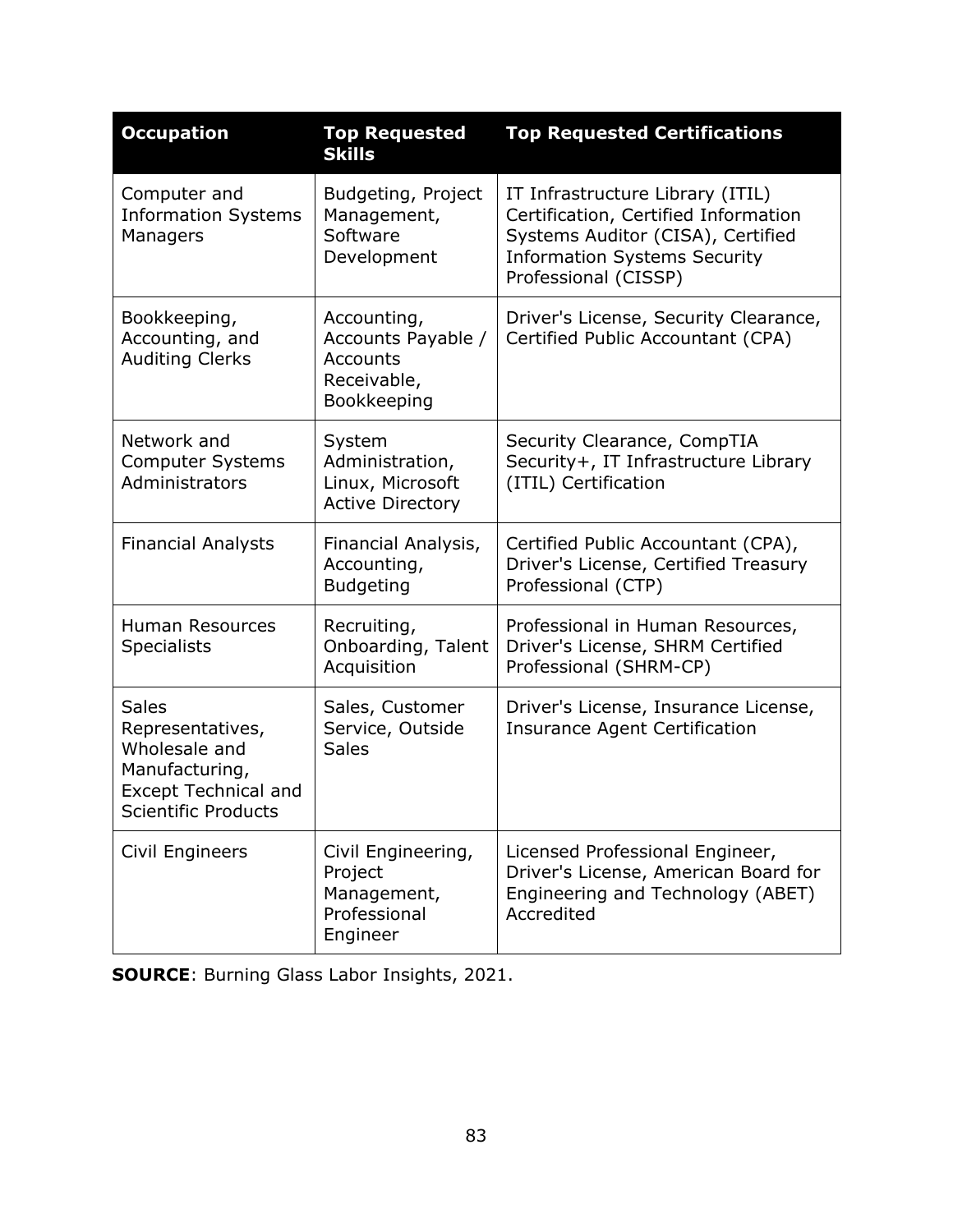| Occupation | Top Requested Skills | Top Requested Certifications |
|---|---|---|
| Computer and Information Systems Managers | Budgeting, Project Management, Software Development | IT Infrastructure Library (ITIL) Certification, Certified Information Systems Auditor (CISA), Certified Information Systems Security Professional (CISSP) |
| Bookkeeping, Accounting, and Auditing Clerks | Accounting, Accounts Payable / Accounts Receivable, Bookkeeping | Driver's License, Security Clearance, Certified Public Accountant (CPA) |
| Network and Computer Systems Administrators | System Administration, Linux, Microsoft Active Directory | Security Clearance, CompTIA Security+, IT Infrastructure Library (ITIL) Certification |
| Financial Analysts | Financial Analysis, Accounting, Budgeting | Certified Public Accountant (CPA), Driver's License, Certified Treasury Professional (CTP) |
| Human Resources Specialists | Recruiting, Onboarding, Talent Acquisition | Professional in Human Resources, Driver's License, SHRM Certified Professional (SHRM-CP) |
| Sales Representatives, Wholesale and Manufacturing, Except Technical and Scientific Products | Sales, Customer Service, Outside Sales | Driver's License, Insurance License, Insurance Agent Certification |
| Civil Engineers | Civil Engineering, Project Management, Professional Engineer | Licensed Professional Engineer, Driver's License, American Board for Engineering and Technology (ABET) Accredited |

**SOURCE**: Burning Glass Labor Insights, 2021.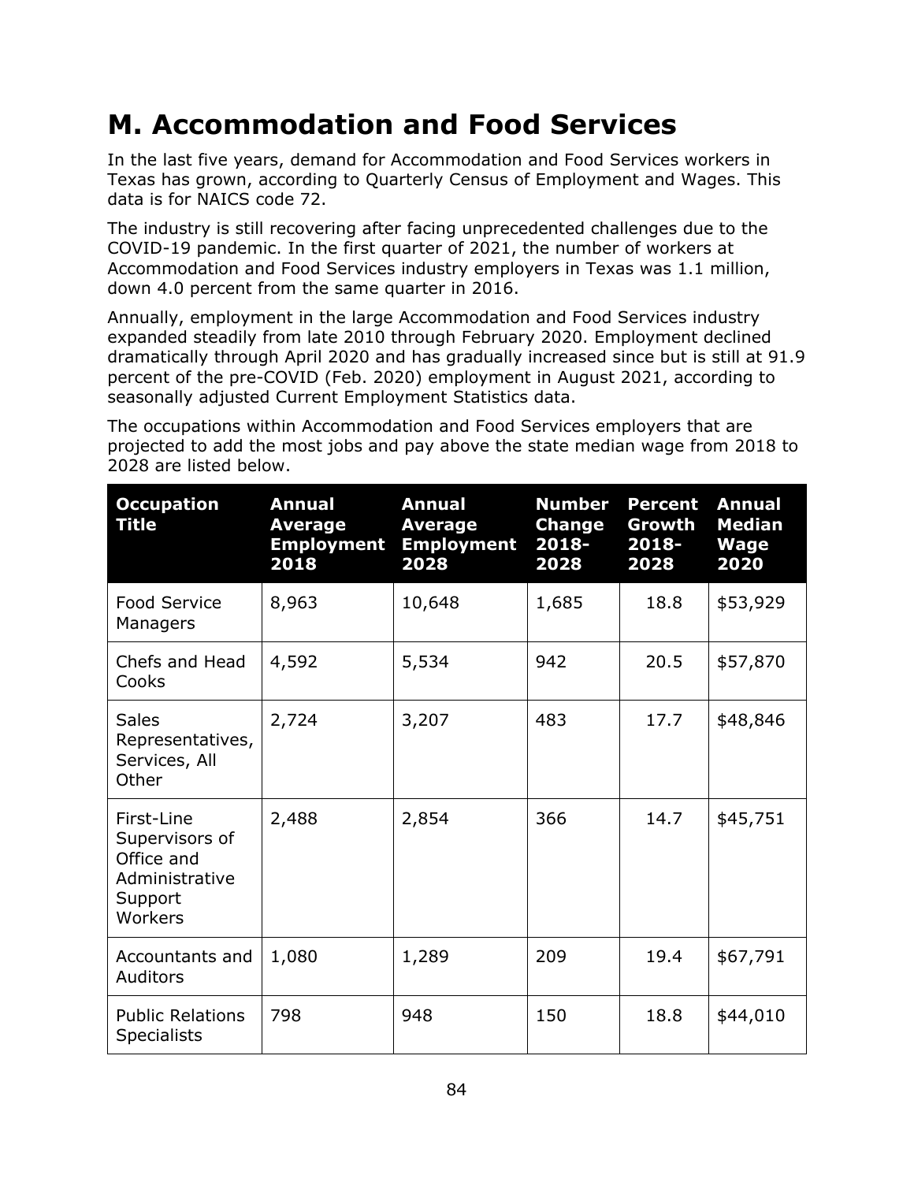# M. Accommodation and Food Services

In the last five years, demand for Accommodation and Food Services workers in Texas has grown, according to Quarterly Census of Employment and Wages. This data is for NAICS code 72.

The industry is still recovering after facing unprecedented challenges due to the COVID-19 pandemic. In the first quarter of 2021, the number of workers at Accommodation and Food Services industry employers in Texas was 1.1 million, down 4.0 percent from the same quarter in 2016.

Annually, employment in the large Accommodation and Food Services industry expanded steadily from late 2010 through February 2020. Employment declined dramatically through April 2020 and has gradually increased since but is still at 91.9 percent of the pre-COVID (Feb. 2020) employment in August 2021, according to seasonally adjusted Current Employment Statistics data.

The occupations within Accommodation and Food Services employers that are projected to add the most jobs and pay above the state median wage from 2018 to 2028 are listed below.

| Occupation Title | Annual Average Employment 2018 | Annual Average Employment 2028 | Number Change 2018-2028 | Percent Growth 2018-2028 | Annual Median Wage 2020 |
|---|---|---|---|---|---|
| Food Service Managers | 8,963 | 10,648 | 1,685 | 18.8 | $53,929 |
| Chefs and Head Cooks | 4,592 | 5,534 | 942 | 20.5 | $57,870 |
| Sales Representatives, Services, All Other | 2,724 | 3,207 | 483 | 17.7 | $48,846 |
| First-Line Supervisors of Office and Administrative Support Workers | 2,488 | 2,854 | 366 | 14.7 | $45,751 |
| Accountants and Auditors | 1,080 | 1,289 | 209 | 19.4 | $67,791 |
| Public Relations Specialists | 798 | 948 | 150 | 18.8 | $44,010 |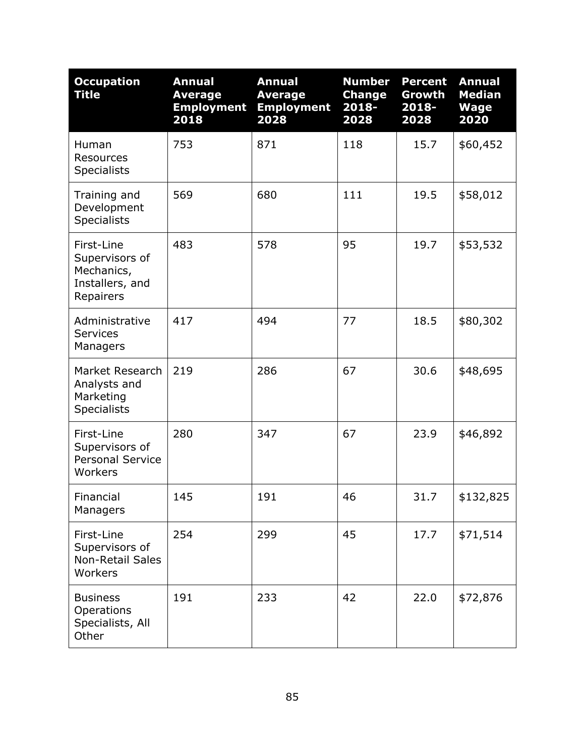| Occupation Title | Annual Average Employment 2018 | Annual Average Employment 2028 | Number Change 2018-2028 | Percent Growth 2018-2028 | Annual Median Wage 2020 |
|---|---|---|---|---|---|
| Human Resources Specialists | 753 | 871 | 118 | 15.7 | $60,452 |
| Training and Development Specialists | 569 | 680 | 111 | 19.5 | $58,012 |
| First-Line Supervisors of Mechanics, Installers, and Repairers | 483 | 578 | 95 | 19.7 | $53,532 |
| Administrative Services Managers | 417 | 494 | 77 | 18.5 | $80,302 |
| Market Research Analysts and Marketing Specialists | 219 | 286 | 67 | 30.6 | $48,695 |
| First-Line Supervisors of Personal Service Workers | 280 | 347 | 67 | 23.9 | $46,892 |
| Financial Managers | 145 | 191 | 46 | 31.7 | $132,825 |
| First-Line Supervisors of Non-Retail Sales Workers | 254 | 299 | 45 | 17.7 | $71,514 |
| Business Operations Specialists, All Other | 191 | 233 | 42 | 22.0 | $72,876 |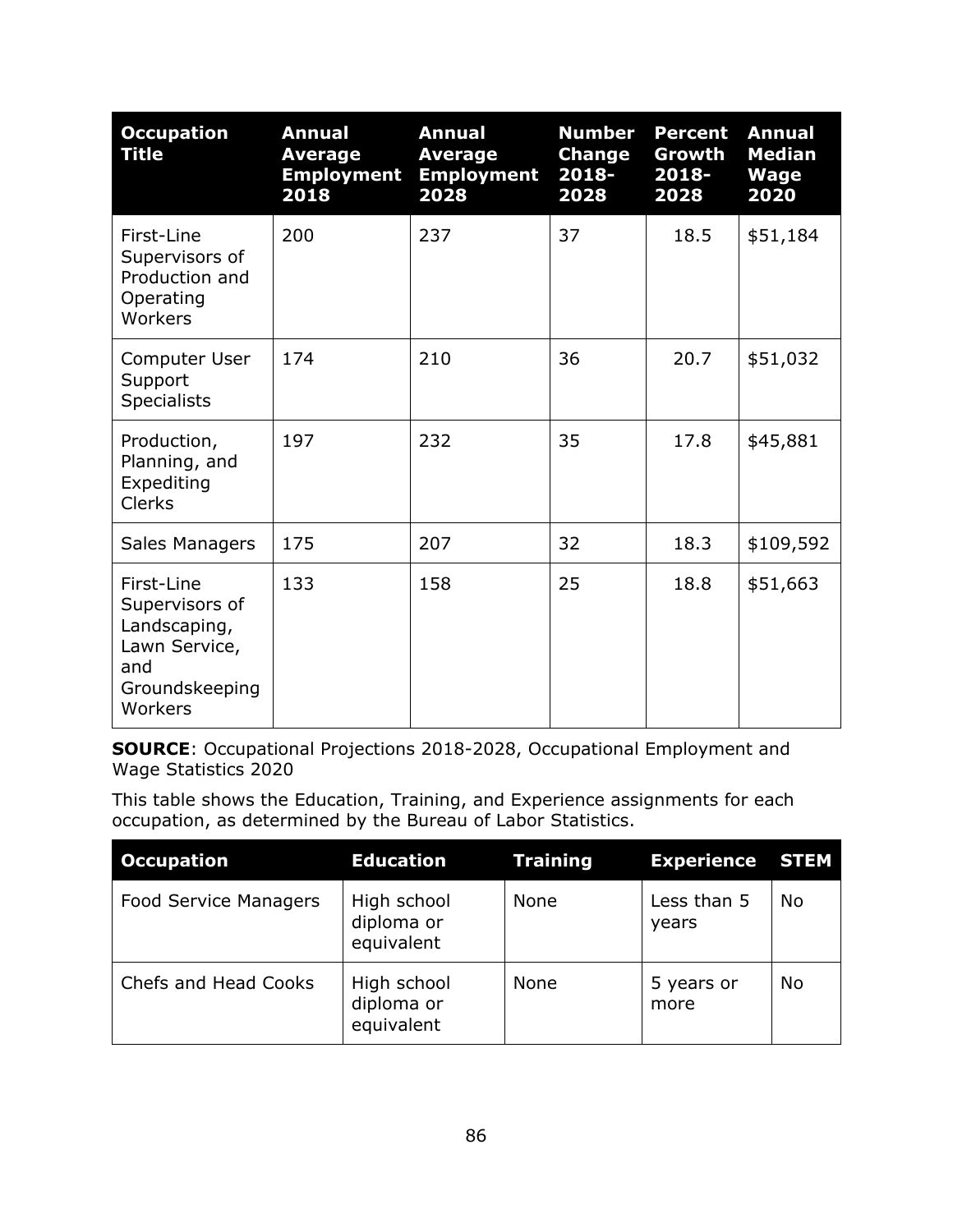| Occupation Title | Annual Average Employment 2018 | Annual Average Employment 2028 | Number Change 2018-2028 | Percent Growth 2018-2028 | Annual Median Wage 2020 |
| --- | --- | --- | --- | --- | --- |
| First-Line Supervisors of Production and Operating Workers | 200 | 237 | 37 | 18.5 | $51,184 |
| Computer User Support Specialists | 174 | 210 | 36 | 20.7 | $51,032 |
| Production, Planning, and Expediting Clerks | 197 | 232 | 35 | 17.8 | $45,881 |
| Sales Managers | 175 | 207 | 32 | 18.3 | $109,592 |
| First-Line Supervisors of Landscaping, Lawn Service, and Groundskeeping Workers | 133 | 158 | 25 | 18.8 | $51,663 |

**SOURCE**: Occupational Projections 2018-2028, Occupational Employment and Wage Statistics 2020

This table shows the Education, Training, and Experience assignments for each occupation, as determined by the Bureau of Labor Statistics.

| Occupation | Education | Training | Experience | STEM |
| --- | --- | --- | --- | --- |
| Food Service Managers | High school diploma or equivalent | None | Less than 5 years | No |
| Chefs and Head Cooks | High school diploma or equivalent | None | 5 years or more | No |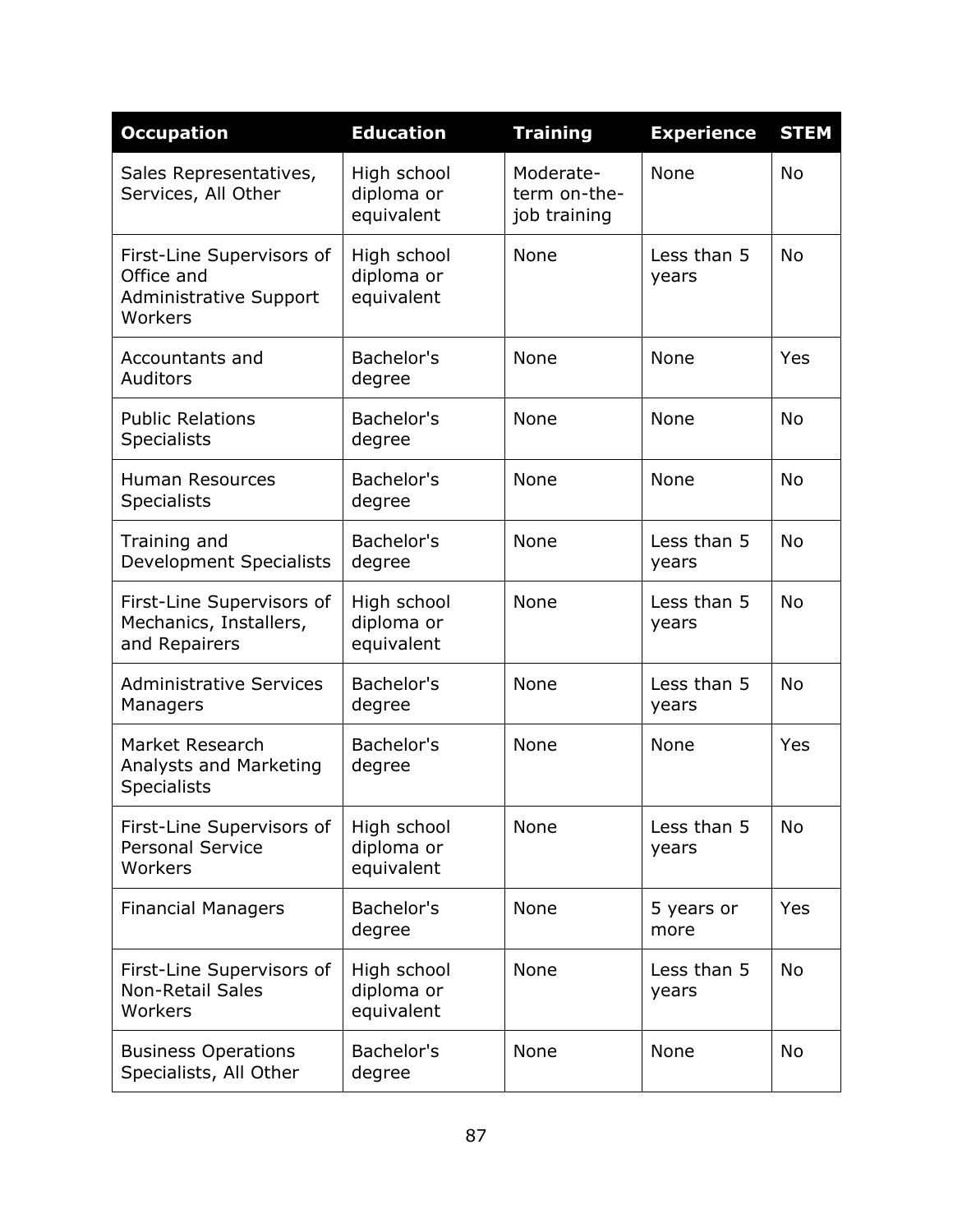| Occupation | Education | Training | Experience | STEM |
|---|---|---|---|---|
| Sales Representatives, Services, All Other | High school diploma or equivalent | Moderate-term on-the-job training | None | No |
| First-Line Supervisors of Office and Administrative Support Workers | High school diploma or equivalent | None | Less than 5 years | No |
| Accountants and Auditors | Bachelor's degree | None | None | Yes |
| Public Relations Specialists | Bachelor's degree | None | None | No |
| Human Resources Specialists | Bachelor's degree | None | None | No |
| Training and Development Specialists | Bachelor's degree | None | Less than 5 years | No |
| First-Line Supervisors of Mechanics, Installers, and Repairers | High school diploma or equivalent | None | Less than 5 years | No |
| Administrative Services Managers | Bachelor's degree | None | Less than 5 years | No |
| Market Research Analysts and Marketing Specialists | Bachelor's degree | None | None | Yes |
| First-Line Supervisors of Personal Service Workers | High school diploma or equivalent | None | Less than 5 years | No |
| Financial Managers | Bachelor's degree | None | 5 years or more | Yes |
| First-Line Supervisors of Non-Retail Sales Workers | High school diploma or equivalent | None | Less than 5 years | No |
| Business Operations Specialists, All Other | Bachelor's degree | None | None | No |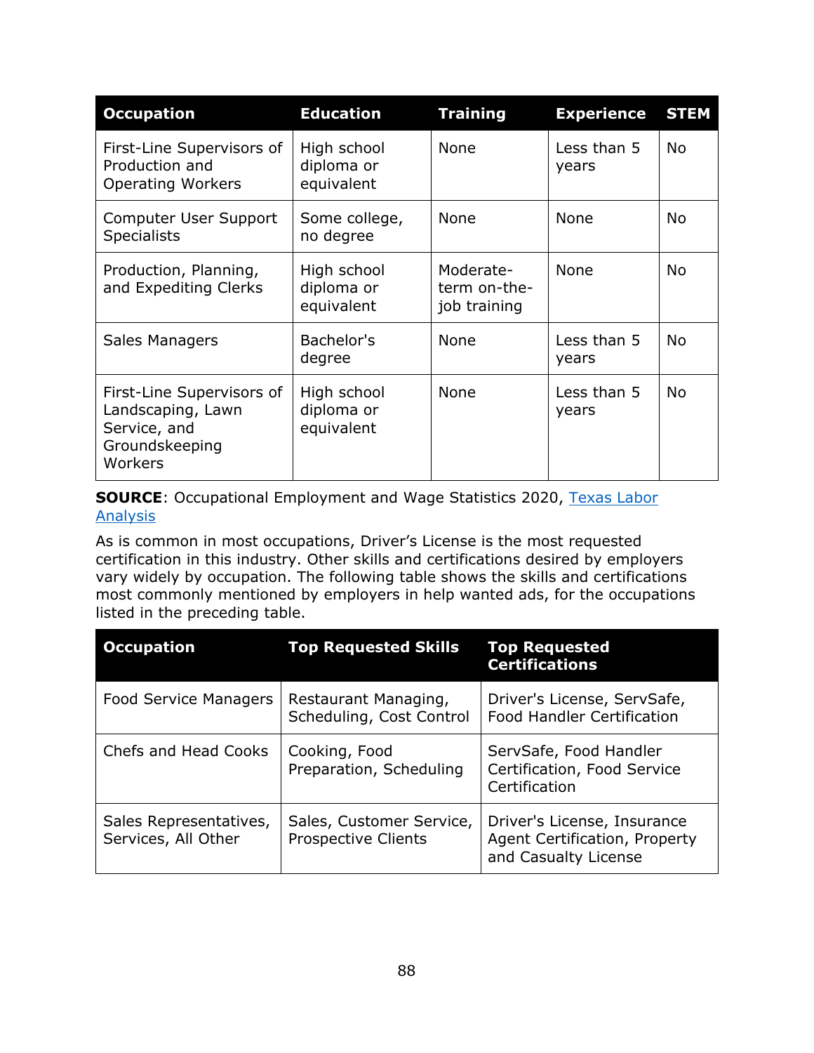| Occupation | Education | Training | Experience | STEM |
|---|---|---|---|---|
| First-Line Supervisors of Production and Operating Workers | High school diploma or equivalent | None | Less than 5 years | No |
| Computer User Support Specialists | Some college, no degree | None | None | No |
| Production, Planning, and Expediting Clerks | High school diploma or equivalent | Moderate-term on-the-job training | None | No |
| Sales Managers | Bachelor's degree | None | Less than 5 years | No |
| First-Line Supervisors of Landscaping, Lawn Service, and Groundskeeping Workers | High school diploma or equivalent | None | Less than 5 years | No |

**SOURCE**: Occupational Employment and Wage Statistics 2020, Texas Labor Analysis

As is common in most occupations, Driver's License is the most requested certification in this industry. Other skills and certifications desired by employers vary widely by occupation. The following table shows the skills and certifications most commonly mentioned by employers in help wanted ads, for the occupations listed in the preceding table.

| Occupation | Top Requested Skills | Top Requested Certifications |
|---|---|---|
| Food Service Managers | Restaurant Managing, Scheduling, Cost Control | Driver's License, ServSafe, Food Handler Certification |
| Chefs and Head Cooks | Cooking, Food Preparation, Scheduling | ServSafe, Food Handler Certification, Food Service Certification |
| Sales Representatives, Services, All Other | Sales, Customer Service, Prospective Clients | Driver's License, Insurance Agent Certification, Property and Casualty License |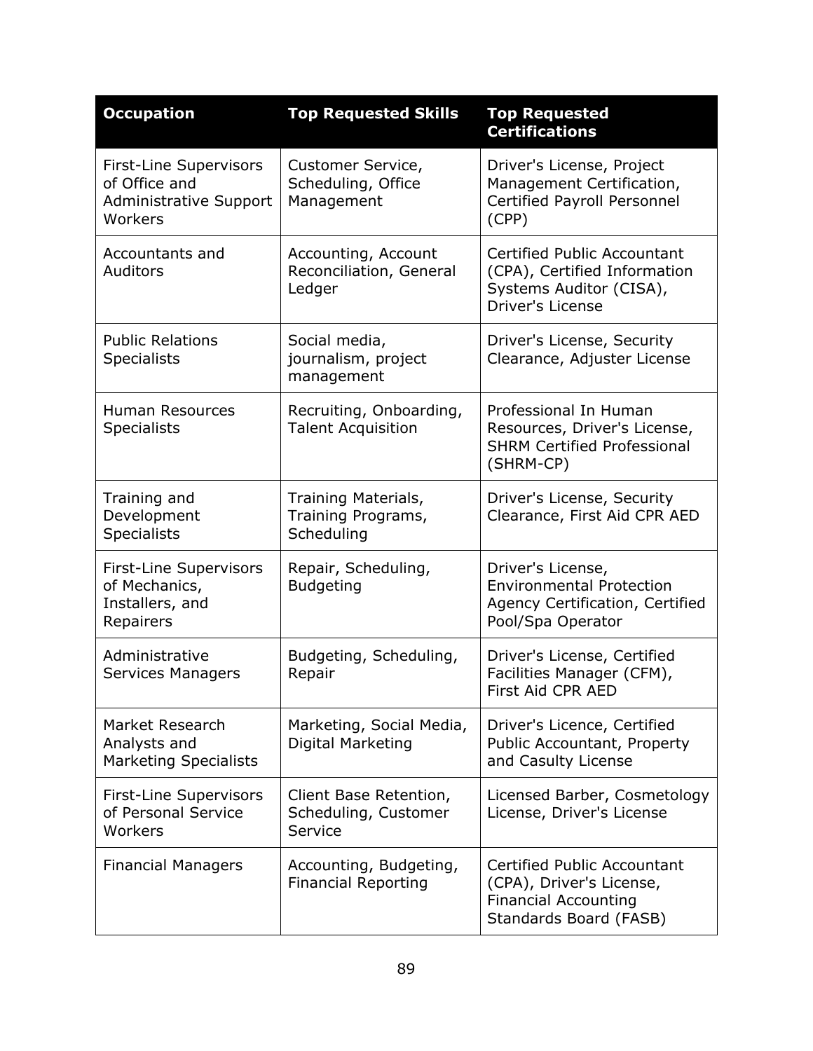| Occupation | Top Requested Skills | Top Requested Certifications |
| --- | --- | --- |
| First-Line Supervisors of Office and Administrative Support Workers | Customer Service, Scheduling, Office Management | Driver's License, Project Management Certification, Certified Payroll Personnel (CPP) |
| Accountants and Auditors | Accounting, Account Reconciliation, General Ledger | Certified Public Accountant (CPA), Certified Information Systems Auditor (CISA), Driver's License |
| Public Relations Specialists | Social media, journalism, project management | Driver's License, Security Clearance, Adjuster License |
| Human Resources Specialists | Recruiting, Onboarding, Talent Acquisition | Professional In Human Resources, Driver's License, SHRM Certified Professional (SHRM-CP) |
| Training and Development Specialists | Training Materials, Training Programs, Scheduling | Driver's License, Security Clearance, First Aid CPR AED |
| First-Line Supervisors of Mechanics, Installers, and Repairers | Repair, Scheduling, Budgeting | Driver's License, Environmental Protection Agency Certification, Certified Pool/Spa Operator |
| Administrative Services Managers | Budgeting, Scheduling, Repair | Driver's License, Certified Facilities Manager (CFM), First Aid CPR AED |
| Market Research Analysts and Marketing Specialists | Marketing, Social Media, Digital Marketing | Driver's Licence, Certified Public Accountant, Property and Casulty License |
| First-Line Supervisors of Personal Service Workers | Client Base Retention, Scheduling, Customer Service | Licensed Barber, Cosmetology License, Driver's License |
| Financial Managers | Accounting, Budgeting, Financial Reporting | Certified Public Accountant (CPA), Driver's License, Financial Accounting Standards Board (FASB) |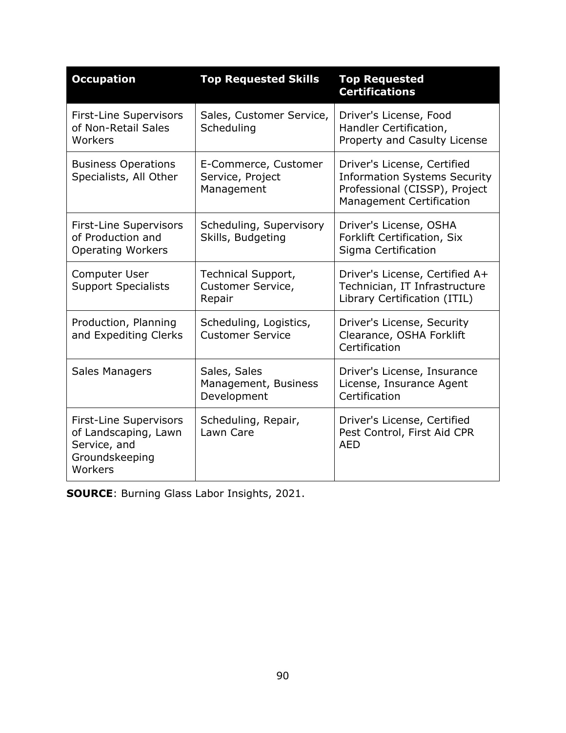| Occupation | Top Requested Skills | Top Requested Certifications |
| --- | --- | --- |
| First-Line Supervisors of Non-Retail Sales Workers | Sales, Customer Service, Scheduling | Driver's License, Food Handler Certification, Property and Casulty License |
| Business Operations Specialists, All Other | E-Commerce, Customer Service, Project Management | Driver's License, Certified Information Systems Security Professional (CISSP), Project Management Certification |
| First-Line Supervisors of Production and Operating Workers | Scheduling, Supervisory Skills, Budgeting | Driver's License, OSHA Forklift Certification, Six Sigma Certification |
| Computer User Support Specialists | Technical Support, Customer Service, Repair | Driver's License, Certified A+ Technician, IT Infrastructure Library Certification (ITIL) |
| Production, Planning and Expediting Clerks | Scheduling, Logistics, Customer Service | Driver's License, Security Clearance, OSHA Forklift Certification |
| Sales Managers | Sales, Sales Management, Business Development | Driver's License, Insurance License, Insurance Agent Certification |
| First-Line Supervisors of Landscaping, Lawn Service, and Groundskeeping Workers | Scheduling, Repair, Lawn Care | Driver's License, Certified Pest Control, First Aid CPR AED |

**SOURCE**: Burning Glass Labor Insights, 2021.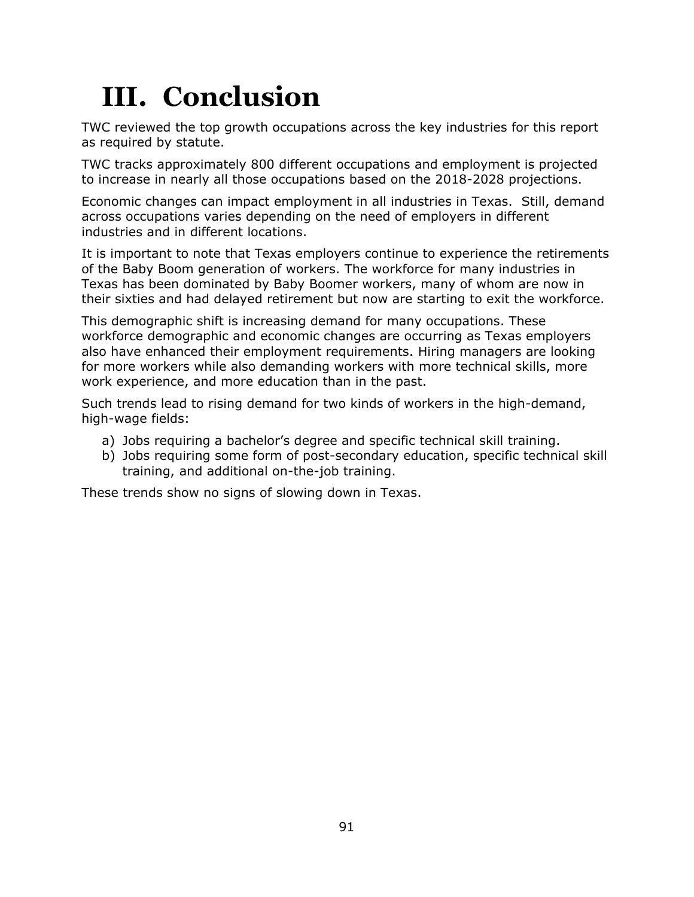# III. Conclusion

TWC reviewed the top growth occupations across the key industries for this report as required by statute.

TWC tracks approximately 800 different occupations and employment is projected to increase in nearly all those occupations based on the 2018-2028 projections.

Economic changes can impact employment in all industries in Texas. Still, demand across occupations varies depending on the need of employers in different industries and in different locations.

It is important to note that Texas employers continue to experience the retirements of the Baby Boom generation of workers. The workforce for many industries in Texas has been dominated by Baby Boomer workers, many of whom are now in their sixties and had delayed retirement but now are starting to exit the workforce.

This demographic shift is increasing demand for many occupations. These workforce demographic and economic changes are occurring as Texas employers also have enhanced their employment requirements. Hiring managers are looking for more workers while also demanding workers with more technical skills, more work experience, and more education than in the past.

Such trends lead to rising demand for two kinds of workers in the high-demand, high-wage fields:

a) Jobs requiring a bachelor's degree and specific technical skill training.
b) Jobs requiring some form of post-secondary education, specific technical skill training, and additional on-the-job training.

These trends show no signs of slowing down in Texas.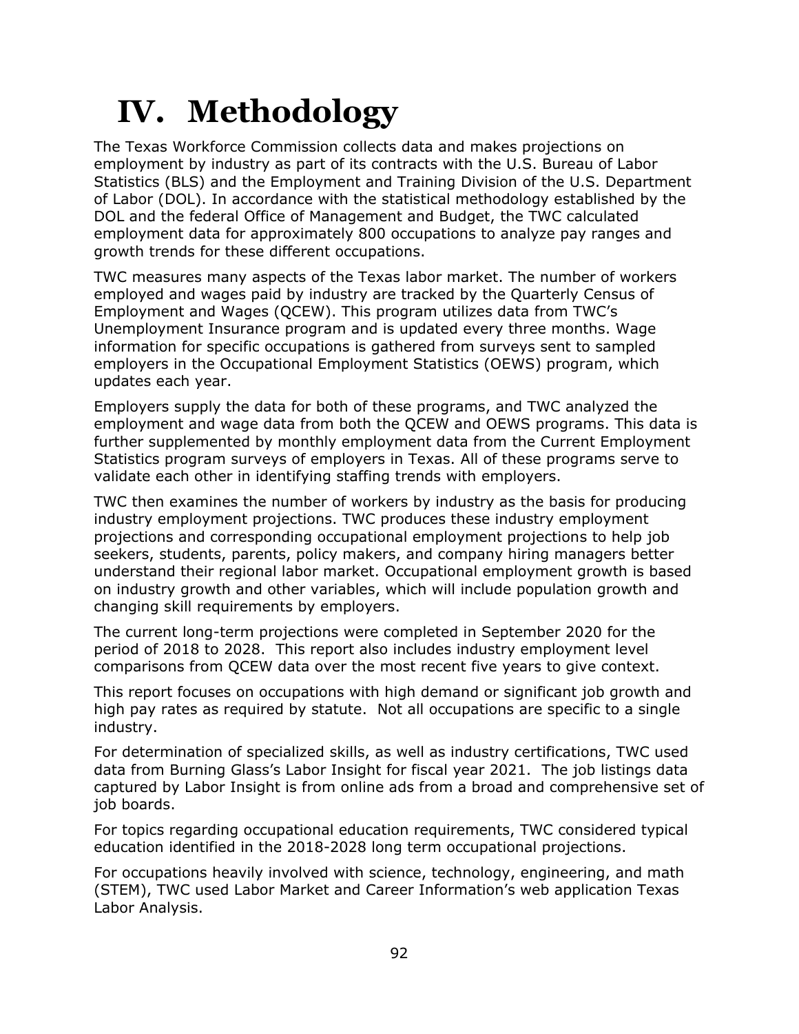# IV. Methodology

The Texas Workforce Commission collects data and makes projections on employment by industry as part of its contracts with the U.S. Bureau of Labor Statistics (BLS) and the Employment and Training Division of the U.S. Department of Labor (DOL). In accordance with the statistical methodology established by the DOL and the federal Office of Management and Budget, the TWC calculated employment data for approximately 800 occupations to analyze pay ranges and growth trends for these different occupations.

TWC measures many aspects of the Texas labor market. The number of workers employed and wages paid by industry are tracked by the Quarterly Census of Employment and Wages (QCEW). This program utilizes data from TWC's Unemployment Insurance program and is updated every three months. Wage information for specific occupations is gathered from surveys sent to sampled employers in the Occupational Employment Statistics (OEWS) program, which updates each year.

Employers supply the data for both of these programs, and TWC analyzed the employment and wage data from both the QCEW and OEWS programs. This data is further supplemented by monthly employment data from the Current Employment Statistics program surveys of employers in Texas. All of these programs serve to validate each other in identifying staffing trends with employers.

TWC then examines the number of workers by industry as the basis for producing industry employment projections. TWC produces these industry employment projections and corresponding occupational employment projections to help job seekers, students, parents, policy makers, and company hiring managers better understand their regional labor market. Occupational employment growth is based on industry growth and other variables, which will include population growth and changing skill requirements by employers.

The current long-term projections were completed in September 2020 for the period of 2018 to 2028. This report also includes industry employment level comparisons from QCEW data over the most recent five years to give context.

This report focuses on occupations with high demand or significant job growth and high pay rates as required by statute. Not all occupations are specific to a single industry.

For determination of specialized skills, as well as industry certifications, TWC used data from Burning Glass's Labor Insight for fiscal year 2021. The job listings data captured by Labor Insight is from online ads from a broad and comprehensive set of job boards.

For topics regarding occupational education requirements, TWC considered typical education identified in the 2018-2028 long term occupational projections.

For occupations heavily involved with science, technology, engineering, and math (STEM), TWC used Labor Market and Career Information's web application Texas Labor Analysis.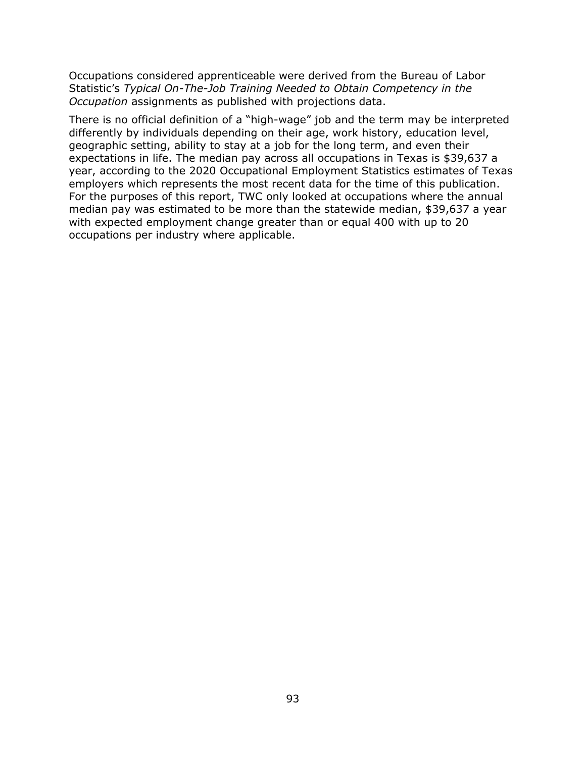Occupations considered apprenticeable were derived from the Bureau of Labor Statistic's *Typical On-The-Job Training Needed to Obtain Competency in the Occupation* assignments as published with projections data.

There is no official definition of a "high-wage" job and the term may be interpreted differently by individuals depending on their age, work history, education level, geographic setting, ability to stay at a job for the long term, and even their expectations in life. The median pay across all occupations in Texas is $39,637 a year, according to the 2020 Occupational Employment Statistics estimates of Texas employers which represents the most recent data for the time of this publication. For the purposes of this report, TWC only looked at occupations where the annual median pay was estimated to be more than the statewide median, $39,637 a year with expected employment change greater than or equal 400 with up to 20 occupations per industry where applicable.